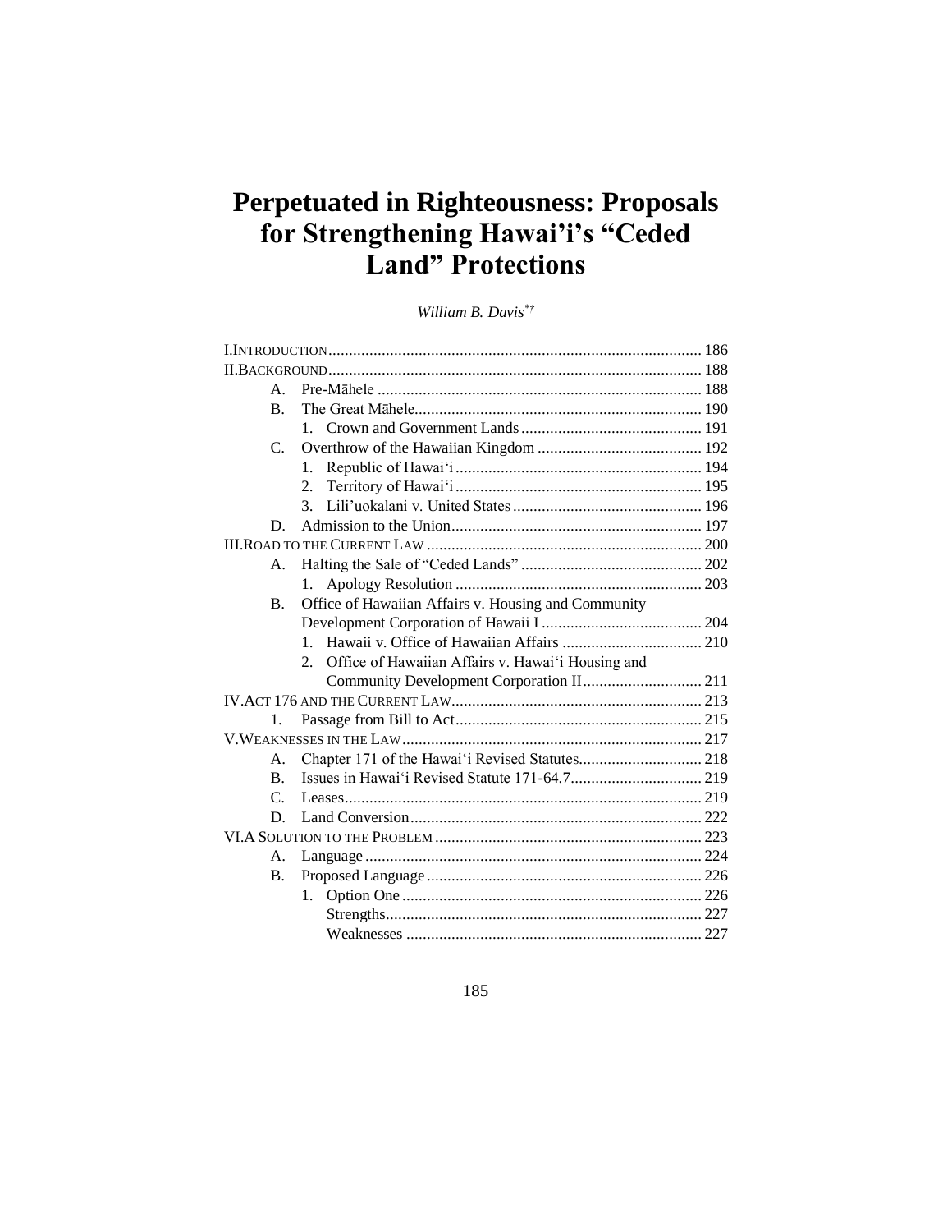# Perpetuated in Righteousness: Proposals for Strengthening Hawai'i's "Ceded Land" Protections

*William B. Davis*[*†]

I. INTRODUCTION .......... 186
II. BACKGROUND .......... 188
  A. Pre-Māhele .......... 188
  B. The Great Māhele .......... 190
    1. Crown and Government Lands .......... 191
  C. Overthrow of the Hawaiian Kingdom .......... 192
    1. Republic of Hawai'i .......... 194
    2. Territory of Hawai'i .......... 195
    3. Lili'uokalani v. United States .......... 196
  D. Admission to the Union .......... 197
III. ROAD TO THE CURRENT LAW .......... 200
  A. Halting the Sale of "Ceded Lands" .......... 202
    1. Apology Resolution .......... 203
  B. Office of Hawaiian Affairs v. Housing and Community Development Corporation of Hawaii I .......... 204
    1. Hawaii v. Office of Hawaiian Affairs .......... 210
    2. Office of Hawaiian Affairs v. Hawai'i Housing and Community Development Corporation II .......... 211
IV. ACT 176 AND THE CURRENT LAW .......... 213
  1. Passage from Bill to Act .......... 215
V. WEAKNESSES IN THE LAW .......... 217
  A. Chapter 171 of the Hawai'i Revised Statutes .......... 218
  B. Issues in Hawai'i Revised Statute 171-64.7 .......... 219
  C. Leases .......... 219
  D. Land Conversion .......... 222
VI. A SOLUTION TO THE PROBLEM .......... 223
  A. Language .......... 224
  B. Proposed Language .......... 226
    1. Option One .......... 226
      Strengths .......... 227
      Weaknesses .......... 227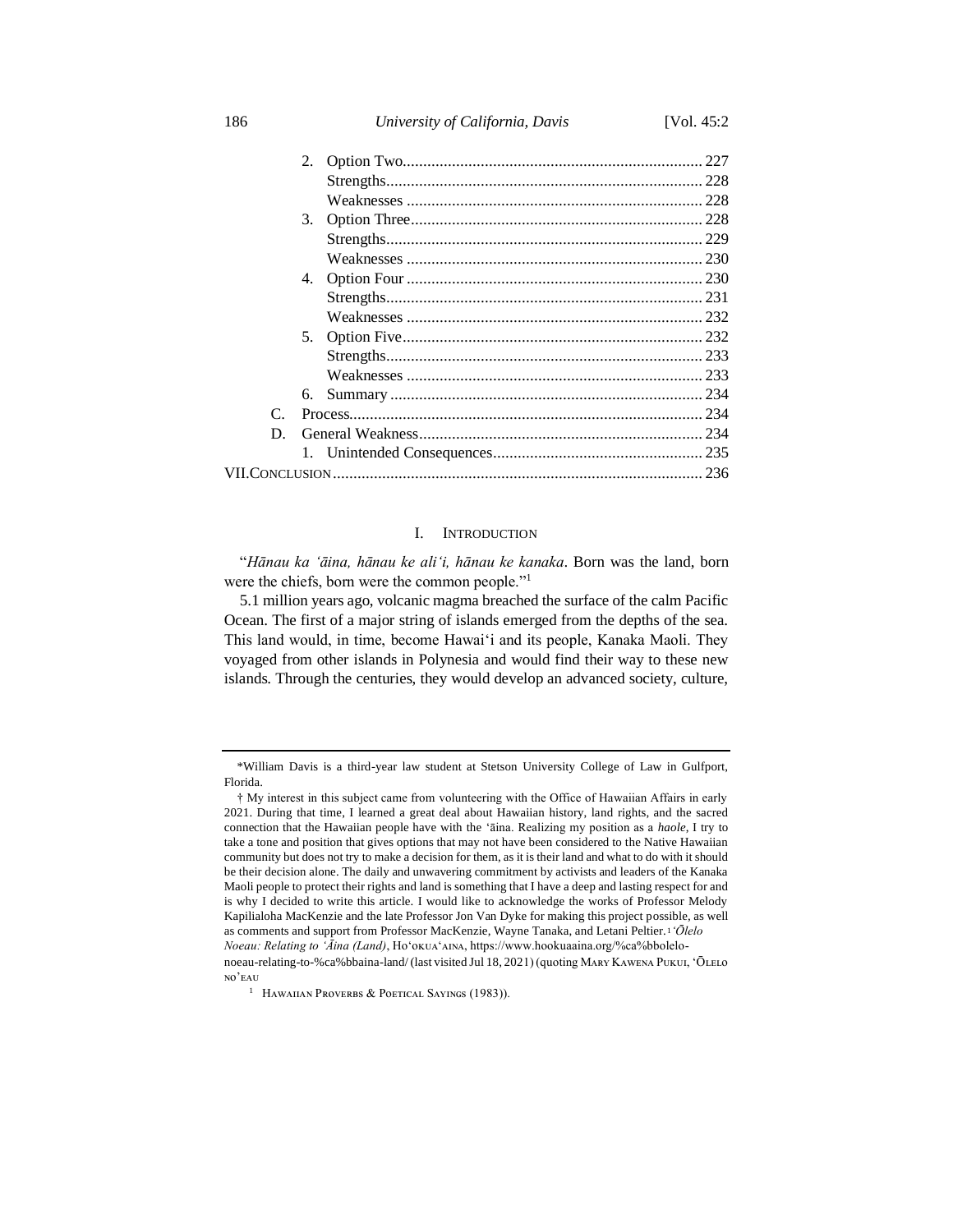2. Option Two ..... 227
   Strengths ..... 228
   Weaknesses ..... 228
3. Option Three ..... 228
   Strengths ..... 229
   Weaknesses ..... 230
4. Option Four ..... 230
   Strengths ..... 231
   Weaknesses ..... 232
5. Option Five ..... 232
   Strengths ..... 233
   Weaknesses ..... 233
6. Summary ..... 234

C. Process ..... 234

D. General Weakness ..... 234
   1. Unintended Consequences ..... 235

VII. CONCLUSION ..... 236

## I. INTRODUCTION

"*Hānau ka ʻāina, hānau ke aliʻi, hānau ke kanaka*. Born was the land, born were the chiefs, born were the common people."[1]

5.1 million years ago, volcanic magma breached the surface of the calm Pacific Ocean. The first of a major string of islands emerged from the depths of the sea. This land would, in time, become Hawaiʻi and its people, Kanaka Maoli. They voyaged from other islands in Polynesia and would find their way to these new islands. Through the centuries, they would develop an advanced society, culture,

---

*William Davis is a third-year law student at Stetson University College of Law in Gulfport, Florida.

† My interest in this subject came from volunteering with the Office of Hawaiian Affairs in early 2021. During that time, I learned a great deal about Hawaiian history, land rights, and the sacred connection that the Hawaiian people have with the ʻāina. Realizing my position as a *haole*, I try to take a tone and position that gives options that may not have been considered to the Native Hawaiian community but does not try to make a decision for them, as it is their land and what to do with it should be their decision alone. The daily and unwavering commitment by activists and leaders of the Kanaka Maoli people to protect their rights and land is something that I have a deep and lasting respect for and is why I decided to write this article. I would like to acknowledge the works of Professor Melody Kapilialoha MacKenzie and the late Professor Jon Van Dyke for making this project possible, as well as comments and support from Professor MacKenzie, Wayne Tanaka, and Letani Peltier.

[1] *ʻŌlelo Noeau: Relating to ʻĀina (Land)*, HOʻOKUAʻAINA, https://www.hookuaaina.org/%ca%bbolelo-noeau-relating-to-%ca%bbaina-land/ (last visited Jul 18, 2021) (quoting MARY KAWENA PUKUI, ʻŌLELO NOʻEAU HAWAIIAN PROVERBS & POETICAL SAYINGS (1983)).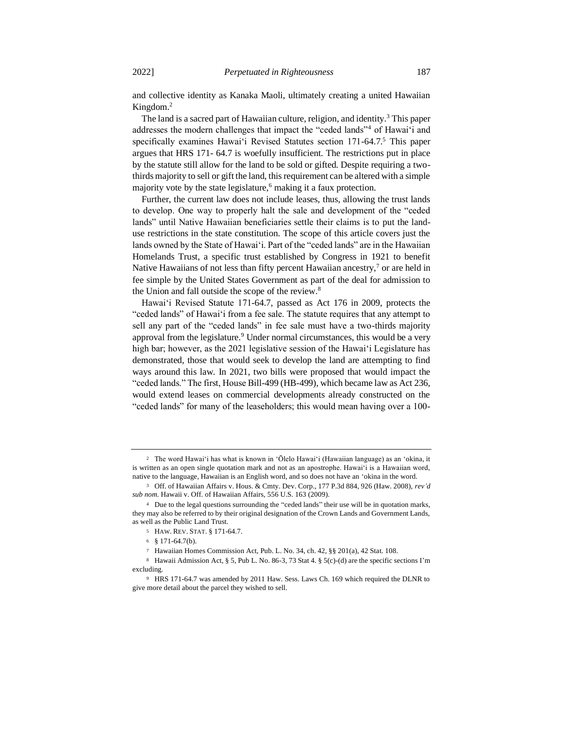and collective identity as Kanaka Maoli, ultimately creating a united Hawaiian Kingdom.[2]

The land is a sacred part of Hawaiian culture, religion, and identity.[3] This paper addresses the modern challenges that impact the "ceded lands"[4] of Hawaiʻi and specifically examines Hawaiʻi Revised Statutes section 171-64.7.[5] This paper argues that HRS 171- 64.7 is woefully insufficient. The restrictions put in place by the statute still allow for the land to be sold or gifted. Despite requiring a two-thirds majority to sell or gift the land, this requirement can be altered with a simple majority vote by the state legislature,[6] making it a faux protection.

Further, the current law does not include leases, thus, allowing the trust lands to develop. One way to properly halt the sale and development of the "ceded lands" until Native Hawaiian beneficiaries settle their claims is to put the land-use restrictions in the state constitution. The scope of this article covers just the lands owned by the State of Hawaiʻi. Part of the "ceded lands" are in the Hawaiian Homelands Trust, a specific trust established by Congress in 1921 to benefit Native Hawaiians of not less than fifty percent Hawaiian ancestry,[7] or are held in fee simple by the United States Government as part of the deal for admission to the Union and fall outside the scope of the review.[8]

Hawaiʻi Revised Statute 171-64.7, passed as Act 176 in 2009, protects the "ceded lands" of Hawaiʻi from a fee sale. The statute requires that any attempt to sell any part of the "ceded lands" in fee sale must have a two-thirds majority approval from the legislature.[9] Under normal circumstances, this would be a very high bar; however, as the 2021 legislative session of the Hawaiʻi Legislature has demonstrated, those that would seek to develop the land are attempting to find ways around this law. In 2021, two bills were proposed that would impact the "ceded lands." The first, House Bill-499 (HB-499), which became law as Act 236, would extend leases on commercial developments already constructed on the "ceded lands" for many of the leaseholders; this would mean having over a 100-

---

[2] The word Hawaiʻi has what is known in ʻŌlelo Hawaiʻi (Hawaiian language) as an ʻokina, it is written as an open single quotation mark and not as an apostrophe. Hawaiʻi is a Hawaiian word, native to the language, Hawaiian is an English word, and so does not have an ʻokina in the word.

[3] Off. of Hawaiian Affairs v. Hous. & Cmty. Dev. Corp., 177 P.3d 884, 926 (Haw. 2008), *rev'd sub nom.* Hawaii v. Off. of Hawaiian Affairs, 556 U.S. 163 (2009).

[4] Due to the legal questions surrounding the "ceded lands" their use will be in quotation marks, they may also be referred to by their original designation of the Crown Lands and Government Lands, as well as the Public Land Trust.

[5] HAW. REV. STAT. § 171-64.7.

[6] § 171-64.7(b).

[7] Hawaiian Homes Commission Act, Pub. L. No. 34, ch. 42, §§ 201(a), 42 Stat. 108.

[8] Hawaii Admission Act, § 5, Pub L. No. 86-3, 73 Stat 4. § 5(c)-(d) are the specific sections I'm excluding.

[9] HRS 171-64.7 was amended by 2011 Haw. Sess. Laws Ch. 169 which required the DLNR to give more detail about the parcel they wished to sell.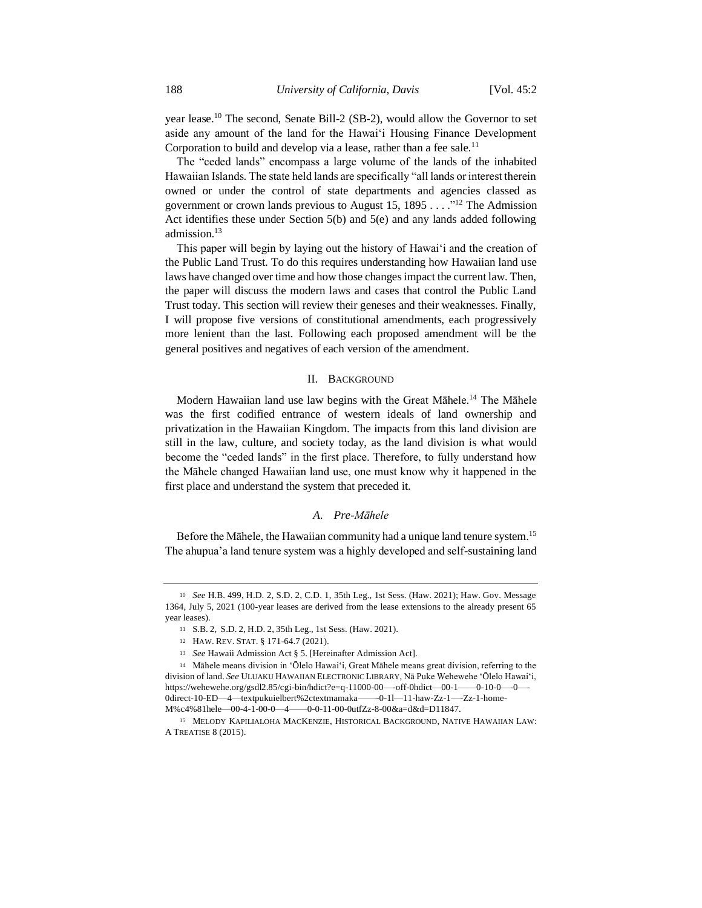year lease.[10] The second, Senate Bill-2 (SB-2), would allow the Governor to set aside any amount of the land for the Hawai'i Housing Finance Development Corporation to build and develop via a lease, rather than a fee sale.[11]

The "ceded lands" encompass a large volume of the lands of the inhabited Hawaiian Islands. The state held lands are specifically "all lands or interest therein owned or under the control of state departments and agencies classed as government or crown lands previous to August 15, 1895 . . . ."[12] The Admission Act identifies these under Section 5(b) and 5(e) and any lands added following admission.[13]

This paper will begin by laying out the history of Hawai'i and the creation of the Public Land Trust. To do this requires understanding how Hawaiian land use laws have changed over time and how those changes impact the current law. Then, the paper will discuss the modern laws and cases that control the Public Land Trust today. This section will review their geneses and their weaknesses. Finally, I will propose five versions of constitutional amendments, each progressively more lenient than the last. Following each proposed amendment will be the general positives and negatives of each version of the amendment.

## II. Background

Modern Hawaiian land use law begins with the Great Māhele.[14] The Māhele was the first codified entrance of western ideals of land ownership and privatization in the Hawaiian Kingdom. The impacts from this land division are still in the law, culture, and society today, as the land division is what would become the "ceded lands" in the first place. Therefore, to fully understand how the Māhele changed Hawaiian land use, one must know why it happened in the first place and understand the system that preceded it.

### A. *Pre-Māhele*

Before the Māhele, the Hawaiian community had a unique land tenure system.[15] The ahupua'a land tenure system was a highly developed and self-sustaining land

---

[10] *See* H.B. 499, H.D. 2, S.D. 2, C.D. 1, 35th Leg., 1st Sess. (Haw. 2021); Haw. Gov. Message 1364, July 5, 2021 (100-year leases are derived from the lease extensions to the already present 65 year leases).

[11] S.B. 2, S.D. 2, H.D. 2, 35th Leg., 1st Sess. (Haw. 2021).

[12] HAW. REV. STAT. § 171-64.7 (2021).

[13] *See* Hawaii Admission Act § 5. [Hereinafter Admission Act].

[14] Māhele means division in 'Ōlelo Hawai'i, Great Māhele means great division, referring to the division of land. *See* ULUAKU HAWAIIAN ELECTRONIC LIBRARY, Nā Puke Wehewehe 'Ōlelo Hawai'i, https://wehewehe.org/gsdl2.85/cgi-bin/hdict?e=q-11000-00---off-0hdict--00-1----0-10-0---0---0direct-10-ED--4--textpukuielbert%2ctextmamaka----0-1l--11-haw-Zz-1---Zz-1-home-M%c4%81hele--00-4-1-00-0--4----0-0-11-00-0utfZz-8-00&a=d&d=D11847.

[15] MELODY KAPILIALOHA MACKENZIE, HISTORICAL BACKGROUND, NATIVE HAWAIIAN LAW: A TREATISE 8 (2015).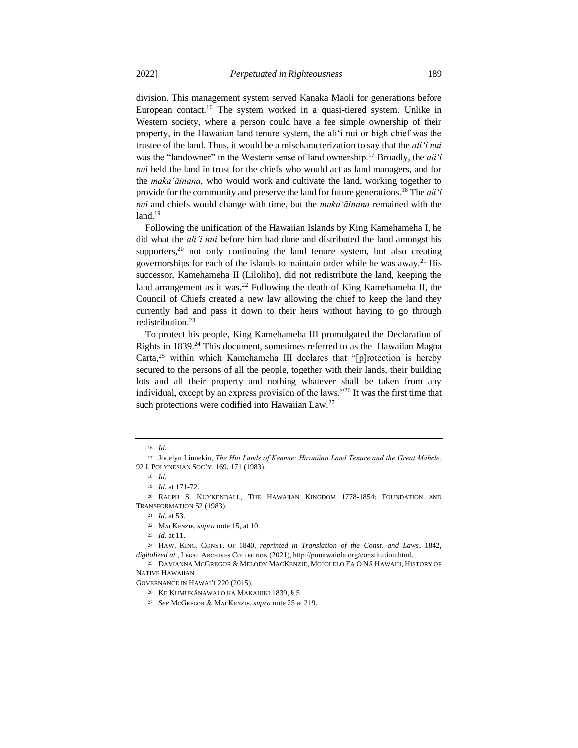division. This management system served Kanaka Maoli for generations before European contact.[16] The system worked in a quasi-tiered system. Unlike in Western society, where a person could have a fee simple ownership of their property, in the Hawaiian land tenure system, the ali'i nui or high chief was the trustee of the land. Thus, it would be a mischaracterization to say that the *ali'i nui* was the "landowner" in the Western sense of land ownership.[17] Broadly, the *ali'i nui* held the land in trust for the chiefs who would act as land managers, and for the *maka'āinana*, who would work and cultivate the land, working together to provide for the community and preserve the land for future generations.[18] The *ali'i nui* and chiefs would change with time, but the *maka'āinana* remained with the land.[19]

Following the unification of the Hawaiian Islands by King Kamehameha I, he did what the *ali'i nui* before him had done and distributed the land amongst his supporters,[20] not only continuing the land tenure system, but also creating governorships for each of the islands to maintain order while he was away.[21] His successor, Kamehameha II (Liloliho), did not redistribute the land, keeping the land arrangement as it was.[22] Following the death of King Kamehameha II, the Council of Chiefs created a new law allowing the chief to keep the land they currently had and pass it down to their heirs without having to go through redistribution.[23]

To protect his people, King Kamehameha III promulgated the Declaration of Rights in 1839.[24] This document, sometimes referred to as the Hawaiian Magna Carta,[25] within which Kamehameha III declares that "[p]rotection is hereby secured to the persons of all the people, together with their lands, their building lots and all their property and nothing whatever shall be taken from any individual, except by an express provision of the laws."[26] It was the first time that such protections were codified into Hawaiian Law.[27]

---

[16] *Id.*

[17] Jocelyn Linnekin, *The Hui Lands of Keanae: Hawaiian Land Tenure and the Great Māhele*, 92 J. POLYNESIAN SOC'Y. 169, 171 (1983).

[18] *Id.*

[19] *Id.* at 171-72.

[20] RALPH S. KUYKENDALL, THE HAWAIIAN KINGDOM 1778-1854: FOUNDATION AND TRANSFORMATION 52 (1983).

[21] *Id.* at 53.

[22] MACKENZIE, *supra* note 15, at 10.

[23] *Id.* at 11.

[24] HAW. KING. CONST. OF 1840, *reprinted in Translation of the Const. and Laws*, 1842, *digitalized at* , LEGAL ARCHIVES COLLECTION (2021), http://punawaiola.org/constitution.html.

[25] DAVIANNA MCGREGOR & MELODY MACKENZIE, MO'OLELO EA O NĀ HAWAI'I, HISTORY OF NATIVE HAWAIIAN GOVERNANCE IN HAWAI'I 220 (2015).

[26] KE KUMUKĀNĀWAI O KA MAKAHIKI 1839, § 5

[27] *See* MCGREGOR & MACKENZIE, *supra* note 25 at 219.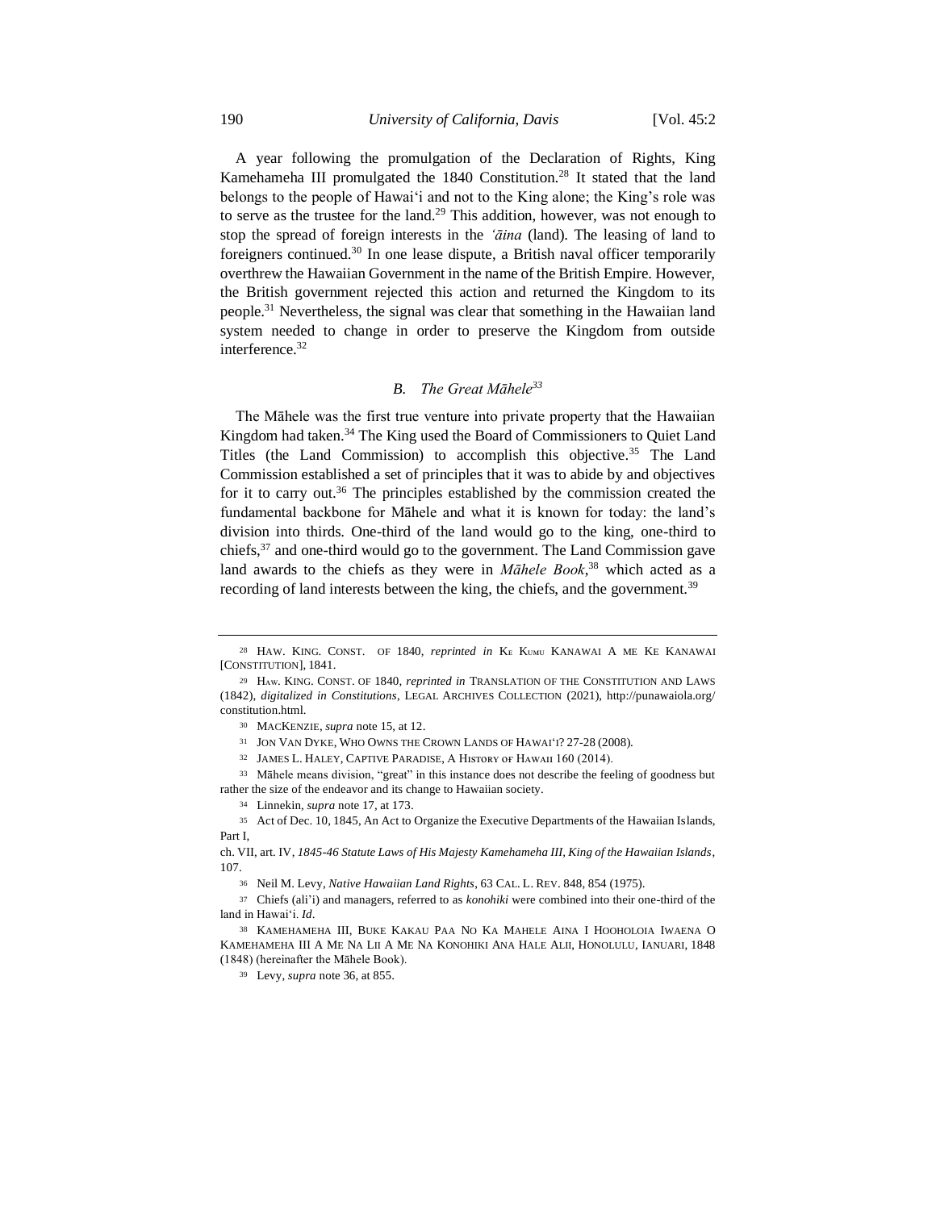A year following the promulgation of the Declaration of Rights, King Kamehameha III promulgated the 1840 Constitution.[28] It stated that the land belongs to the people of Hawaiʻi and not to the King alone; the King's role was to serve as the trustee for the land.[29] This addition, however, was not enough to stop the spread of foreign interests in the *ʻāina* (land). The leasing of land to foreigners continued.[30] In one lease dispute, a British naval officer temporarily overthrew the Hawaiian Government in the name of the British Empire. However, the British government rejected this action and returned the Kingdom to its people.[31] Nevertheless, the signal was clear that something in the Hawaiian land system needed to change in order to preserve the Kingdom from outside interference.[32]

### B. *The Great Māhele*[33]

The Māhele was the first true venture into private property that the Hawaiian Kingdom had taken.[34] The King used the Board of Commissioners to Quiet Land Titles (the Land Commission) to accomplish this objective.[35] The Land Commission established a set of principles that it was to abide by and objectives for it to carry out.[36] The principles established by the commission created the fundamental backbone for Māhele and what it is known for today: the land's division into thirds. One-third of the land would go to the king, one-third to chiefs,[37] and one-third would go to the government. The Land Commission gave land awards to the chiefs as they were in *Māhele Book*,[38] which acted as a recording of land interests between the king, the chiefs, and the government.[39]

---

[28] HAW. KING. CONST. OF 1840, *reprinted in* KE KUMU KANAWAI A ME KE KANAWAI [CONSTITUTION], 1841.

[29] HAW. KING. CONST. OF 1840, *reprinted in* TRANSLATION OF THE CONSTITUTION AND LAWS (1842), *digitalized in Constitutions*, LEGAL ARCHIVES COLLECTION (2021), http://punawaiola.org/constitution.html.

[30] MACKENZIE, *supra* note 15, at 12.

[31] JON VAN DYKE, WHO OWNS THE CROWN LANDS OF HAWAIʻI? 27-28 (2008).

[32] JAMES L. HALEY, CAPTIVE PARADISE, A HISTORY OF HAWAII 160 (2014).

[33] Māhele means division, "great" in this instance does not describe the feeling of goodness but rather the size of the endeavor and its change to Hawaiian society.

[34] Linnekin, *supra* note 17, at 173.

[35] Act of Dec. 10, 1845, An Act to Organize the Executive Departments of the Hawaiian Islands, Part I,

ch. VII, art. IV, *1845-46 Statute Laws of His Majesty Kamehameha III, King of the Hawaiian Islands*, 107.

[36] Neil M. Levy, *Native Hawaiian Land Rights*, 63 CAL. L. REV. 848, 854 (1975).

[37] Chiefs (ali'i) and managers, referred to as *konohiki* were combined into their one-third of the land in Hawaiʻi. *Id*.

[38] KAMEHAMEHA III, BUKE KAKAU PAA NO KA MAHELE AINA I HOOHOLOIA IWAENA O KAMEHAMEHA III A ME NA LII A ME NA KONOHIKI ANA HALE ALII, HONOLULU, IANUARI, 1848 (1848) (hereinafter the Māhele Book).

[39] Levy, *supra* note 36, at 855.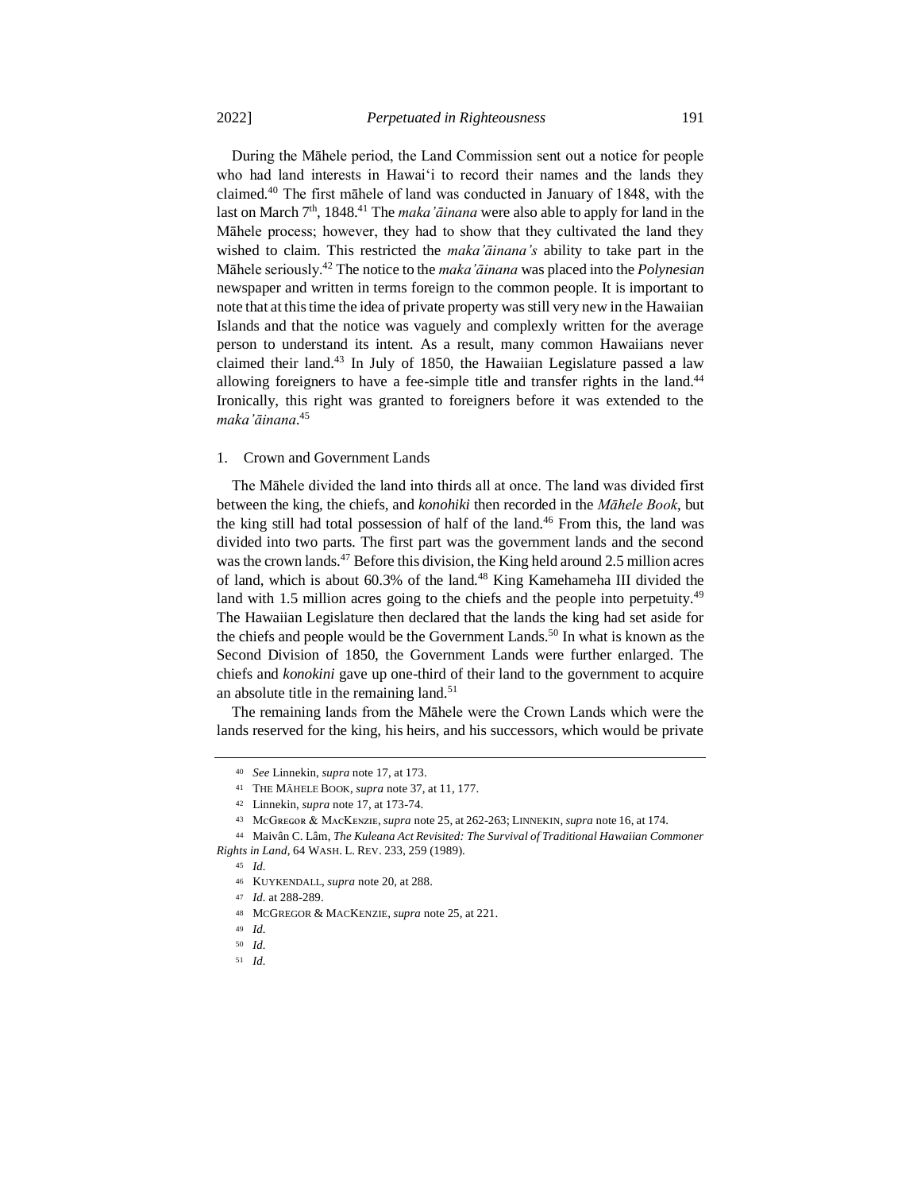During the Māhele period, the Land Commission sent out a notice for people who had land interests in Hawai'i to record their names and the lands they claimed.[40] The first māhele of land was conducted in January of 1848, with the last on March 7th, 1848.[41] The *maka'āinana* were also able to apply for land in the Māhele process; however, they had to show that they cultivated the land they wished to claim. This restricted the *maka'āinana's* ability to take part in the Māhele seriously.[42] The notice to the *maka'āinana* was placed into the *Polynesian* newspaper and written in terms foreign to the common people. It is important to note that at this time the idea of private property was still very new in the Hawaiian Islands and that the notice was vaguely and complexly written for the average person to understand its intent. As a result, many common Hawaiians never claimed their land.[43] In July of 1850, the Hawaiian Legislature passed a law allowing foreigners to have a fee-simple title and transfer rights in the land.[44] Ironically, this right was granted to foreigners before it was extended to the *maka'āinana*.[45]

### 1. Crown and Government Lands

The Māhele divided the land into thirds all at once. The land was divided first between the king, the chiefs, and *konohiki* then recorded in the *Māhele Book*, but the king still had total possession of half of the land.[46] From this, the land was divided into two parts. The first part was the government lands and the second was the crown lands.[47] Before this division, the King held around 2.5 million acres of land, which is about 60.3% of the land.[48] King Kamehameha III divided the land with 1.5 million acres going to the chiefs and the people into perpetuity.[49] The Hawaiian Legislature then declared that the lands the king had set aside for the chiefs and people would be the Government Lands.[50] In what is known as the Second Division of 1850, the Government Lands were further enlarged. The chiefs and *konokini* gave up one-third of their land to the government to acquire an absolute title in the remaining land.[51]

The remaining lands from the Māhele were the Crown Lands which were the lands reserved for the king, his heirs, and his successors, which would be private

---

[40] *See* Linnekin, *supra* note 17, at 173.

[41] THE MĀHELE BOOK, *supra* note 37, at 11, 177.

[42] Linnekin, *supra* note 17, at 173-74.

[43] MCGREGOR & MACKENZIE, *supra* note 25, at 262-263; LINNEKIN, *supra* note 16, at 174.

[44] Maivân C. Lâm, *The Kuleana Act Revisited: The Survival of Traditional Hawaiian Commoner Rights in Land*, 64 WASH. L. REV. 233, 259 (1989).

[45] *Id*.

[46] KUYKENDALL, *supra* note 20, at 288.

[47] *Id*. at 288-289.

[48] MCGREGOR & MACKENZIE, *supra* note 25, at 221.

[49] *Id*.

[50] *Id*.

[51] *Id*.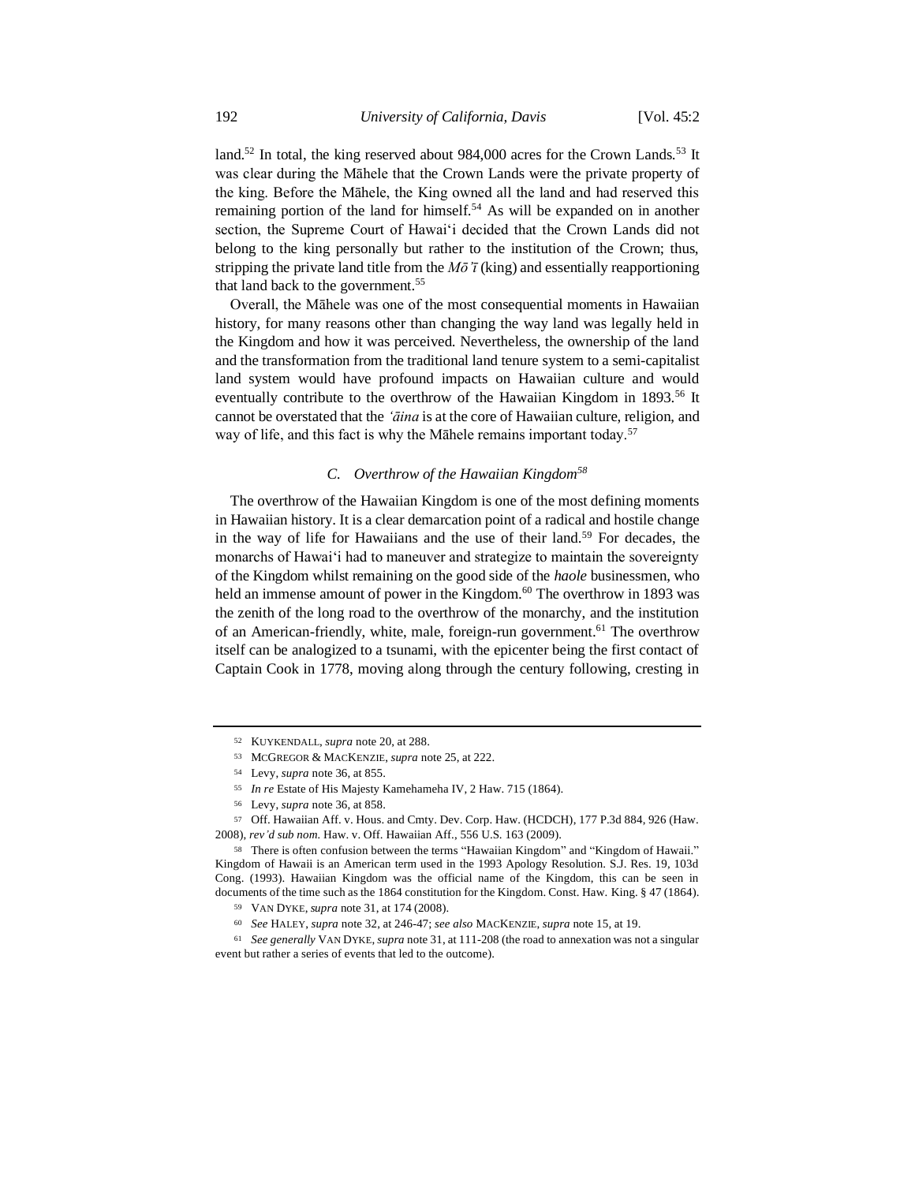land.[52] In total, the king reserved about 984,000 acres for the Crown Lands.[53] It was clear during the Māhele that the Crown Lands were the private property of the king. Before the Māhele, the King owned all the land and had reserved this remaining portion of the land for himself.[54] As will be expanded on in another section, the Supreme Court of Hawai‘i decided that the Crown Lands did not belong to the king personally but rather to the institution of the Crown; thus, stripping the private land title from the *Mōʻī* (king) and essentially reapportioning that land back to the government.[55]

Overall, the Māhele was one of the most consequential moments in Hawaiian history, for many reasons other than changing the way land was legally held in the Kingdom and how it was perceived. Nevertheless, the ownership of the land and the transformation from the traditional land tenure system to a semi-capitalist land system would have profound impacts on Hawaiian culture and would eventually contribute to the overthrow of the Hawaiian Kingdom in 1893.[56] It cannot be overstated that the *ʻāina* is at the core of Hawaiian culture, religion, and way of life, and this fact is why the Māhele remains important today.[57]

### C. *Overthrow of the Hawaiian Kingdom*[58]

The overthrow of the Hawaiian Kingdom is one of the most defining moments in Hawaiian history. It is a clear demarcation point of a radical and hostile change in the way of life for Hawaiians and the use of their land.[59] For decades, the monarchs of Hawai‘i had to maneuver and strategize to maintain the sovereignty of the Kingdom whilst remaining on the good side of the *haole* businessmen, who held an immense amount of power in the Kingdom.[60] The overthrow in 1893 was the zenith of the long road to the overthrow of the monarchy, and the institution of an American-friendly, white, male, foreign-run government.[61] The overthrow itself can be analogized to a tsunami, with the epicenter being the first contact of Captain Cook in 1778, moving along through the century following, cresting in

---

[52] KUYKENDALL, *supra* note 20, at 288.

[53] MCGREGOR & MACKENZIE, *supra* note 25, at 222.

[54] Levy, *supra* note 36, at 855.

[55] *In re* Estate of His Majesty Kamehameha IV, 2 Haw. 715 (1864).

[56] Levy, *supra* note 36, at 858.

[57] Off. Hawaiian Aff. v. Hous. and Cmty. Dev. Corp. Haw. (HCDCH), 177 P.3d 884, 926 (Haw. 2008), *rev'd sub nom.* Haw. v. Off. Hawaiian Aff., 556 U.S. 163 (2009).

[58] There is often confusion between the terms "Hawaiian Kingdom" and "Kingdom of Hawaii." Kingdom of Hawaii is an American term used in the 1993 Apology Resolution. S.J. Res. 19, 103d Cong. (1993). Hawaiian Kingdom was the official name of the Kingdom, this can be seen in documents of the time such as the 1864 constitution for the Kingdom. Const. Haw. King. § 47 (1864).

[59] VAN DYKE, *supra* note 31, at 174 (2008).

[60] *See* HALEY, *supra* note 32, at 246-47; *see also* MACKENZIE, *supra* note 15, at 19.

[61] *See generally* VAN DYKE, *supra* note 31, at 111-208 (the road to annexation was not a singular event but rather a series of events that led to the outcome).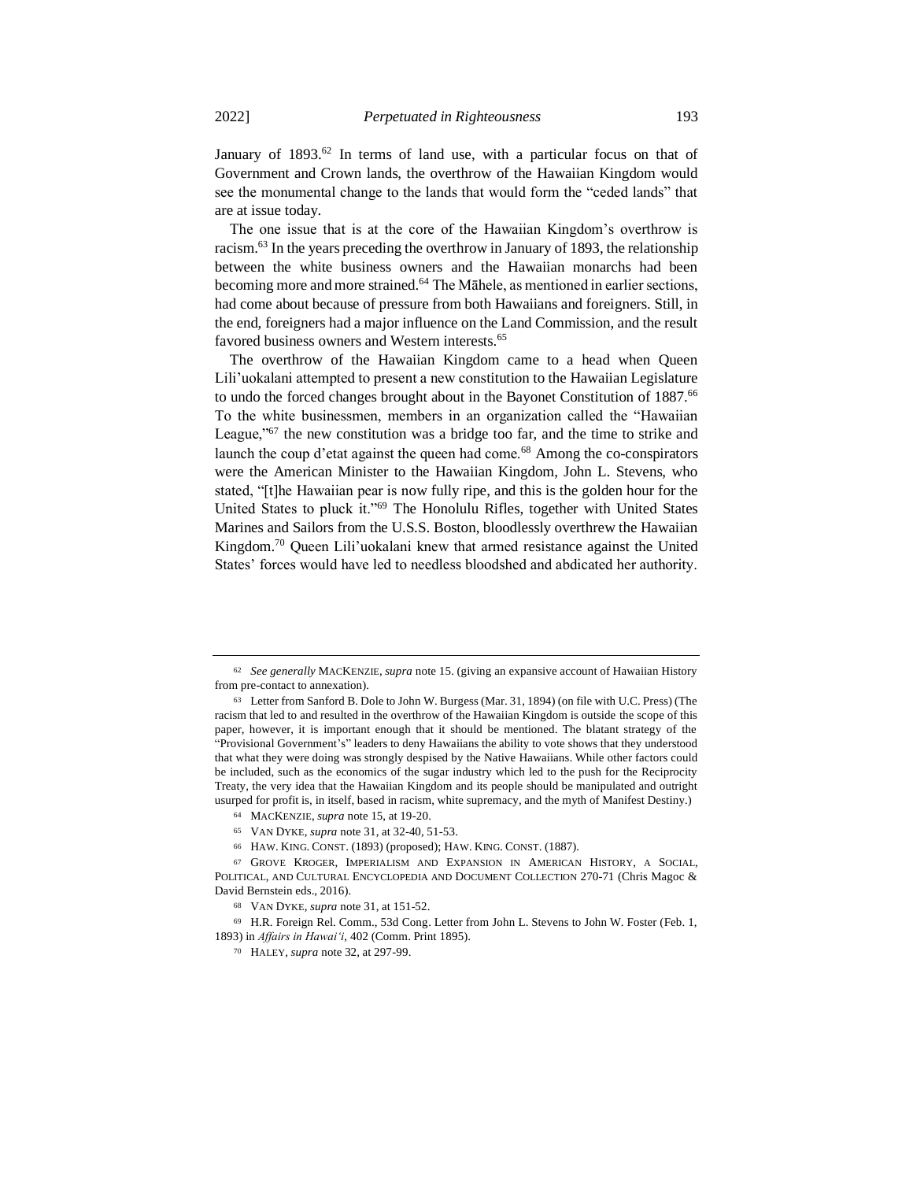January of 1893.[62] In terms of land use, with a particular focus on that of Government and Crown lands, the overthrow of the Hawaiian Kingdom would see the monumental change to the lands that would form the "ceded lands" that are at issue today.

The one issue that is at the core of the Hawaiian Kingdom's overthrow is racism.[63] In the years preceding the overthrow in January of 1893, the relationship between the white business owners and the Hawaiian monarchs had been becoming more and more strained.[64] The Māhele, as mentioned in earlier sections, had come about because of pressure from both Hawaiians and foreigners. Still, in the end, foreigners had a major influence on the Land Commission, and the result favored business owners and Western interests.[65]

The overthrow of the Hawaiian Kingdom came to a head when Queen Lili'uokalani attempted to present a new constitution to the Hawaiian Legislature to undo the forced changes brought about in the Bayonet Constitution of 1887.[66] To the white businessmen, members in an organization called the "Hawaiian League,"[67] the new constitution was a bridge too far, and the time to strike and launch the coup d'etat against the queen had come.[68] Among the co-conspirators were the American Minister to the Hawaiian Kingdom, John L. Stevens, who stated, "[t]he Hawaiian pear is now fully ripe, and this is the golden hour for the United States to pluck it."[69] The Honolulu Rifles, together with United States Marines and Sailors from the U.S.S. Boston, bloodlessly overthrew the Hawaiian Kingdom.[70] Queen Lili'uokalani knew that armed resistance against the United States' forces would have led to needless bloodshed and abdicated her authority.

---

[62] *See generally* MACKENZIE, *supra* note 15. (giving an expansive account of Hawaiian History from pre-contact to annexation).

[63] Letter from Sanford B. Dole to John W. Burgess (Mar. 31, 1894) (on file with U.C. Press) (The racism that led to and resulted in the overthrow of the Hawaiian Kingdom is outside the scope of this paper, however, it is important enough that it should be mentioned. The blatant strategy of the "Provisional Government's" leaders to deny Hawaiians the ability to vote shows that they understood that what they were doing was strongly despised by the Native Hawaiians. While other factors could be included, such as the economics of the sugar industry which led to the push for the Reciprocity Treaty, the very idea that the Hawaiian Kingdom and its people should be manipulated and outright usurped for profit is, in itself, based in racism, white supremacy, and the myth of Manifest Destiny.)

[64] MACKENZIE, *supra* note 15, at 19-20.

[65] VAN DYKE, *supra* note 31, at 32-40, 51-53.

[66] HAW. KING. CONST. (1893) (proposed); HAW. KING. CONST. (1887).

[67] GROVE KROGER, IMPERIALISM AND EXPANSION IN AMERICAN HISTORY, A SOCIAL, POLITICAL, AND CULTURAL ENCYCLOPEDIA AND DOCUMENT COLLECTION 270-71 (Chris Magoc & David Bernstein eds., 2016).

[68] VAN DYKE, *supra* note 31, at 151-52.

[69] H.R. Foreign Rel. Comm., 53d Cong. Letter from John L. Stevens to John W. Foster (Feb. 1, 1893) in *Affairs in Hawai'i*, 402 (Comm. Print 1895).

[70] HALEY, *supra* note 32, at 297-99.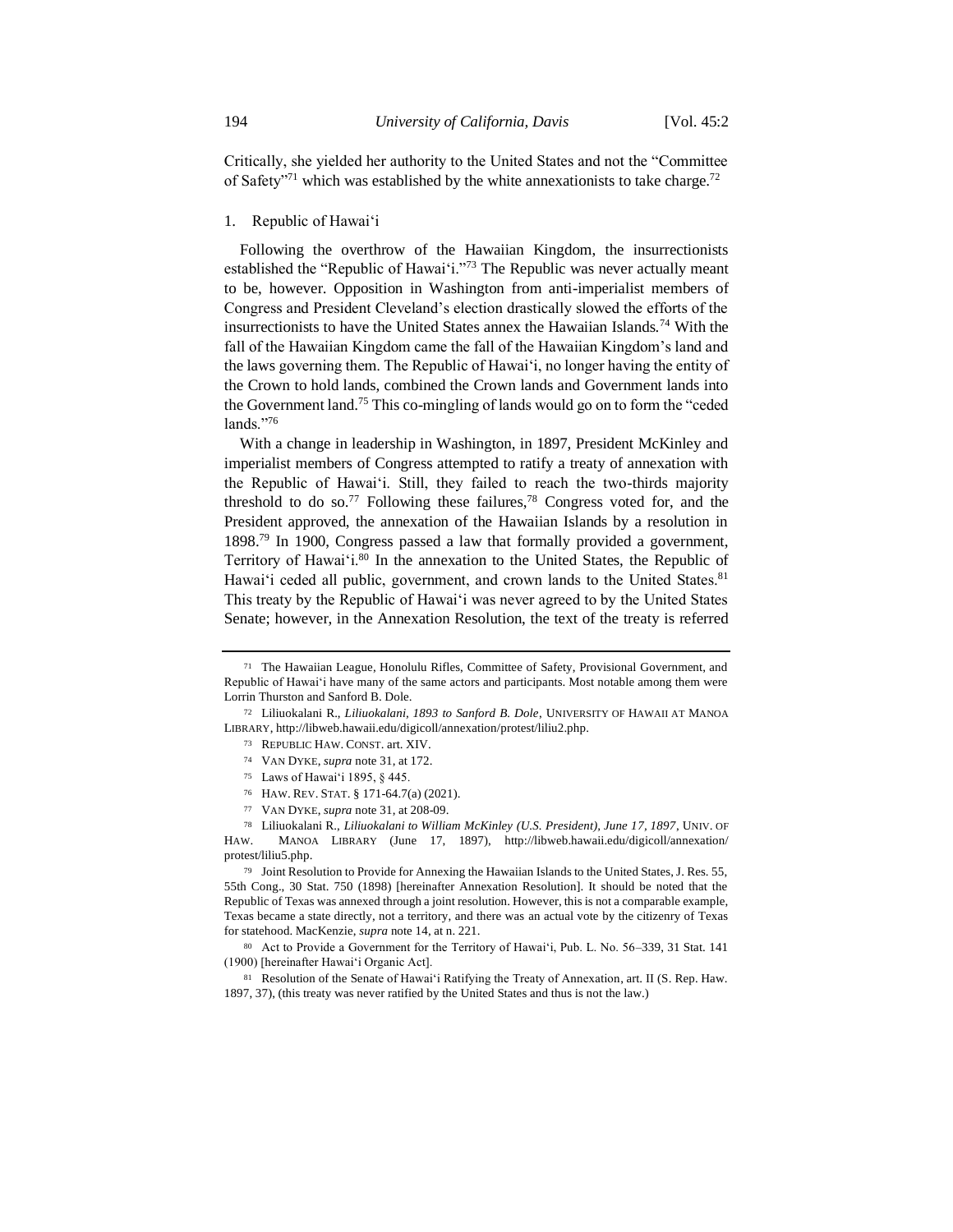Critically, she yielded her authority to the United States and not the "Committee of Safety"[71] which was established by the white annexationists to take charge.[72]

1. Republic of Hawai‘i

Following the overthrow of the Hawaiian Kingdom, the insurrectionists established the "Republic of Hawai‘i."[73] The Republic was never actually meant to be, however. Opposition in Washington from anti-imperialist members of Congress and President Cleveland's election drastically slowed the efforts of the insurrectionists to have the United States annex the Hawaiian Islands.[74] With the fall of the Hawaiian Kingdom came the fall of the Hawaiian Kingdom's land and the laws governing them. The Republic of Hawai‘i, no longer having the entity of the Crown to hold lands, combined the Crown lands and Government lands into the Government land.[75] This co-mingling of lands would go on to form the "ceded lands."[76]

With a change in leadership in Washington, in 1897, President McKinley and imperialist members of Congress attempted to ratify a treaty of annexation with the Republic of Hawai‘i. Still, they failed to reach the two-thirds majority threshold to do so.[77] Following these failures,[78] Congress voted for, and the President approved, the annexation of the Hawaiian Islands by a resolution in 1898.[79] In 1900, Congress passed a law that formally provided a government, Territory of Hawai‘i.[80] In the annexation to the United States, the Republic of Hawai‘i ceded all public, government, and crown lands to the United States.[81] This treaty by the Republic of Hawai‘i was never agreed to by the United States Senate; however, in the Annexation Resolution, the text of the treaty is referred

---

[71] The Hawaiian League, Honolulu Rifles, Committee of Safety, Provisional Government, and Republic of Hawai‘i have many of the same actors and participants. Most notable among them were Lorrin Thurston and Sanford B. Dole.

[72] Liliuokalani R., *Liliuokalani, 1893 to Sanford B. Dole*, UNIVERSITY OF HAWAII AT MANOA LIBRARY, http://libweb.hawaii.edu/digicoll/annexation/protest/liliu2.php.

[73] REPUBLIC HAW. CONST. art. XIV.

[74] VAN DYKE, *supra* note 31, at 172.

[75] Laws of Hawai‘i 1895, § 445.

[76] HAW. REV. STAT. § 171-64.7(a) (2021).

[77] VAN DYKE, *supra* note 31, at 208-09.

[78] Liliuokalani R., *Liliuokalani to William McKinley (U.S. President), June 17, 1897*, UNIV. OF HAW. MANOA LIBRARY (June 17, 1897), http://libweb.hawaii.edu/digicoll/annexation/protest/liliu5.php.

[79] Joint Resolution to Provide for Annexing the Hawaiian Islands to the United States, J. Res. 55, 55th Cong., 30 Stat. 750 (1898) [hereinafter Annexation Resolution]. It should be noted that the Republic of Texas was annexed through a joint resolution. However, this is not a comparable example, Texas became a state directly, not a territory, and there was an actual vote by the citizenry of Texas for statehood. MacKenzie, *supra* note 14, at n. 221.

[80] Act to Provide a Government for the Territory of Hawai‘i, Pub. L. No. 56–339, 31 Stat. 141 (1900) [hereinafter Hawai‘i Organic Act].

[81] Resolution of the Senate of Hawai‘i Ratifying the Treaty of Annexation, art. II (S. Rep. Haw. 1897, 37), (this treaty was never ratified by the United States and thus is not the law.)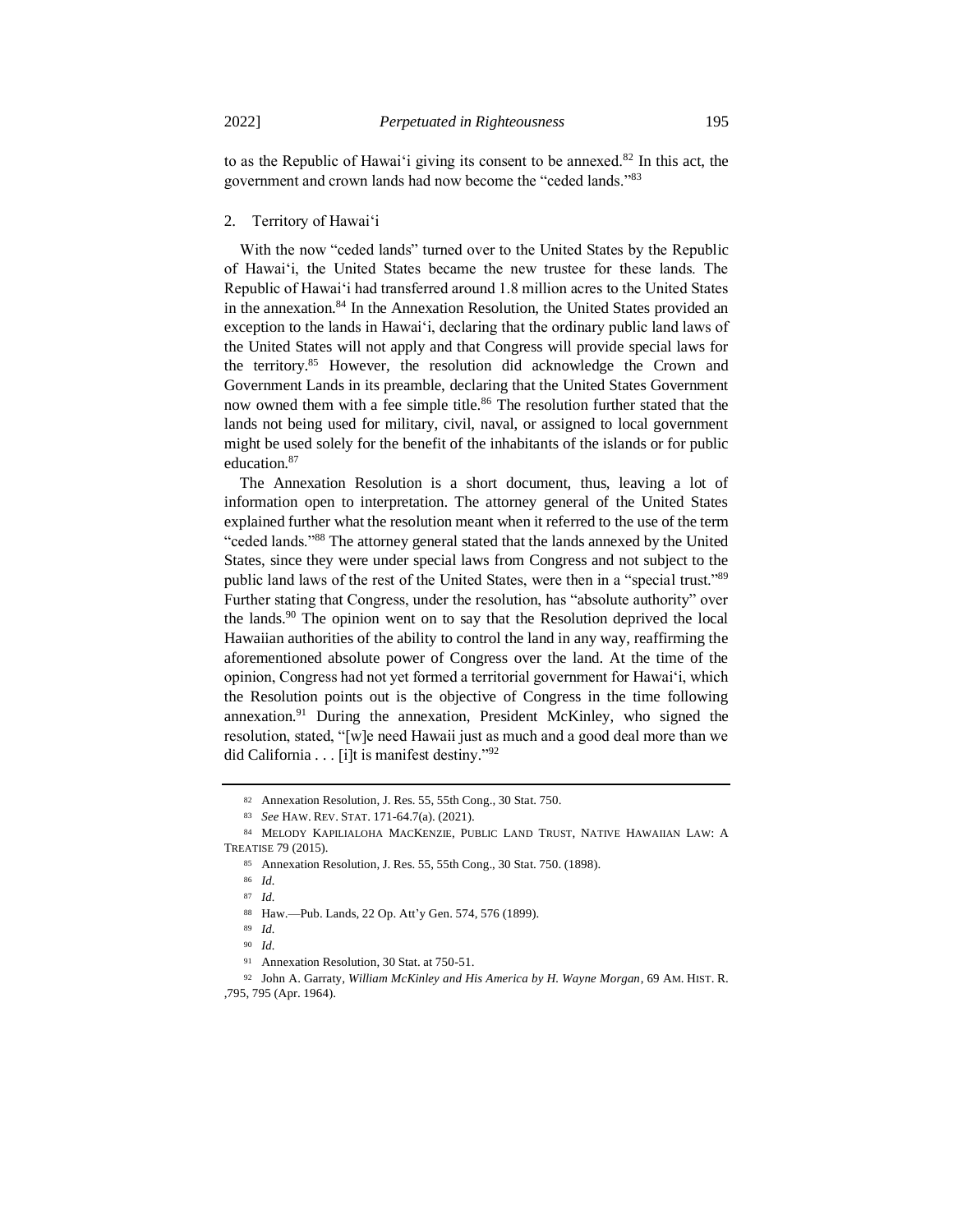to as the Republic of Hawai'i giving its consent to be annexed.[82] In this act, the government and crown lands had now become the "ceded lands."[83]

### 2. Territory of Hawai'i

With the now "ceded lands" turned over to the United States by the Republic of Hawai'i, the United States became the new trustee for these lands. The Republic of Hawai'i had transferred around 1.8 million acres to the United States in the annexation.[84] In the Annexation Resolution, the United States provided an exception to the lands in Hawai'i, declaring that the ordinary public land laws of the United States will not apply and that Congress will provide special laws for the territory.[85] However, the resolution did acknowledge the Crown and Government Lands in its preamble, declaring that the United States Government now owned them with a fee simple title.[86] The resolution further stated that the lands not being used for military, civil, naval, or assigned to local government might be used solely for the benefit of the inhabitants of the islands or for public education.[87]

The Annexation Resolution is a short document, thus, leaving a lot of information open to interpretation. The attorney general of the United States explained further what the resolution meant when it referred to the use of the term "ceded lands."[88] The attorney general stated that the lands annexed by the United States, since they were under special laws from Congress and not subject to the public land laws of the rest of the United States, were then in a "special trust."[89] Further stating that Congress, under the resolution, has "absolute authority" over the lands.[90] The opinion went on to say that the Resolution deprived the local Hawaiian authorities of the ability to control the land in any way, reaffirming the aforementioned absolute power of Congress over the land. At the time of the opinion, Congress had not yet formed a territorial government for Hawai'i, which the Resolution points out is the objective of Congress in the time following annexation.[91] During the annexation, President McKinley, who signed the resolution, stated, "[w]e need Hawaii just as much and a good deal more than we did California . . . [i]t is manifest destiny."[92]

---

82 Annexation Resolution, J. Res. 55, 55th Cong., 30 Stat. 750.

83 *See* HAW. REV. STAT. 171-64.7(a). (2021).

84 MELODY KAPILIALOHA MACKENZIE, PUBLIC LAND TRUST, NATIVE HAWAIIAN LAW: A TREATISE 79 (2015).

85 Annexation Resolution, J. Res. 55, 55th Cong., 30 Stat. 750. (1898).

86 *Id.*

87 *Id.*

88 Haw.—Pub. Lands, 22 Op. Att'y Gen. 574, 576 (1899).

89 *Id.*

90 *Id.*

91 Annexation Resolution, 30 Stat. at 750-51.

92 John A. Garraty, *William McKinley and His America by H. Wayne Morgan*, 69 AM. HIST. R. ,795, 795 (Apr. 1964).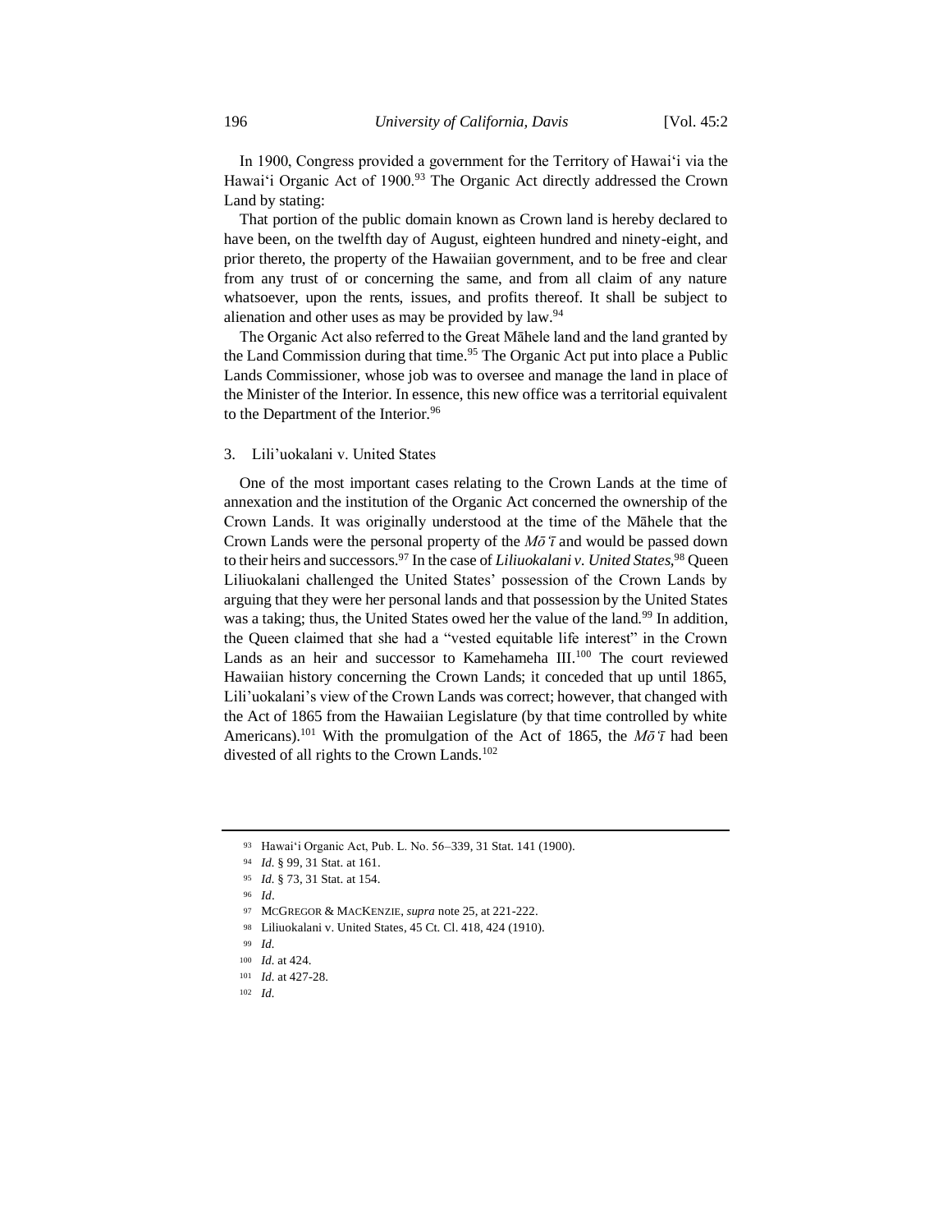In 1900, Congress provided a government for the Territory of Hawai'i via the Hawai'i Organic Act of 1900.[93] The Organic Act directly addressed the Crown Land by stating:

That portion of the public domain known as Crown land is hereby declared to have been, on the twelfth day of August, eighteen hundred and ninety-eight, and prior thereto, the property of the Hawaiian government, and to be free and clear from any trust of or concerning the same, and from all claim of any nature whatsoever, upon the rents, issues, and profits thereof. It shall be subject to alienation and other uses as may be provided by law.[94]

The Organic Act also referred to the Great Māhele land and the land granted by the Land Commission during that time.[95] The Organic Act put into place a Public Lands Commissioner, whose job was to oversee and manage the land in place of the Minister of the Interior. In essence, this new office was a territorial equivalent to the Department of the Interior.[96]

### 3. Lili'uokalani v. United States

One of the most important cases relating to the Crown Lands at the time of annexation and the institution of the Organic Act concerned the ownership of the Crown Lands. It was originally understood at the time of the Māhele that the Crown Lands were the personal property of the *Mōʻī* and would be passed down to their heirs and successors.[97] In the case of *Liliuokalani v. United States,*[98] Queen Liliuokalani challenged the United States' possession of the Crown Lands by arguing that they were her personal lands and that possession by the United States was a taking; thus, the United States owed her the value of the land.[99] In addition, the Queen claimed that she had a "vested equitable life interest" in the Crown Lands as an heir and successor to Kamehameha III.[100] The court reviewed Hawaiian history concerning the Crown Lands; it conceded that up until 1865, Lili'uokalani's view of the Crown Lands was correct; however, that changed with the Act of 1865 from the Hawaiian Legislature (by that time controlled by white Americans).[101] With the promulgation of the Act of 1865, the *Mōʻī* had been divested of all rights to the Crown Lands.[102]

---

93 Hawai'i Organic Act, Pub. L. No. 56–339, 31 Stat. 141 (1900).

94 *Id.* § 99, 31 Stat. at 161.

95 *Id.* § 73, 31 Stat. at 154.

96 *Id*.

97 MCGREGOR & MACKENZIE, *supra* note 25, at 221-222.

98 Liliuokalani v. United States, 45 Ct. Cl. 418, 424 (1910).

99 *Id.*

100 *Id.* at 424.

101 *Id.* at 427-28.

102 *Id.*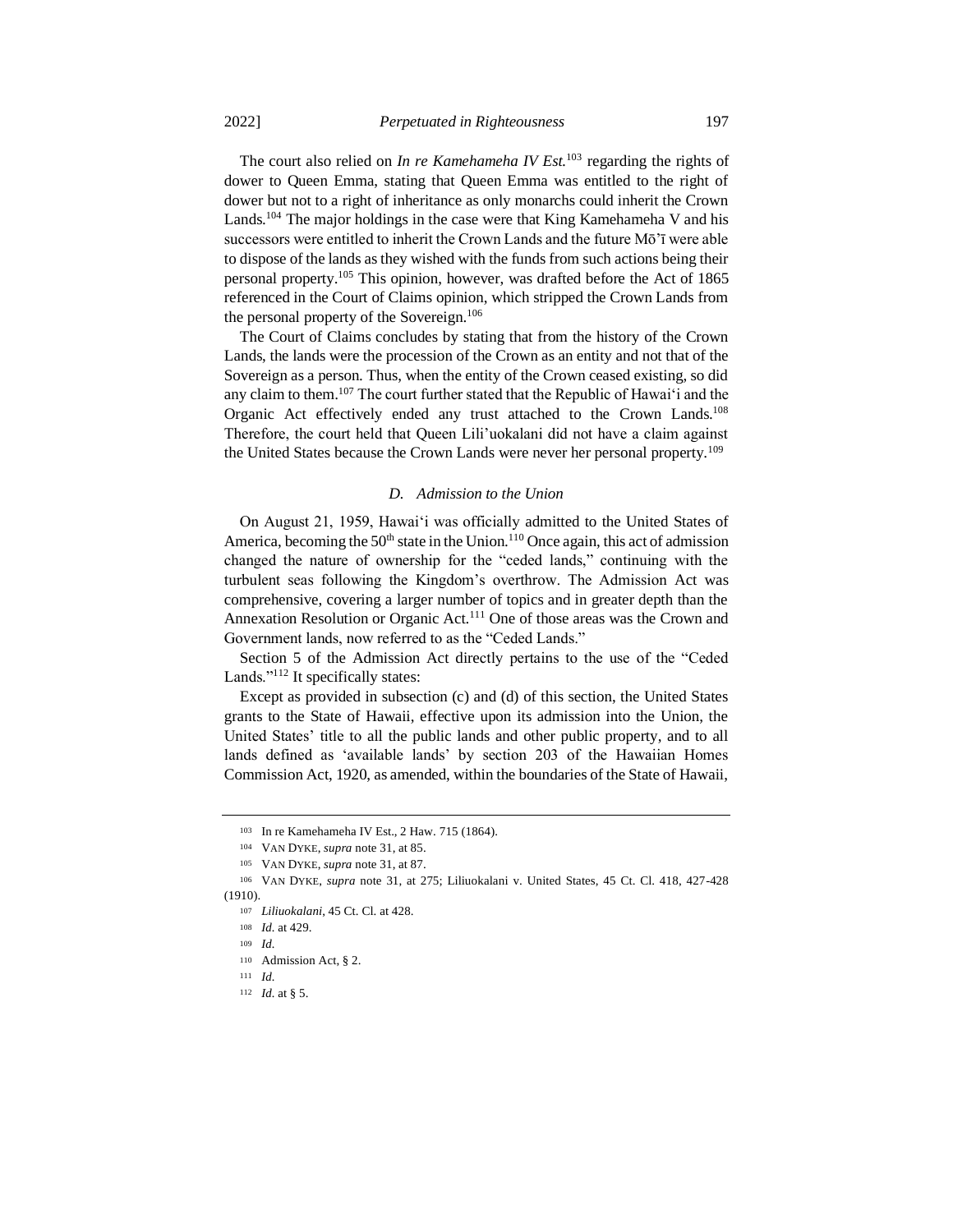The court also relied on *In re Kamehameha IV Est.*[103] regarding the rights of dower to Queen Emma, stating that Queen Emma was entitled to the right of dower but not to a right of inheritance as only monarchs could inherit the Crown Lands.[104] The major holdings in the case were that King Kamehameha V and his successors were entitled to inherit the Crown Lands and the future Mō'ī were able to dispose of the lands as they wished with the funds from such actions being their personal property.[105] This opinion, however, was drafted before the Act of 1865 referenced in the Court of Claims opinion, which stripped the Crown Lands from the personal property of the Sovereign.[106]

The Court of Claims concludes by stating that from the history of the Crown Lands, the lands were the procession of the Crown as an entity and not that of the Sovereign as a person. Thus, when the entity of the Crown ceased existing, so did any claim to them.[107] The court further stated that the Republic of Hawai'i and the Organic Act effectively ended any trust attached to the Crown Lands.[108] Therefore, the court held that Queen Lili'uokalani did not have a claim against the United States because the Crown Lands were never her personal property.[109]

### *D. Admission to the Union*

On August 21, 1959, Hawai'i was officially admitted to the United States of America, becoming the 50th state in the Union.[110] Once again, this act of admission changed the nature of ownership for the "ceded lands," continuing with the turbulent seas following the Kingdom's overthrow. The Admission Act was comprehensive, covering a larger number of topics and in greater depth than the Annexation Resolution or Organic Act.[111] One of those areas was the Crown and Government lands, now referred to as the "Ceded Lands."

Section 5 of the Admission Act directly pertains to the use of the "Ceded Lands."[112] It specifically states:

Except as provided in subsection (c) and (d) of this section, the United States grants to the State of Hawaii, effective upon its admission into the Union, the United States' title to all the public lands and other public property, and to all lands defined as 'available lands' by section 203 of the Hawaiian Homes Commission Act, 1920, as amended, within the boundaries of the State of Hawaii,

---

[103] In re Kamehameha IV Est., 2 Haw. 715 (1864).

[104] VAN DYKE, *supra* note 31, at 85.

[105] VAN DYKE, *supra* note 31, at 87.

[106] VAN DYKE, *supra* note 31, at 275; Liliuokalani v. United States, 45 Ct. Cl. 418, 427-428 (1910).

[107] *Liliuokalani*, 45 Ct. Cl. at 428.

[108] *Id.* at 429.

[109] *Id.*

[110] Admission Act, § 2.

[111] *Id.*

[112] *Id.* at § 5.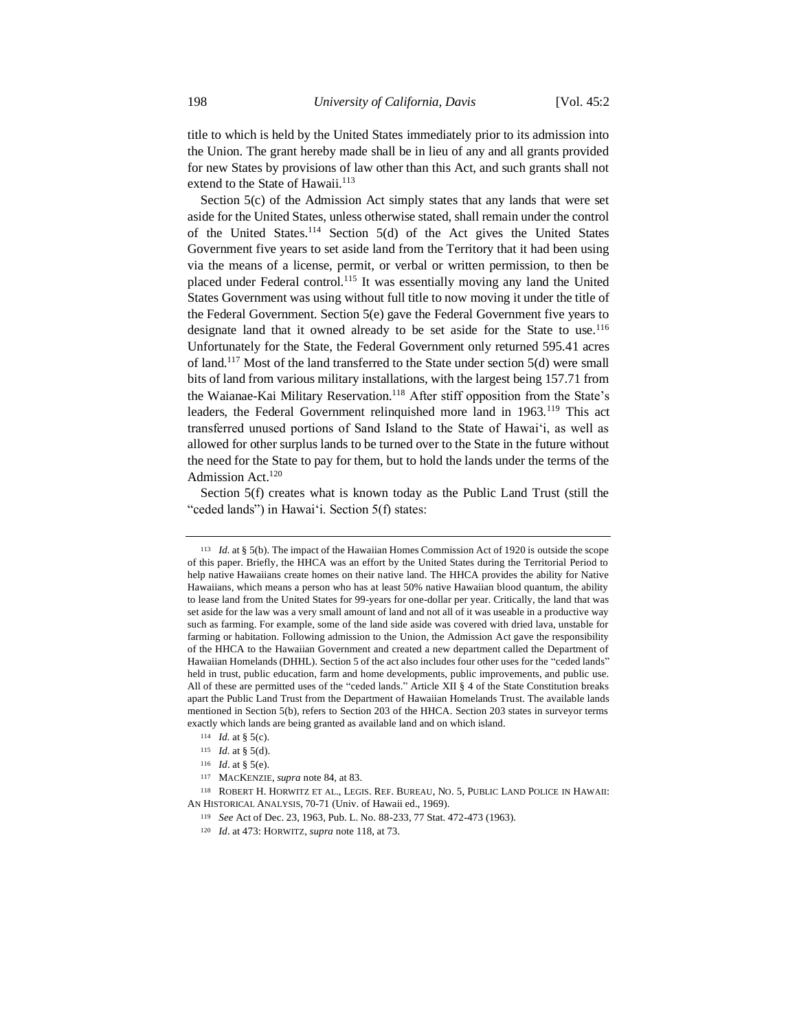title to which is held by the United States immediately prior to its admission into the Union. The grant hereby made shall be in lieu of any and all grants provided for new States by provisions of law other than this Act, and such grants shall not extend to the State of Hawaii.[113]

Section 5(c) of the Admission Act simply states that any lands that were set aside for the United States, unless otherwise stated, shall remain under the control of the United States.[114] Section 5(d) of the Act gives the United States Government five years to set aside land from the Territory that it had been using via the means of a license, permit, or verbal or written permission, to then be placed under Federal control.[115] It was essentially moving any land the United States Government was using without full title to now moving it under the title of the Federal Government. Section 5(e) gave the Federal Government five years to designate land that it owned already to be set aside for the State to use.[116] Unfortunately for the State, the Federal Government only returned 595.41 acres of land.[117] Most of the land transferred to the State under section 5(d) were small bits of land from various military installations, with the largest being 157.71 from the Waianae-Kai Military Reservation.[118] After stiff opposition from the State's leaders, the Federal Government relinquished more land in 1963.[119] This act transferred unused portions of Sand Island to the State of Hawai'i, as well as allowed for other surplus lands to be turned over to the State in the future without the need for the State to pay for them, but to hold the lands under the terms of the Admission Act.[120]

Section 5(f) creates what is known today as the Public Land Trust (still the "ceded lands") in Hawai'i. Section 5(f) states:

---

[113] *Id.* at § 5(b). The impact of the Hawaiian Homes Commission Act of 1920 is outside the scope of this paper. Briefly, the HHCA was an effort by the United States during the Territorial Period to help native Hawaiians create homes on their native land. The HHCA provides the ability for Native Hawaiians, which means a person who has at least 50% native Hawaiian blood quantum, the ability to lease land from the United States for 99-years for one-dollar per year. Critically, the land that was set aside for the law was a very small amount of land and not all of it was useable in a productive way such as farming. For example, some of the land side aside was covered with dried lava, unstable for farming or habitation. Following admission to the Union, the Admission Act gave the responsibility of the HHCA to the Hawaiian Government and created a new department called the Department of Hawaiian Homelands (DHHL). Section 5 of the act also includes four other uses for the "ceded lands" held in trust, public education, farm and home developments, public improvements, and public use. All of these are permitted uses of the "ceded lands." Article XII § 4 of the State Constitution breaks apart the Public Land Trust from the Department of Hawaiian Homelands Trust. The available lands mentioned in Section 5(b), refers to Section 203 of the HHCA. Section 203 states in surveyor terms exactly which lands are being granted as available land and on which island.

[114] *Id.* at § 5(c).

[115] *Id.* at § 5(d).

[116] *Id*. at § 5(e).

[117] MACKENZIE, *supra* note 84, at 83.

[118] ROBERT H. HORWITZ ET AL., LEGIS. REF. BUREAU, NO. 5, PUBLIC LAND POLICE IN HAWAII: AN HISTORICAL ANALYSIS, 70-71 (Univ. of Hawaii ed., 1969).

[119] *See* Act of Dec. 23, 1963, Pub. L. No. 88-233, 77 Stat. 472-473 (1963).

[120] *Id*. at 473: HORWITZ, *supra* note 118, at 73.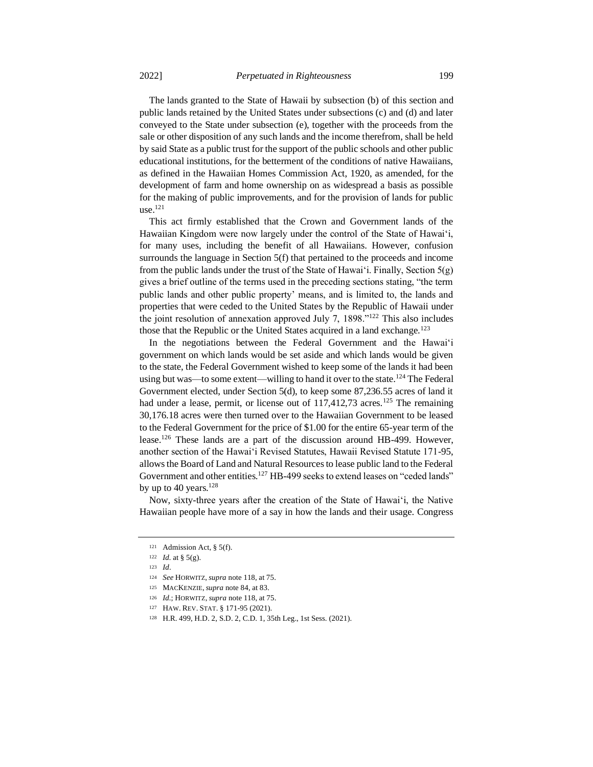The lands granted to the State of Hawaii by subsection (b) of this section and public lands retained by the United States under subsections (c) and (d) and later conveyed to the State under subsection (e), together with the proceeds from the sale or other disposition of any such lands and the income therefrom, shall be held by said State as a public trust for the support of the public schools and other public educational institutions, for the betterment of the conditions of native Hawaiians, as defined in the Hawaiian Homes Commission Act, 1920, as amended, for the development of farm and home ownership on as widespread a basis as possible for the making of public improvements, and for the provision of lands for public use.[121]

This act firmly established that the Crown and Government lands of the Hawaiian Kingdom were now largely under the control of the State of Hawaiʻi, for many uses, including the benefit of all Hawaiians. However, confusion surrounds the language in Section 5(f) that pertained to the proceeds and income from the public lands under the trust of the State of Hawaiʻi. Finally, Section 5(g) gives a brief outline of the terms used in the preceding sections stating, "the term public lands and other public property' means, and is limited to, the lands and properties that were ceded to the United States by the Republic of Hawaii under the joint resolution of annexation approved July 7, 1898."[122] This also includes those that the Republic or the United States acquired in a land exchange.[123]

In the negotiations between the Federal Government and the Hawaiʻi government on which lands would be set aside and which lands would be given to the state, the Federal Government wished to keep some of the lands it had been using but was—to some extent—willing to hand it over to the state.[124] The Federal Government elected, under Section 5(d), to keep some 87,236.55 acres of land it had under a lease, permit, or license out of 117,412,73 acres.[125] The remaining 30,176.18 acres were then turned over to the Hawaiian Government to be leased to the Federal Government for the price of $1.00 for the entire 65-year term of the lease.[126] These lands are a part of the discussion around HB-499. However, another section of the Hawaiʻi Revised Statutes, Hawaii Revised Statute 171-95, allows the Board of Land and Natural Resources to lease public land to the Federal Government and other entities.[127] HB-499 seeks to extend leases on "ceded lands" by up to 40 years.[128]

Now, sixty-three years after the creation of the State of Hawaiʻi, the Native Hawaiian people have more of a say in how the lands and their usage. Congress

---

[121] Admission Act, § 5(f).

[122] *Id*. at § 5(g).

[123] *Id*.

[124] *See* HORWITZ, *supra* note 118, at 75.

[125] MACKENZIE, *supra* note 84, at 83.

[126] *Id*.; HORWITZ, *supra* note 118, at 75.

[127] HAW. REV. STAT. § 171-95 (2021).

[128] H.R. 499, H.D. 2, S.D. 2, C.D. 1, 35th Leg., 1st Sess. (2021).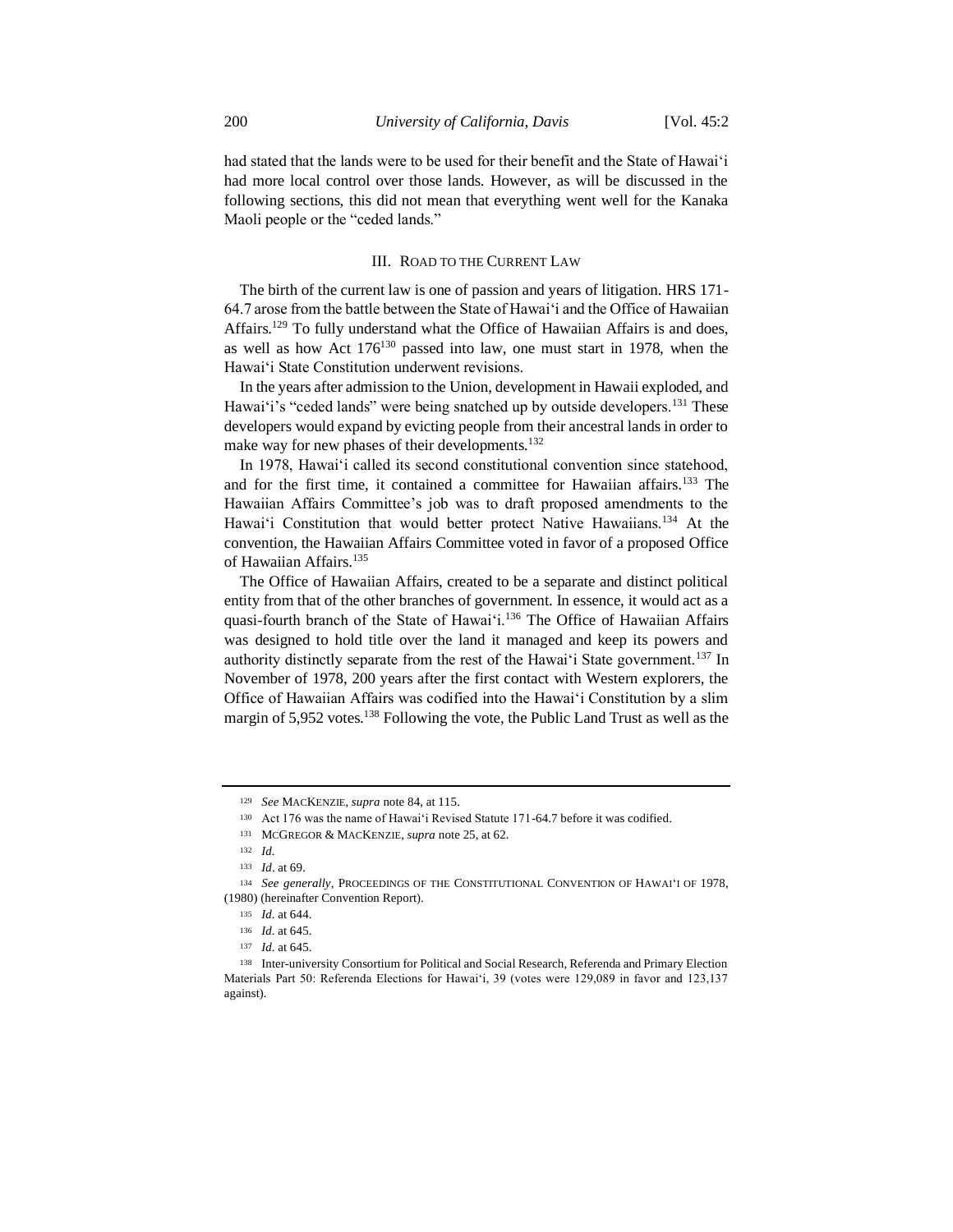had stated that the lands were to be used for their benefit and the State of Hawaiʻi had more local control over those lands. However, as will be discussed in the following sections, this did not mean that everything went well for the Kanaka Maoli people or the "ceded lands."

## III. Road to the Current Law

The birth of the current law is one of passion and years of litigation. HRS 171-64.7 arose from the battle between the State of Hawaiʻi and the Office of Hawaiian Affairs.[129] To fully understand what the Office of Hawaiian Affairs is and does, as well as how Act 176[130] passed into law, one must start in 1978, when the Hawaiʻi State Constitution underwent revisions.

In the years after admission to the Union, development in Hawaii exploded, and Hawaiʻi's "ceded lands" were being snatched up by outside developers.[131] These developers would expand by evicting people from their ancestral lands in order to make way for new phases of their developments.[132]

In 1978, Hawaiʻi called its second constitutional convention since statehood, and for the first time, it contained a committee for Hawaiian affairs.[133] The Hawaiian Affairs Committee's job was to draft proposed amendments to the Hawaiʻi Constitution that would better protect Native Hawaiians.[134] At the convention, the Hawaiian Affairs Committee voted in favor of a proposed Office of Hawaiian Affairs.[135]

The Office of Hawaiian Affairs, created to be a separate and distinct political entity from that of the other branches of government. In essence, it would act as a quasi-fourth branch of the State of Hawaiʻi.[136] The Office of Hawaiian Affairs was designed to hold title over the land it managed and keep its powers and authority distinctly separate from the rest of the Hawaiʻi State government.[137] In November of 1978, 200 years after the first contact with Western explorers, the Office of Hawaiian Affairs was codified into the Hawaiʻi Constitution by a slim margin of 5,952 votes.[138] Following the vote, the Public Land Trust as well as the

---

[129] *See* MacKenzie, *supra* note 84, at 115.

[130] Act 176 was the name of Hawaiʻi Revised Statute 171-64.7 before it was codified.

[131] McGregor & MacKenzie, *supra* note 25, at 62.

[132] *Id.*

[133] *Id*. at 69.

[134] *See generally*, Proceedings of the Constitutional Convention of Hawaiʻi of 1978, (1980) (hereinafter Convention Report).

[135] *Id.* at 644.

[136] *Id.* at 645.

[137] *Id.* at 645.

[138] Inter-university Consortium for Political and Social Research, Referenda and Primary Election Materials Part 50: Referenda Elections for Hawaiʻi, 39 (votes were 129,089 in favor and 123,137 against).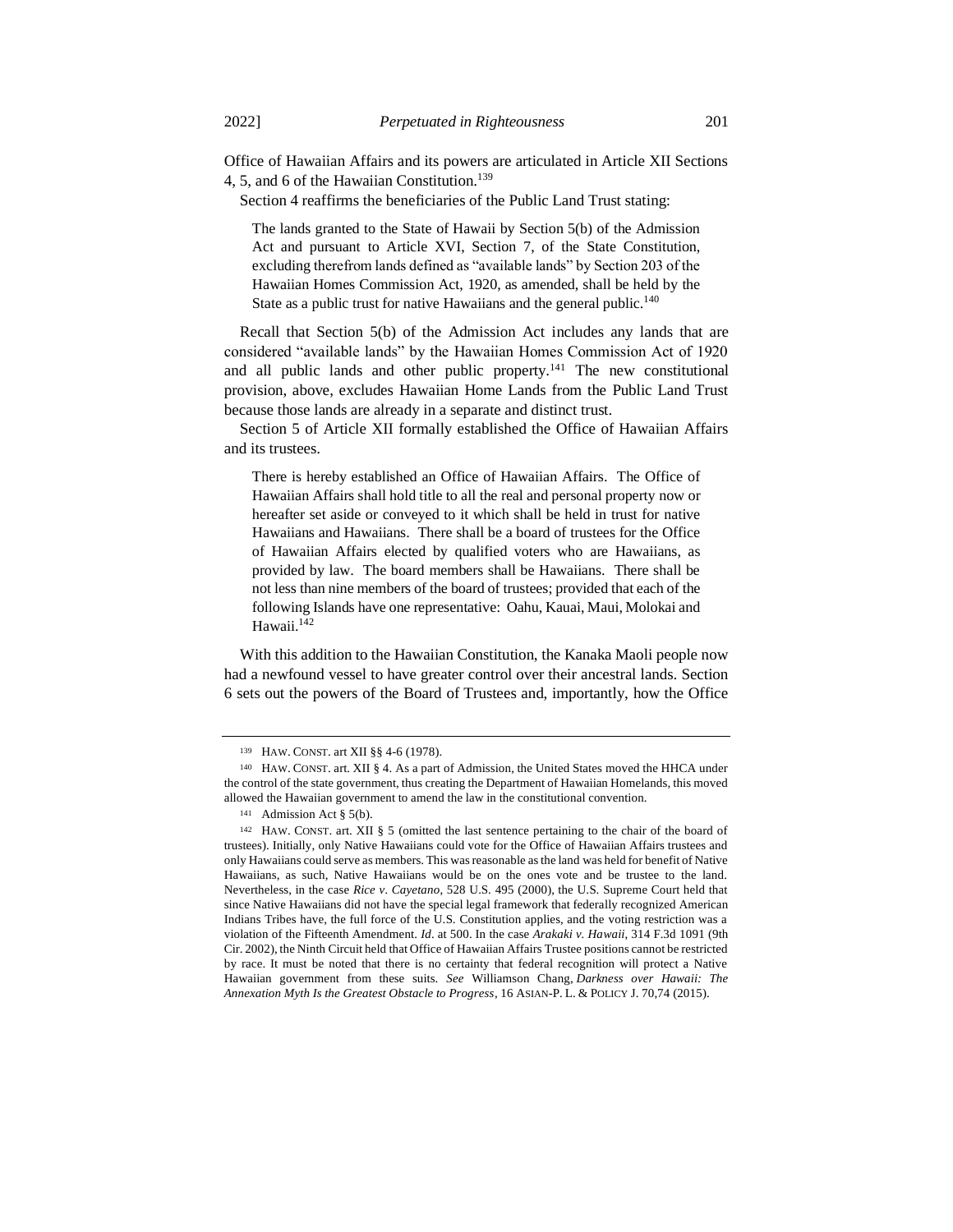Office of Hawaiian Affairs and its powers are articulated in Article XII Sections 4, 5, and 6 of the Hawaiian Constitution.[139]

Section 4 reaffirms the beneficiaries of the Public Land Trust stating:

> The lands granted to the State of Hawaii by Section 5(b) of the Admission Act and pursuant to Article XVI, Section 7, of the State Constitution, excluding therefrom lands defined as "available lands" by Section 203 of the Hawaiian Homes Commission Act, 1920, as amended, shall be held by the State as a public trust for native Hawaiians and the general public.[140]

Recall that Section 5(b) of the Admission Act includes any lands that are considered "available lands" by the Hawaiian Homes Commission Act of 1920 and all public lands and other public property.[141] The new constitutional provision, above, excludes Hawaiian Home Lands from the Public Land Trust because those lands are already in a separate and distinct trust.

Section 5 of Article XII formally established the Office of Hawaiian Affairs and its trustees.

> There is hereby established an Office of Hawaiian Affairs. The Office of Hawaiian Affairs shall hold title to all the real and personal property now or hereafter set aside or conveyed to it which shall be held in trust for native Hawaiians and Hawaiians. There shall be a board of trustees for the Office of Hawaiian Affairs elected by qualified voters who are Hawaiians, as provided by law. The board members shall be Hawaiians. There shall be not less than nine members of the board of trustees; provided that each of the following Islands have one representative: Oahu, Kauai, Maui, Molokai and Hawaii.[142]

With this addition to the Hawaiian Constitution, the Kanaka Maoli people now had a newfound vessel to have greater control over their ancestral lands. Section 6 sets out the powers of the Board of Trustees and, importantly, how the Office

---

[139] HAW. CONST. art XII §§ 4-6 (1978).

[140] HAW. CONST. art. XII § 4. As a part of Admission, the United States moved the HHCA under the control of the state government, thus creating the Department of Hawaiian Homelands, this moved allowed the Hawaiian government to amend the law in the constitutional convention.

[141] Admission Act § 5(b).

[142] HAW. CONST. art. XII § 5 (omitted the last sentence pertaining to the chair of the board of trustees). Initially, only Native Hawaiians could vote for the Office of Hawaiian Affairs trustees and only Hawaiians could serve as members. This was reasonable as the land was held for benefit of Native Hawaiians, as such, Native Hawaiians would be on the ones vote and be trustee to the land. Nevertheless, in the case *Rice v. Cayetano*, 528 U.S. 495 (2000), the U.S. Supreme Court held that since Native Hawaiians did not have the special legal framework that federally recognized American Indians Tribes have, the full force of the U.S. Constitution applies, and the voting restriction was a violation of the Fifteenth Amendment. *Id*. at 500. In the case *Arakaki v. Hawaii*, 314 F.3d 1091 (9th Cir. 2002), the Ninth Circuit held that Office of Hawaiian Affairs Trustee positions cannot be restricted by race. It must be noted that there is no certainty that federal recognition will protect a Native Hawaiian government from these suits. *See* Williamson Chang, *Darkness over Hawaii: The Annexation Myth Is the Greatest Obstacle to Progress*, 16 ASIAN-P. L. & POLICY J. 70,74 (2015).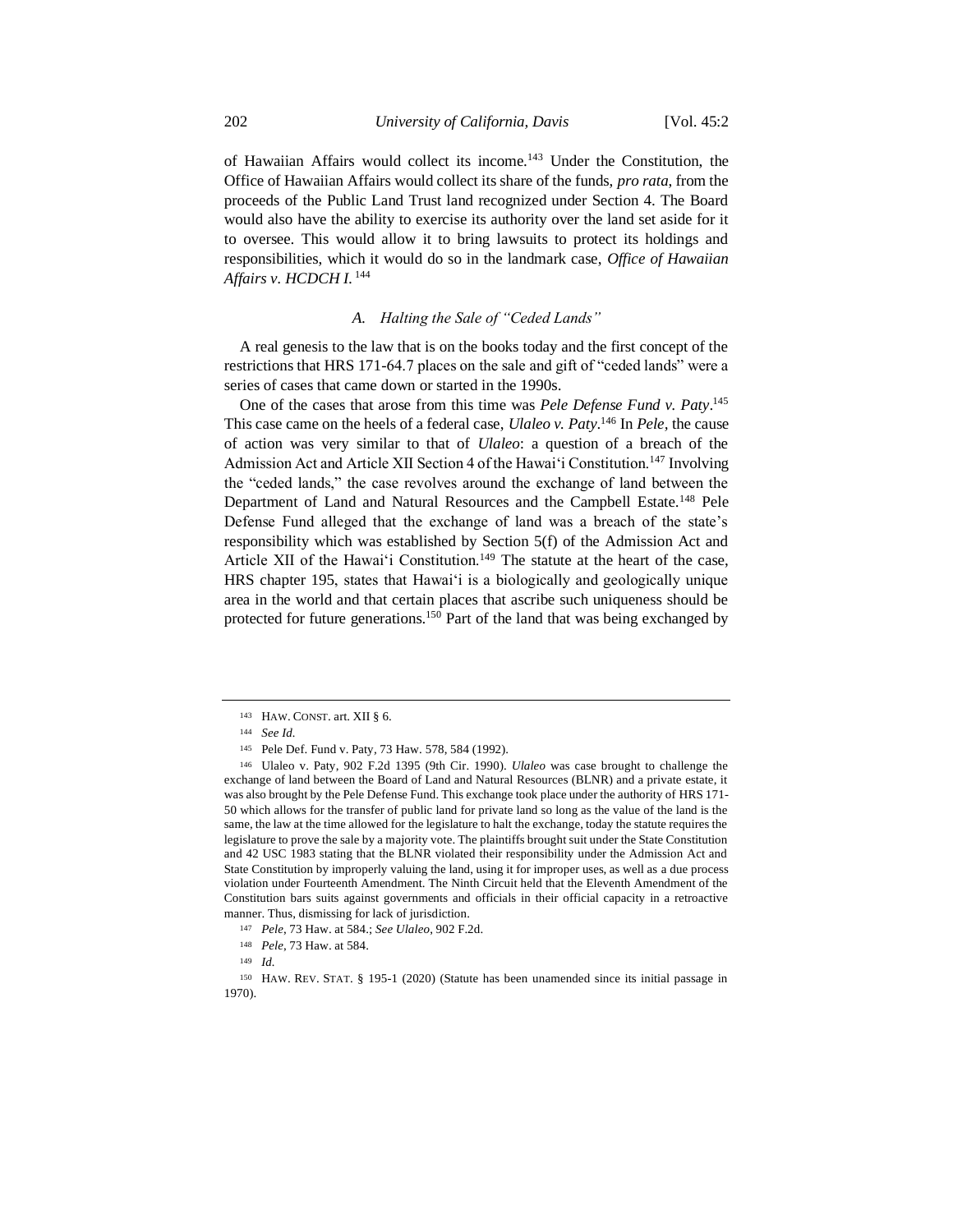of Hawaiian Affairs would collect its income.[143] Under the Constitution, the Office of Hawaiian Affairs would collect its share of the funds, *pro rata*, from the proceeds of the Public Land Trust land recognized under Section 4. The Board would also have the ability to exercise its authority over the land set aside for it to oversee. This would allow it to bring lawsuits to protect its holdings and responsibilities, which it would do so in the landmark case, *Office of Hawaiian Affairs v. HCDCH I*.[144]

### *A. Halting the Sale of "Ceded Lands"*

A real genesis to the law that is on the books today and the first concept of the restrictions that HRS 171-64.7 places on the sale and gift of "ceded lands" were a series of cases that came down or started in the 1990s.

One of the cases that arose from this time was *Pele Defense Fund v. Paty*.[145] This case came on the heels of a federal case, *Ulaleo v. Paty*.[146] In *Pele*, the cause of action was very similar to that of *Ulaleo*: a question of a breach of the Admission Act and Article XII Section 4 of the Hawai'i Constitution.[147] Involving the "ceded lands," the case revolves around the exchange of land between the Department of Land and Natural Resources and the Campbell Estate.[148] Pele Defense Fund alleged that the exchange of land was a breach of the state's responsibility which was established by Section 5(f) of the Admission Act and Article XII of the Hawai'i Constitution.[149] The statute at the heart of the case, HRS chapter 195, states that Hawai'i is a biologically and geologically unique area in the world and that certain places that ascribe such uniqueness should be protected for future generations.[150] Part of the land that was being exchanged by

---

[143] HAW. CONST. art. XII § 6.

[144] *See Id.*

[145] Pele Def. Fund v. Paty, 73 Haw. 578, 584 (1992).

[146] Ulaleo v. Paty, 902 F.2d 1395 (9th Cir. 1990). *Ulaleo* was case brought to challenge the exchange of land between the Board of Land and Natural Resources (BLNR) and a private estate, it was also brought by the Pele Defense Fund. This exchange took place under the authority of HRS 171-50 which allows for the transfer of public land for private land so long as the value of the land is the same, the law at the time allowed for the legislature to halt the exchange, today the statute requires the legislature to prove the sale by a majority vote. The plaintiffs brought suit under the State Constitution and 42 USC 1983 stating that the BLNR violated their responsibility under the Admission Act and State Constitution by improperly valuing the land, using it for improper uses, as well as a due process violation under Fourteenth Amendment. The Ninth Circuit held that the Eleventh Amendment of the Constitution bars suits against governments and officials in their official capacity in a retroactive manner. Thus, dismissing for lack of jurisdiction.

[147] *Pele*, 73 Haw. at 584.; *See Ulaleo*, 902 F.2d.

[148] *Pele*, 73 Haw. at 584.

[149] *Id.*

[150] HAW. REV. STAT. § 195-1 (2020) (Statute has been unamended since its initial passage in 1970).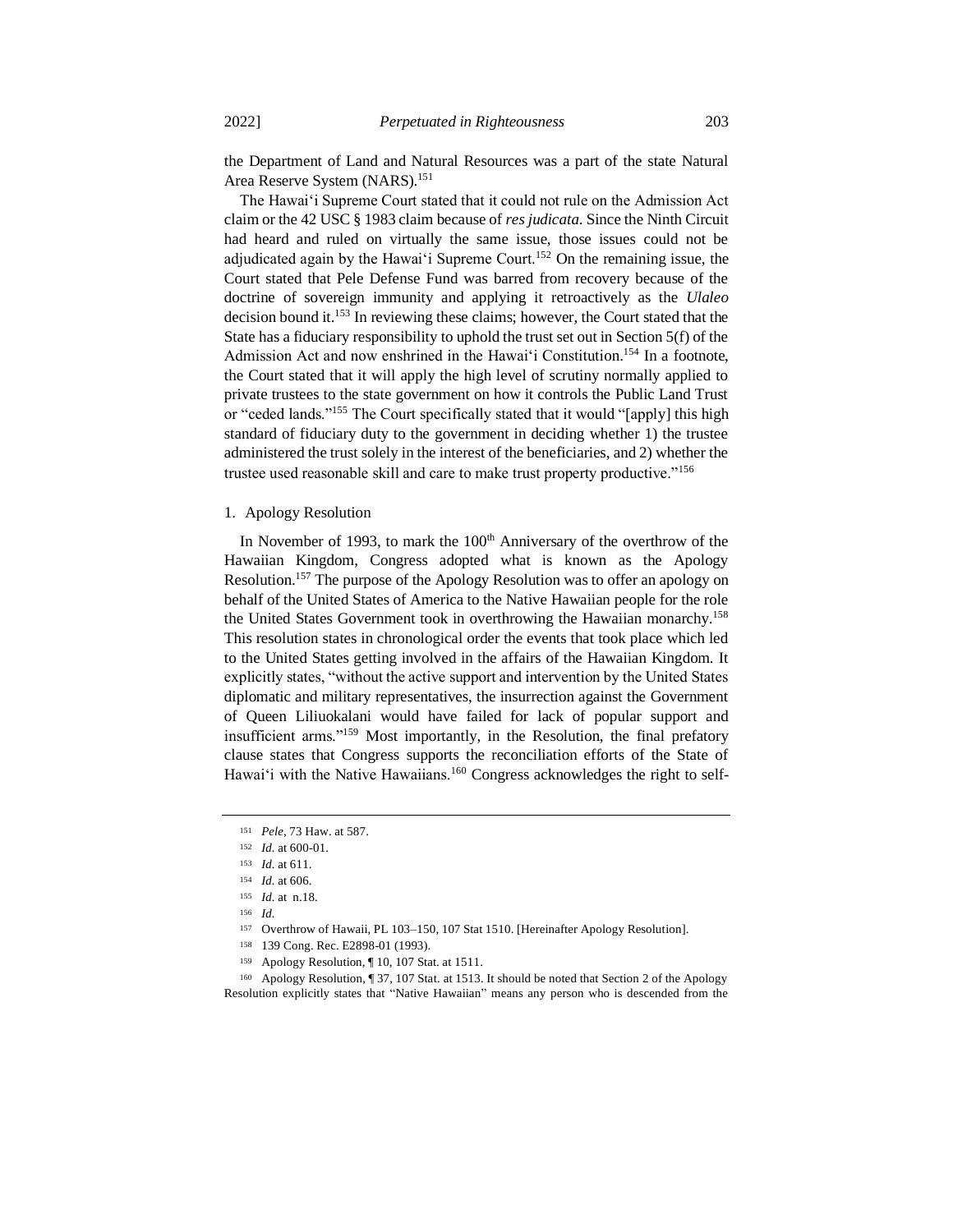the Department of Land and Natural Resources was a part of the state Natural Area Reserve System (NARS).[151]

The Hawai'i Supreme Court stated that it could not rule on the Admission Act claim or the 42 USC § 1983 claim because of *res judicata*. Since the Ninth Circuit had heard and ruled on virtually the same issue, those issues could not be adjudicated again by the Hawai'i Supreme Court.[152] On the remaining issue, the Court stated that Pele Defense Fund was barred from recovery because of the doctrine of sovereign immunity and applying it retroactively as the *Ulaleo* decision bound it.[153] In reviewing these claims; however, the Court stated that the State has a fiduciary responsibility to uphold the trust set out in Section 5(f) of the Admission Act and now enshrined in the Hawai'i Constitution.[154] In a footnote, the Court stated that it will apply the high level of scrutiny normally applied to private trustees to the state government on how it controls the Public Land Trust or "ceded lands."[155] The Court specifically stated that it would "[apply] this high standard of fiduciary duty to the government in deciding whether 1) the trustee administered the trust solely in the interest of the beneficiaries, and 2) whether the trustee used reasonable skill and care to make trust property productive."[156]

1. Apology Resolution

In November of 1993, to mark the 100th Anniversary of the overthrow of the Hawaiian Kingdom, Congress adopted what is known as the Apology Resolution.[157] The purpose of the Apology Resolution was to offer an apology on behalf of the United States of America to the Native Hawaiian people for the role the United States Government took in overthrowing the Hawaiian monarchy.[158] This resolution states in chronological order the events that took place which led to the United States getting involved in the affairs of the Hawaiian Kingdom. It explicitly states, "without the active support and intervention by the United States diplomatic and military representatives, the insurrection against the Government of Queen Liliuokalani would have failed for lack of popular support and insufficient arms."[159] Most importantly, in the Resolution, the final prefatory clause states that Congress supports the reconciliation efforts of the State of Hawai'i with the Native Hawaiians.[160] Congress acknowledges the right to self-

---

[151] *Pele*, 73 Haw. at 587.

[152] *Id.* at 600-01.

[153] *Id.* at 611.

[154] *Id.* at 606.

[155] *Id.* at n.18.

[156] *Id.*

[157] Overthrow of Hawaii, PL 103–150, 107 Stat 1510. [Hereinafter Apology Resolution].

[158] 139 Cong. Rec. E2898-01 (1993).

[159] Apology Resolution, ¶ 10, 107 Stat. at 1511.

[160] Apology Resolution, ¶ 37, 107 Stat. at 1513. It should be noted that Section 2 of the Apology Resolution explicitly states that "Native Hawaiian" means any person who is descended from the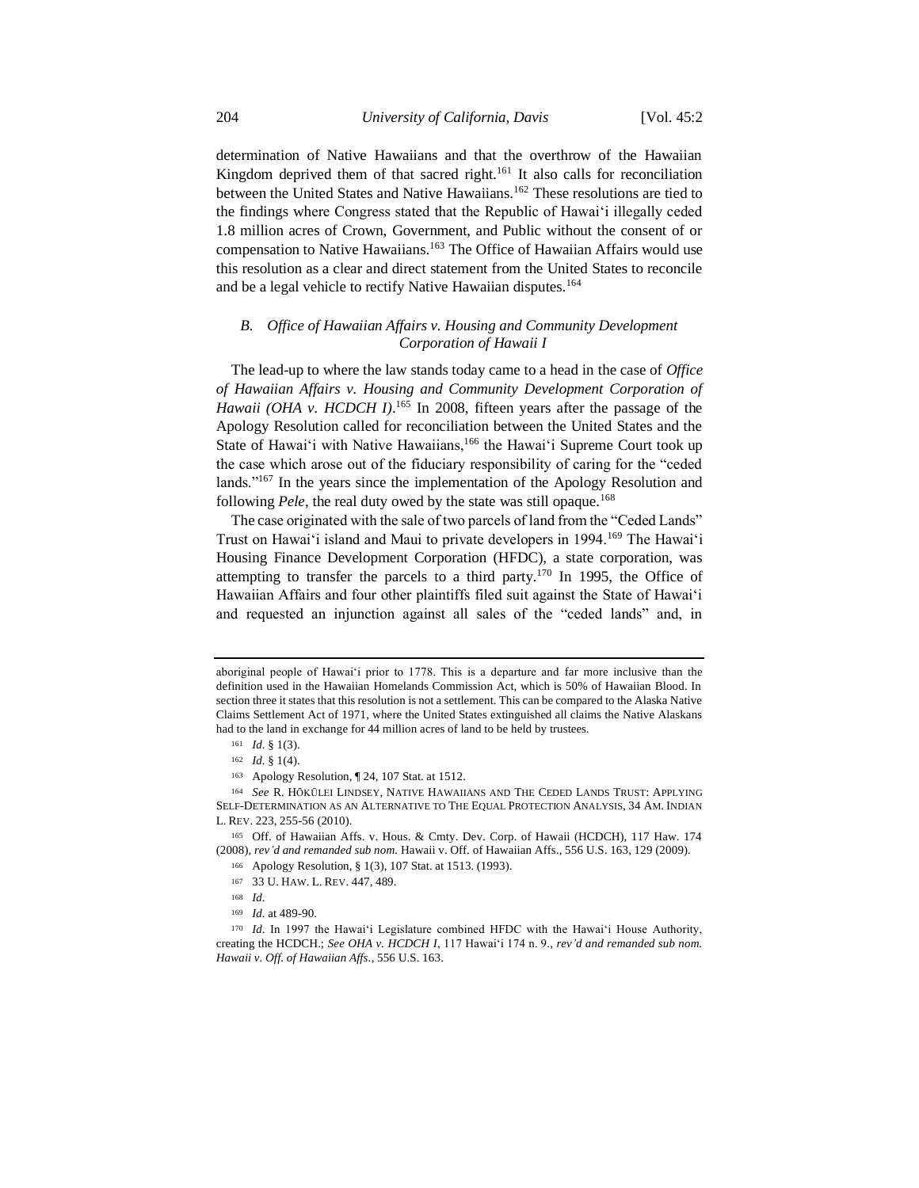determination of Native Hawaiians and that the overthrow of the Hawaiian Kingdom deprived them of that sacred right.[161] It also calls for reconciliation between the United States and Native Hawaiians.[162] These resolutions are tied to the findings where Congress stated that the Republic of Hawaiʻi illegally ceded 1.8 million acres of Crown, Government, and Public without the consent of or compensation to Native Hawaiians.[163] The Office of Hawaiian Affairs would use this resolution as a clear and direct statement from the United States to reconcile and be a legal vehicle to rectify Native Hawaiian disputes.[164]

### *B. Office of Hawaiian Affairs v. Housing and Community Development Corporation of Hawaii I*

The lead-up to where the law stands today came to a head in the case of *Office of Hawaiian Affairs v. Housing and Community Development Corporation of Hawaii (OHA v. HCDCH I)*.[165] In 2008, fifteen years after the passage of the Apology Resolution called for reconciliation between the United States and the State of Hawaiʻi with Native Hawaiians,[166] the Hawaiʻi Supreme Court took up the case which arose out of the fiduciary responsibility of caring for the "ceded lands."[167] In the years since the implementation of the Apology Resolution and following *Pele*, the real duty owed by the state was still opaque.[168]

The case originated with the sale of two parcels of land from the "Ceded Lands" Trust on Hawaiʻi island and Maui to private developers in 1994.[169] The Hawaiʻi Housing Finance Development Corporation (HFDC), a state corporation, was attempting to transfer the parcels to a third party.[170] In 1995, the Office of Hawaiian Affairs and four other plaintiffs filed suit against the State of Hawaiʻi and requested an injunction against all sales of the "ceded lands" and, in

---

aboriginal people of Hawaiʻi prior to 1778. This is a departure and far more inclusive than the definition used in the Hawaiian Homelands Commission Act, which is 50% of Hawaiian Blood. In section three it states that this resolution is not a settlement. This can be compared to the Alaska Native Claims Settlement Act of 1971, where the United States extinguished all claims the Native Alaskans had to the land in exchange for 44 million acres of land to be held by trustees.

[161] *Id.* § 1(3).

[162] *Id.* § 1(4).

[163] Apology Resolution, ¶ 24, 107 Stat. at 1512.

[164] *See* R. HŌKŪLEI LINDSEY, NATIVE HAWAIIANS AND THE CEDED LANDS TRUST: APPLYING SELF-DETERMINATION AS AN ALTERNATIVE TO THE EQUAL PROTECTION ANALYSIS, 34 AM. INDIAN L. REV. 223, 255-56 (2010).

[165] Off. of Hawaiian Affs. v. Hous. & Cmty. Dev. Corp. of Hawaii (HCDCH), 117 Haw. 174 (2008), *rev'd and remanded sub nom.* Hawaii v. Off. of Hawaiian Affs., 556 U.S. 163, 129 (2009).

[166] Apology Resolution, § 1(3), 107 Stat. at 1513. (1993).

[167] 33 U. HAW. L. REV. 447, 489.

[168] *Id.*

[169] *Id.* at 489-90.

[170] *Id.* In 1997 the Hawaiʻi Legislature combined HFDC with the Hawaiʻi House Authority, creating the HCDCH.; *See OHA v. HCDCH I*, 117 Hawaiʻi 174 n. 9., *rev'd and remanded sub nom. Hawaii v. Off. of Hawaiian Affs.*, 556 U.S. 163.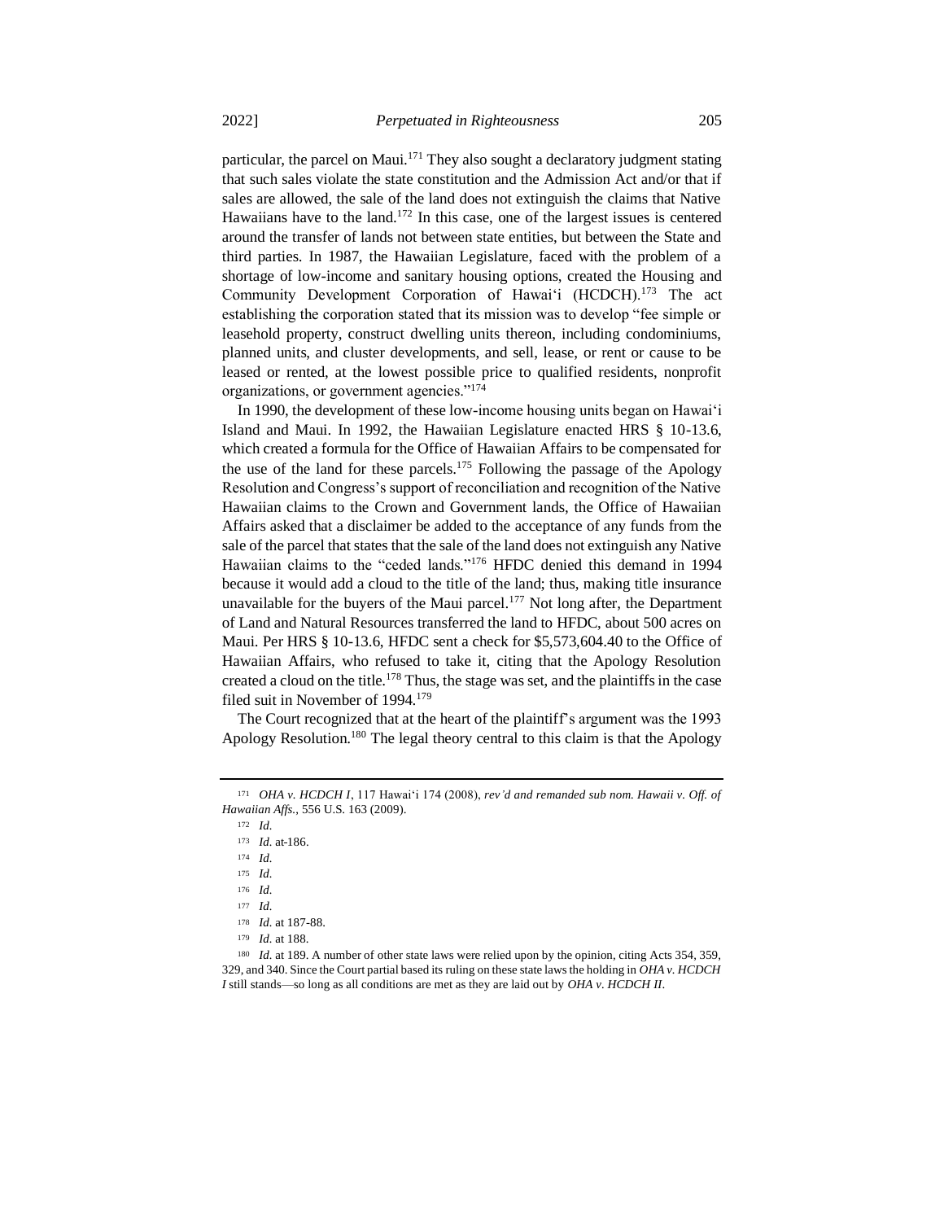particular, the parcel on Maui.[171] They also sought a declaratory judgment stating that such sales violate the state constitution and the Admission Act and/or that if sales are allowed, the sale of the land does not extinguish the claims that Native Hawaiians have to the land.[172] In this case, one of the largest issues is centered around the transfer of lands not between state entities, but between the State and third parties. In 1987, the Hawaiian Legislature, faced with the problem of a shortage of low-income and sanitary housing options, created the Housing and Community Development Corporation of Hawaiʻi (HCDCH).[173] The act establishing the corporation stated that its mission was to develop "fee simple or leasehold property, construct dwelling units thereon, including condominiums, planned units, and cluster developments, and sell, lease, or rent or cause to be leased or rented, at the lowest possible price to qualified residents, nonprofit organizations, or government agencies."[174]

In 1990, the development of these low-income housing units began on Hawaiʻi Island and Maui. In 1992, the Hawaiian Legislature enacted HRS § 10-13.6, which created a formula for the Office of Hawaiian Affairs to be compensated for the use of the land for these parcels.[175] Following the passage of the Apology Resolution and Congress's support of reconciliation and recognition of the Native Hawaiian claims to the Crown and Government lands, the Office of Hawaiian Affairs asked that a disclaimer be added to the acceptance of any funds from the sale of the parcel that states that the sale of the land does not extinguish any Native Hawaiian claims to the "ceded lands."[176] HFDC denied this demand in 1994 because it would add a cloud to the title of the land; thus, making title insurance unavailable for the buyers of the Maui parcel.[177] Not long after, the Department of Land and Natural Resources transferred the land to HFDC, about 500 acres on Maui. Per HRS § 10-13.6, HFDC sent a check for $5,573,604.40 to the Office of Hawaiian Affairs, who refused to take it, citing that the Apology Resolution created a cloud on the title.[178] Thus, the stage was set, and the plaintiffs in the case filed suit in November of 1994.[179]

The Court recognized that at the heart of the plaintiff's argument was the 1993 Apology Resolution.[180] The legal theory central to this claim is that the Apology

---

[171] *OHA v. HCDCH I*, 117 Hawaiʻi 174 (2008), *rev'd and remanded sub nom. Hawaii v. Off. of Hawaiian Affs.*, 556 U.S. 163 (2009).

[172] *Id.*

[173] *Id.* at-186.

[174] *Id.*

[175] *Id.*

[176] *Id.*

[177] *Id.*

[178] *Id.* at 187-88.

[179] *Id.* at 188.

[180] *Id.* at 189. A number of other state laws were relied upon by the opinion, citing Acts 354, 359, 329, and 340. Since the Court partial based its ruling on these state laws the holding in *OHA v. HCDCH I* still stands—so long as all conditions are met as they are laid out by *OHA v. HCDCH II*.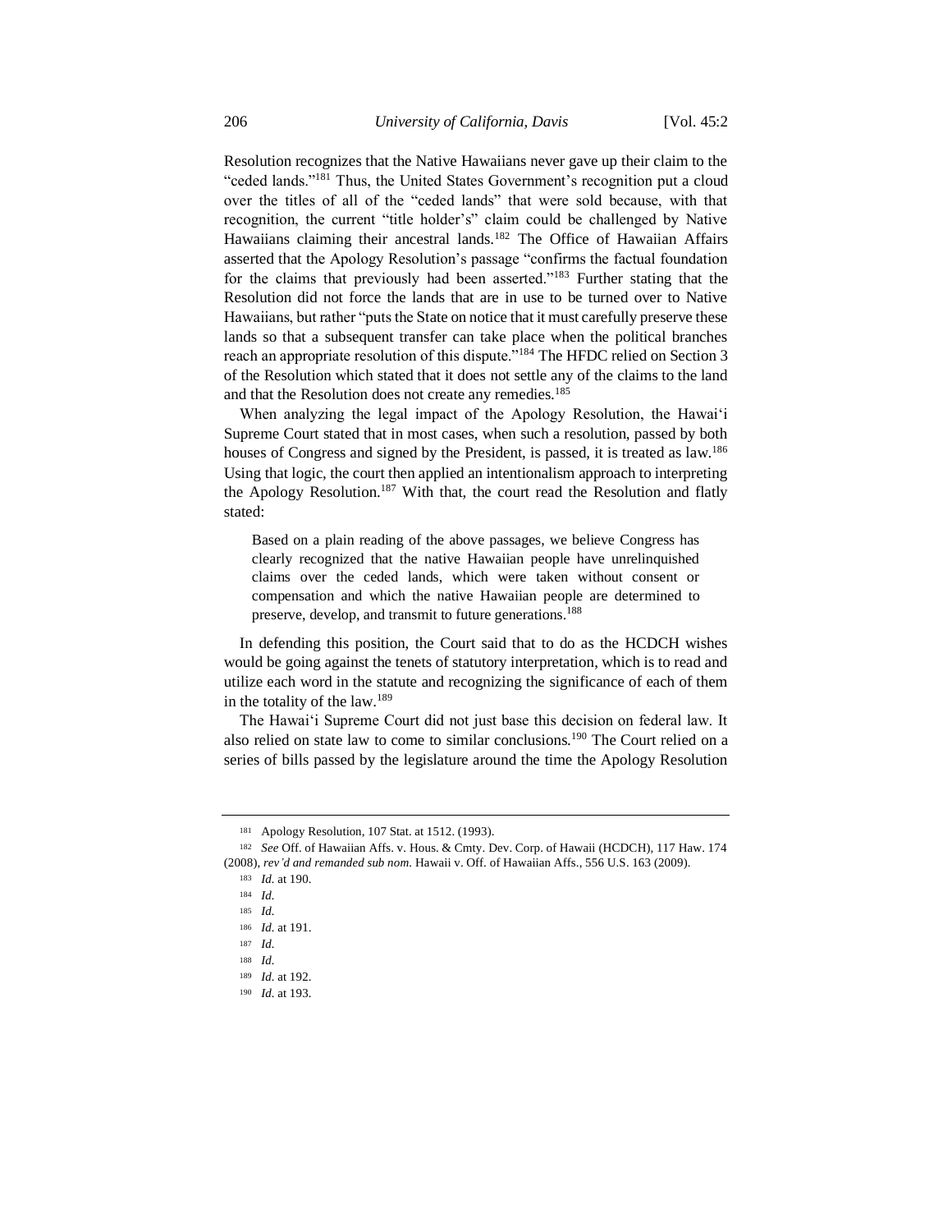Resolution recognizes that the Native Hawaiians never gave up their claim to the "ceded lands."[181] Thus, the United States Government's recognition put a cloud over the titles of all of the "ceded lands" that were sold because, with that recognition, the current "title holder's" claim could be challenged by Native Hawaiians claiming their ancestral lands.[182] The Office of Hawaiian Affairs asserted that the Apology Resolution's passage "confirms the factual foundation for the claims that previously had been asserted."[183] Further stating that the Resolution did not force the lands that are in use to be turned over to Native Hawaiians, but rather "puts the State on notice that it must carefully preserve these lands so that a subsequent transfer can take place when the political branches reach an appropriate resolution of this dispute."[184] The HFDC relied on Section 3 of the Resolution which stated that it does not settle any of the claims to the land and that the Resolution does not create any remedies.[185]

When analyzing the legal impact of the Apology Resolution, the Hawai'i Supreme Court stated that in most cases, when such a resolution, passed by both houses of Congress and signed by the President, is passed, it is treated as law.[186] Using that logic, the court then applied an intentionalism approach to interpreting the Apology Resolution.[187] With that, the court read the Resolution and flatly stated:

> Based on a plain reading of the above passages, we believe Congress has clearly recognized that the native Hawaiian people have unrelinquished claims over the ceded lands, which were taken without consent or compensation and which the native Hawaiian people are determined to preserve, develop, and transmit to future generations.[188]

In defending this position, the Court said that to do as the HCDCH wishes would be going against the tenets of statutory interpretation, which is to read and utilize each word in the statute and recognizing the significance of each of them in the totality of the law.[189]

The Hawai'i Supreme Court did not just base this decision on federal law. It also relied on state law to come to similar conclusions.[190] The Court relied on a series of bills passed by the legislature around the time the Apology Resolution

---

[181] Apology Resolution, 107 Stat. at 1512. (1993).

[182] *See* Off. of Hawaiian Affs. v. Hous. & Cmty. Dev. Corp. of Hawaii (HCDCH), 117 Haw. 174 (2008), *rev'd and remanded sub nom.* Hawaii v. Off. of Hawaiian Affs., 556 U.S. 163 (2009).

[183] *Id.* at 190.

[184] *Id.*

[185] *Id.*

[186] *Id.* at 191.

[187] *Id.*

[188] *Id.*

[189] *Id.* at 192.

[190] *Id.* at 193.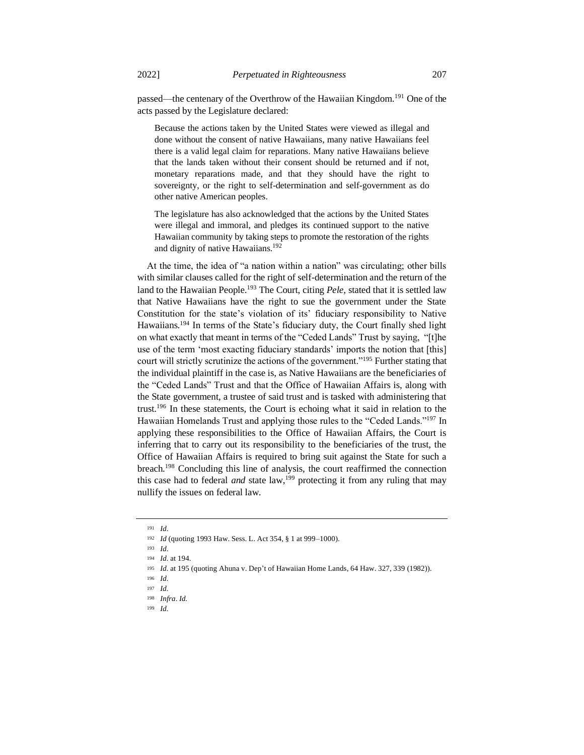passed—the centenary of the Overthrow of the Hawaiian Kingdom.[191] One of the acts passed by the Legislature declared:

> Because the actions taken by the United States were viewed as illegal and done without the consent of native Hawaiians, many native Hawaiians feel there is a valid legal claim for reparations. Many native Hawaiians believe that the lands taken without their consent should be returned and if not, monetary reparations made, and that they should have the right to sovereignty, or the right to self-determination and self-government as do other native American peoples.
>
> The legislature has also acknowledged that the actions by the United States were illegal and immoral, and pledges its continued support to the native Hawaiian community by taking steps to promote the restoration of the rights and dignity of native Hawaiians.[192]

At the time, the idea of "a nation within a nation" was circulating; other bills with similar clauses called for the right of self-determination and the return of the land to the Hawaiian People.[193] The Court, citing *Pele*, stated that it is settled law that Native Hawaiians have the right to sue the government under the State Constitution for the state's violation of its' fiduciary responsibility to Native Hawaiians.[194] In terms of the State's fiduciary duty, the Court finally shed light on what exactly that meant in terms of the "Ceded Lands" Trust by saying, "[t]he use of the term 'most exacting fiduciary standards' imports the notion that [this] court will strictly scrutinize the actions of the government."[195] Further stating that the individual plaintiff in the case is, as Native Hawaiians are the beneficiaries of the "Ceded Lands" Trust and that the Office of Hawaiian Affairs is, along with the State government, a trustee of said trust and is tasked with administering that trust.[196] In these statements, the Court is echoing what it said in relation to the Hawaiian Homelands Trust and applying those rules to the "Ceded Lands."[197] In applying these responsibilities to the Office of Hawaiian Affairs, the Court is inferring that to carry out its responsibility to the beneficiaries of the trust, the Office of Hawaiian Affairs is required to bring suit against the State for such a breach.[198] Concluding this line of analysis, the court reaffirmed the connection this case had to federal *and* state law,[199] protecting it from any ruling that may nullify the issues on federal law.

---

[191] *Id.*

[192] *Id* (quoting 1993 Haw. Sess. L. Act 354, § 1 at 999–1000).

[193] *Id.*

[194] *Id.* at 194.

[195] *Id.* at 195 (quoting Ahuna v. Dep't of Hawaiian Home Lands, 64 Haw. 327, 339 (1982)).

[196] *Id.*

[197] *Id.*

[198] *Infra*. *Id.*

[199] *Id.*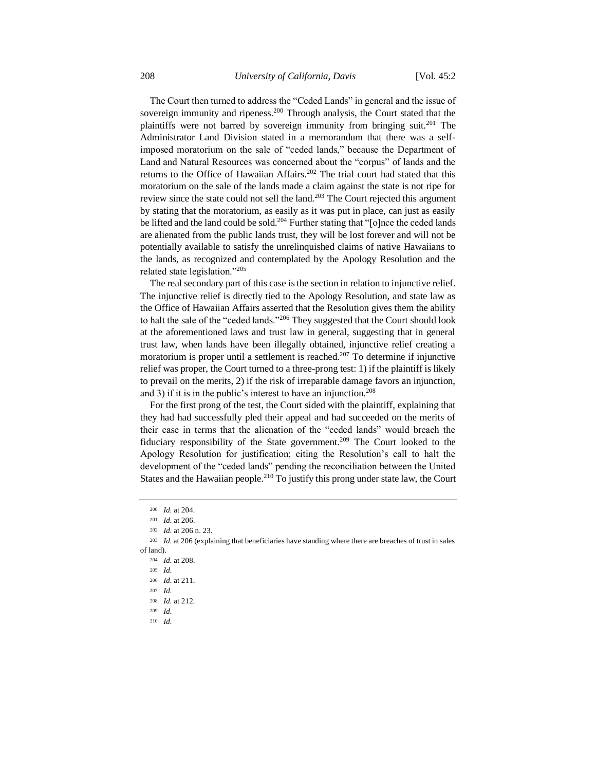The Court then turned to address the "Ceded Lands" in general and the issue of sovereign immunity and ripeness.[200] Through analysis, the Court stated that the plaintiffs were not barred by sovereign immunity from bringing suit.[201] The Administrator Land Division stated in a memorandum that there was a self-imposed moratorium on the sale of "ceded lands," because the Department of Land and Natural Resources was concerned about the "corpus" of lands and the returns to the Office of Hawaiian Affairs.[202] The trial court had stated that this moratorium on the sale of the lands made a claim against the state is not ripe for review since the state could not sell the land.[203] The Court rejected this argument by stating that the moratorium, as easily as it was put in place, can just as easily be lifted and the land could be sold.[204] Further stating that "[o]nce the ceded lands are alienated from the public lands trust, they will be lost forever and will not be potentially available to satisfy the unrelinquished claims of native Hawaiians to the lands, as recognized and contemplated by the Apology Resolution and the related state legislation."[205]

The real secondary part of this case is the section in relation to injunctive relief. The injunctive relief is directly tied to the Apology Resolution, and state law as the Office of Hawaiian Affairs asserted that the Resolution gives them the ability to halt the sale of the "ceded lands."[206] They suggested that the Court should look at the aforementioned laws and trust law in general, suggesting that in general trust law, when lands have been illegally obtained, injunctive relief creating a moratorium is proper until a settlement is reached.[207] To determine if injunctive relief was proper, the Court turned to a three-prong test: 1) if the plaintiff is likely to prevail on the merits, 2) if the risk of irreparable damage favors an injunction, and 3) if it is in the public's interest to have an injunction.[208]

For the first prong of the test, the Court sided with the plaintiff, explaining that they had had successfully pled their appeal and had succeeded on the merits of their case in terms that the alienation of the "ceded lands" would breach the fiduciary responsibility of the State government.[209] The Court looked to the Apology Resolution for justification; citing the Resolution's call to halt the development of the "ceded lands" pending the reconciliation between the United States and the Hawaiian people.[210] To justify this prong under state law, the Court

---

[200] *Id*. at 204.

[201] *Id*. at 206.

[202] *Id*. at 206 n. 23.

[203] *Id*. at 206 (explaining that beneficiaries have standing where there are breaches of trust in sales of land).

[204] *Id*. at 208.

[205] *Id*.

[206] *Id*. at 211.

[207] *Id*.

[208] *Id*. at 212.

[209] *Id*.

[210] *Id*.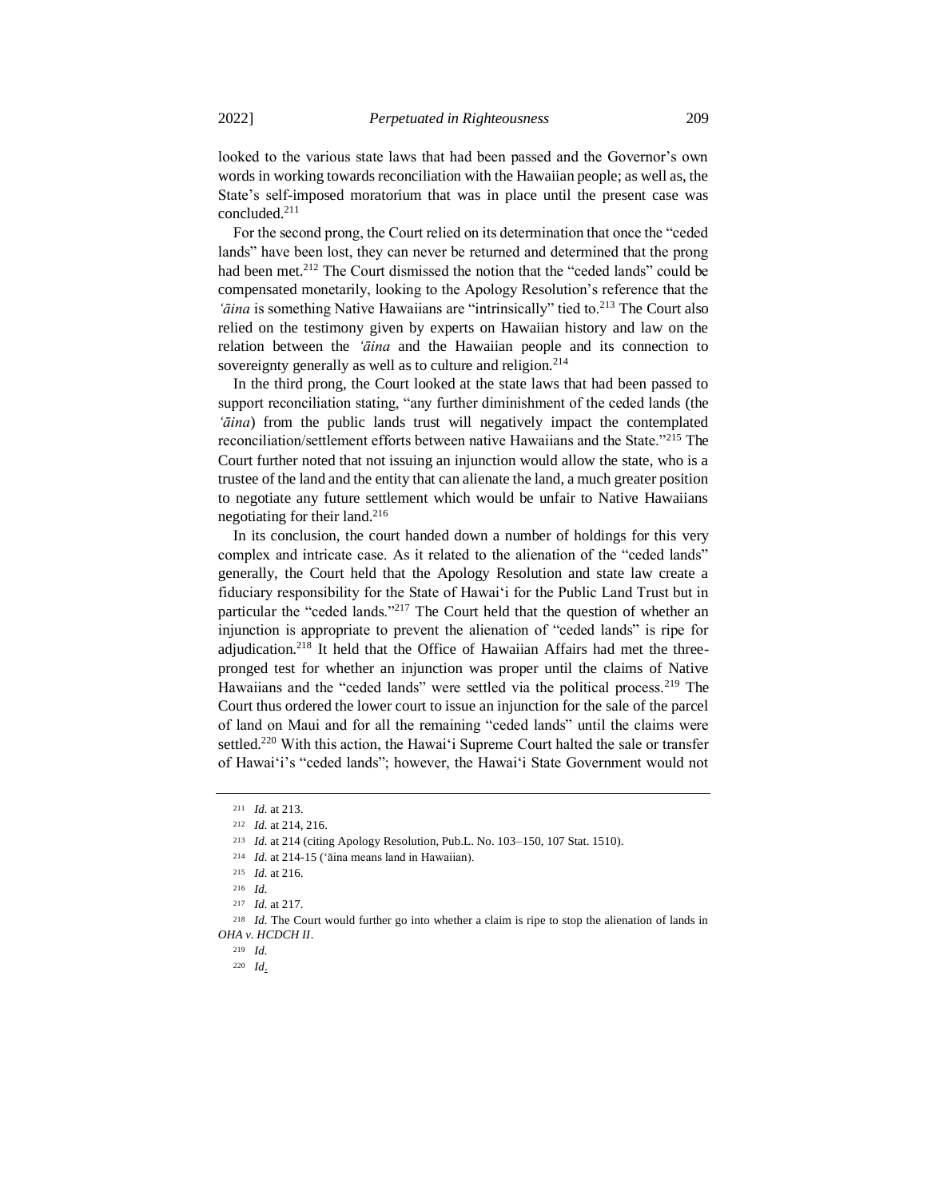looked to the various state laws that had been passed and the Governor's own words in working towards reconciliation with the Hawaiian people; as well as, the State's self-imposed moratorium that was in place until the present case was concluded.[211]

For the second prong, the Court relied on its determination that once the "ceded lands" have been lost, they can never be returned and determined that the prong had been met.[212] The Court dismissed the notion that the "ceded lands" could be compensated monetarily, looking to the Apology Resolution's reference that the *ʻāina* is something Native Hawaiians are "intrinsically" tied to.[213] The Court also relied on the testimony given by experts on Hawaiian history and law on the relation between the *ʻāina* and the Hawaiian people and its connection to sovereignty generally as well as to culture and religion.[214]

In the third prong, the Court looked at the state laws that had been passed to support reconciliation stating, "any further diminishment of the ceded lands (the *ʻāina*) from the public lands trust will negatively impact the contemplated reconciliation/settlement efforts between native Hawaiians and the State."[215] The Court further noted that not issuing an injunction would allow the state, who is a trustee of the land and the entity that can alienate the land, a much greater position to negotiate any future settlement which would be unfair to Native Hawaiians negotiating for their land.[216]

In its conclusion, the court handed down a number of holdings for this very complex and intricate case. As it related to the alienation of the "ceded lands" generally, the Court held that the Apology Resolution and state law create a fiduciary responsibility for the State of Hawaiʻi for the Public Land Trust but in particular the "ceded lands."[217] The Court held that the question of whether an injunction is appropriate to prevent the alienation of "ceded lands" is ripe for adjudication.[218] It held that the Office of Hawaiian Affairs had met the three-pronged test for whether an injunction was proper until the claims of Native Hawaiians and the "ceded lands" were settled via the political process.[219] The Court thus ordered the lower court to issue an injunction for the sale of the parcel of land on Maui and for all the remaining "ceded lands" until the claims were settled.[220] With this action, the Hawaiʻi Supreme Court halted the sale or transfer of Hawaiʻi's "ceded lands"; however, the Hawaiʻi State Government would not

---

[211] *Id.* at 213.

[212] *Id.* at 214, 216.

[213] *Id.* at 214 (citing Apology Resolution, Pub.L. No. 103–150, 107 Stat. 1510).

[214] *Id.* at 214-15 (ʻāina means land in Hawaiian).

[215] *Id.* at 216.

[216] *Id.*

[217] *Id.* at 217.

[218] *Id.* The Court would further go into whether a claim is ripe to stop the alienation of lands in *OHA v. HCDCH II*.

[219] *Id.*

[220] *Id.*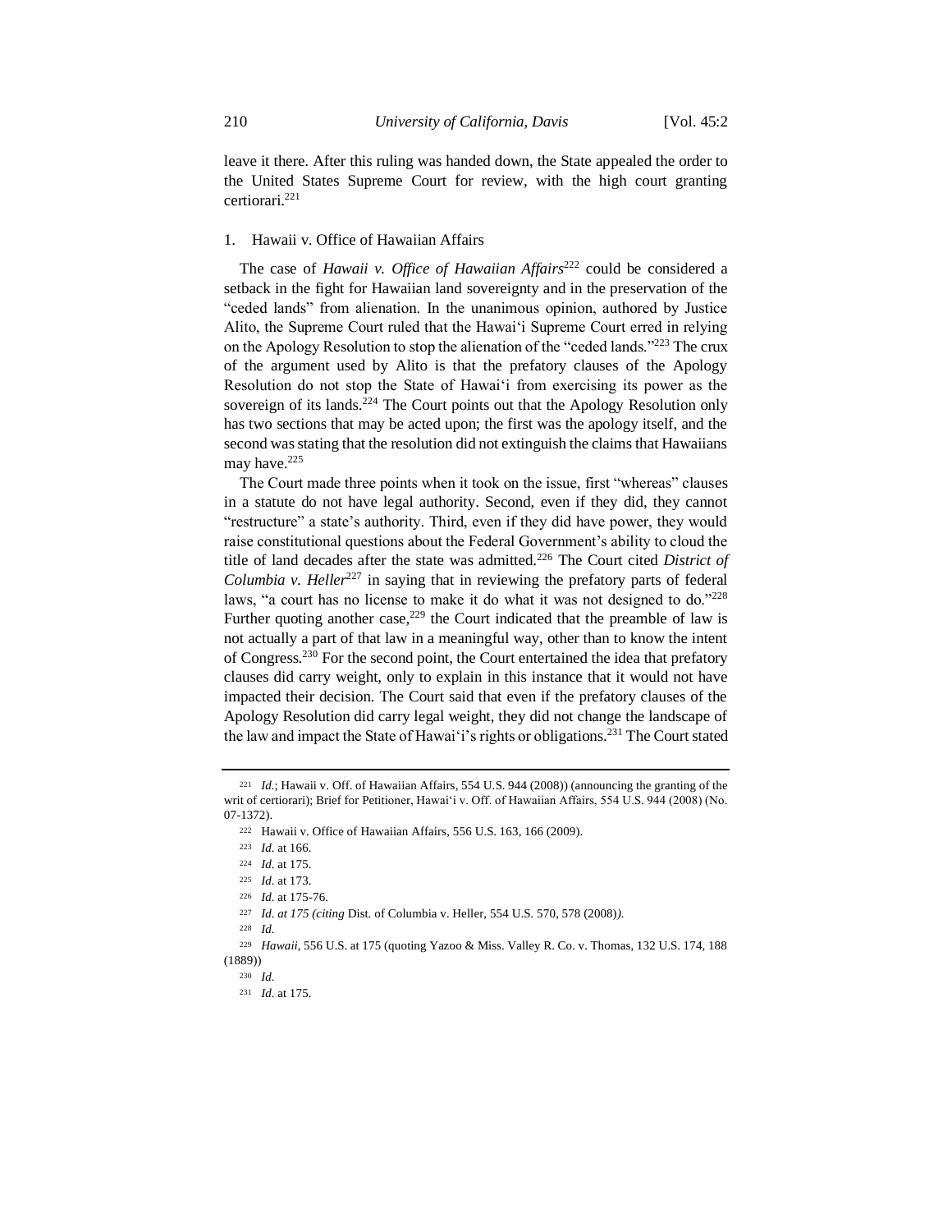leave it there. After this ruling was handed down, the State appealed the order to the United States Supreme Court for review, with the high court granting certiorari.[221]

### 1. Hawaii v. Office of Hawaiian Affairs

The case of *Hawaii v. Office of Hawaiian Affairs*[222] could be considered a setback in the fight for Hawaiian land sovereignty and in the preservation of the "ceded lands" from alienation. In the unanimous opinion, authored by Justice Alito, the Supreme Court ruled that the Hawai'i Supreme Court erred in relying on the Apology Resolution to stop the alienation of the "ceded lands."[223] The crux of the argument used by Alito is that the prefatory clauses of the Apology Resolution do not stop the State of Hawai'i from exercising its power as the sovereign of its lands.[224] The Court points out that the Apology Resolution only has two sections that may be acted upon; the first was the apology itself, and the second was stating that the resolution did not extinguish the claims that Hawaiians may have.[225]

The Court made three points when it took on the issue, first "whereas" clauses in a statute do not have legal authority. Second, even if they did, they cannot "restructure" a state's authority. Third, even if they did have power, they would raise constitutional questions about the Federal Government's ability to cloud the title of land decades after the state was admitted.[226] The Court cited *District of Columbia v. Heller*[227] in saying that in reviewing the prefatory parts of federal laws, "a court has no license to make it do what it was not designed to do."[228] Further quoting another case,[229] the Court indicated that the preamble of law is not actually a part of that law in a meaningful way, other than to know the intent of Congress.[230] For the second point, the Court entertained the idea that prefatory clauses did carry weight, only to explain in this instance that it would not have impacted their decision. The Court said that even if the prefatory clauses of the Apology Resolution did carry legal weight, they did not change the landscape of the law and impact the State of Hawai'i's rights or obligations.[231] The Court stated

---

[221] *Id.*; Hawaii v. Off. of Hawaiian Affairs, 554 U.S. 944 (2008)) (announcing the granting of the writ of certiorari); Brief for Petitioner, Hawai'i v. Off. of Hawaiian Affairs, 554 U.S. 944 (2008) (No. 07-1372).

[222] Hawaii v. Office of Hawaiian Affairs, 556 U.S. 163, 166 (2009).

[223] *Id.* at 166.

[224] *Id.* at 175.

[225] *Id.* at 173.

[226] *Id.* at 175-76.

[227] *Id. at 175 (citing* Dist. of Columbia v. Heller, 554 U.S. 570, 578 (2008)*).*

[228] *Id.*

[229] *Hawaii*, 556 U.S. at 175 (quoting Yazoo & Miss. Valley R. Co. v. Thomas, 132 U.S. 174, 188 (1889))

[230] *Id.*

[231] *Id.* at 175.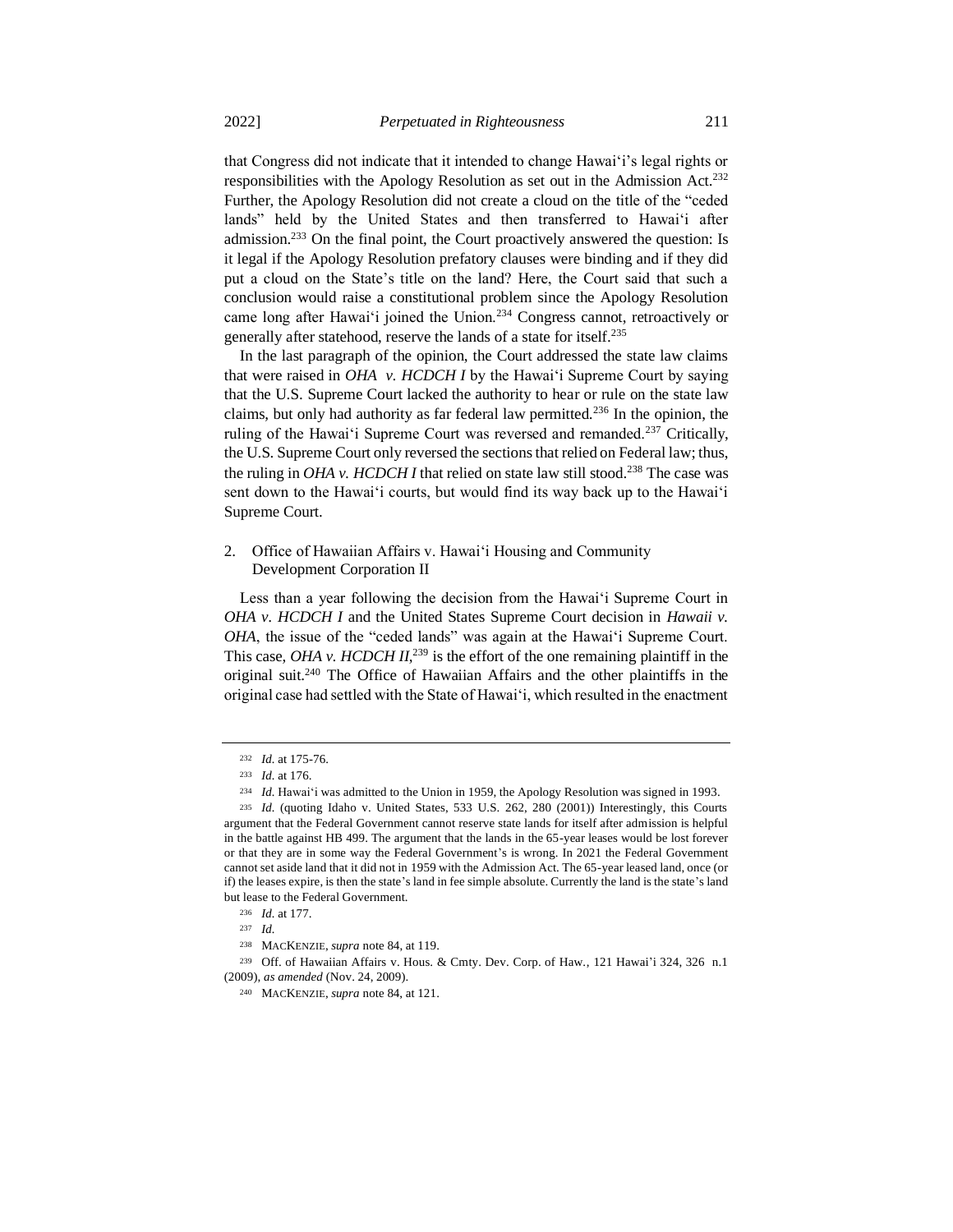that Congress did not indicate that it intended to change Hawai'i's legal rights or responsibilities with the Apology Resolution as set out in the Admission Act.[232] Further, the Apology Resolution did not create a cloud on the title of the "ceded lands" held by the United States and then transferred to Hawai'i after admission.[233] On the final point, the Court proactively answered the question: Is it legal if the Apology Resolution prefatory clauses were binding and if they did put a cloud on the State's title on the land? Here, the Court said that such a conclusion would raise a constitutional problem since the Apology Resolution came long after Hawai'i joined the Union.[234] Congress cannot, retroactively or generally after statehood, reserve the lands of a state for itself.[235]

In the last paragraph of the opinion, the Court addressed the state law claims that were raised in *OHA v. HCDCH I* by the Hawai'i Supreme Court by saying that the U.S. Supreme Court lacked the authority to hear or rule on the state law claims, but only had authority as far federal law permitted.[236] In the opinion, the ruling of the Hawai'i Supreme Court was reversed and remanded.[237] Critically, the U.S. Supreme Court only reversed the sections that relied on Federal law; thus, the ruling in *OHA v. HCDCH I* that relied on state law still stood.[238] The case was sent down to the Hawai'i courts, but would find its way back up to the Hawai'i Supreme Court.

2. Office of Hawaiian Affairs v. Hawai'i Housing and Community Development Corporation II

Less than a year following the decision from the Hawai'i Supreme Court in *OHA v. HCDCH I* and the United States Supreme Court decision in *Hawaii v. OHA*, the issue of the "ceded lands" was again at the Hawai'i Supreme Court. This case, *OHA v. HCDCH II*,[239] is the effort of the one remaining plaintiff in the original suit.[240] The Office of Hawaiian Affairs and the other plaintiffs in the original case had settled with the State of Hawai'i, which resulted in the enactment

---

[232] *Id.* at 175-76.

[233] *Id.* at 176.

[234] *Id.* Hawai'i was admitted to the Union in 1959, the Apology Resolution was signed in 1993.

[235] *Id.* (quoting Idaho v. United States, 533 U.S. 262, 280 (2001)) Interestingly, this Courts argument that the Federal Government cannot reserve state lands for itself after admission is helpful in the battle against HB 499. The argument that the lands in the 65-year leases would be lost forever or that they are in some way the Federal Government's is wrong. In 2021 the Federal Government cannot set aside land that it did not in 1959 with the Admission Act. The 65-year leased land, once (or if) the leases expire, is then the state's land in fee simple absolute. Currently the land is the state's land but lease to the Federal Government.

[236] *Id.* at 177.

[237] *Id.*

[238] MACKENZIE, *supra* note 84, at 119.

[239] Off. of Hawaiian Affairs v. Hous. & Cmty. Dev. Corp. of Haw., 121 Hawai'i 324, 326 n.1 (2009), *as amended* (Nov. 24, 2009).

[240] MACKENZIE, *supra* note 84, at 121.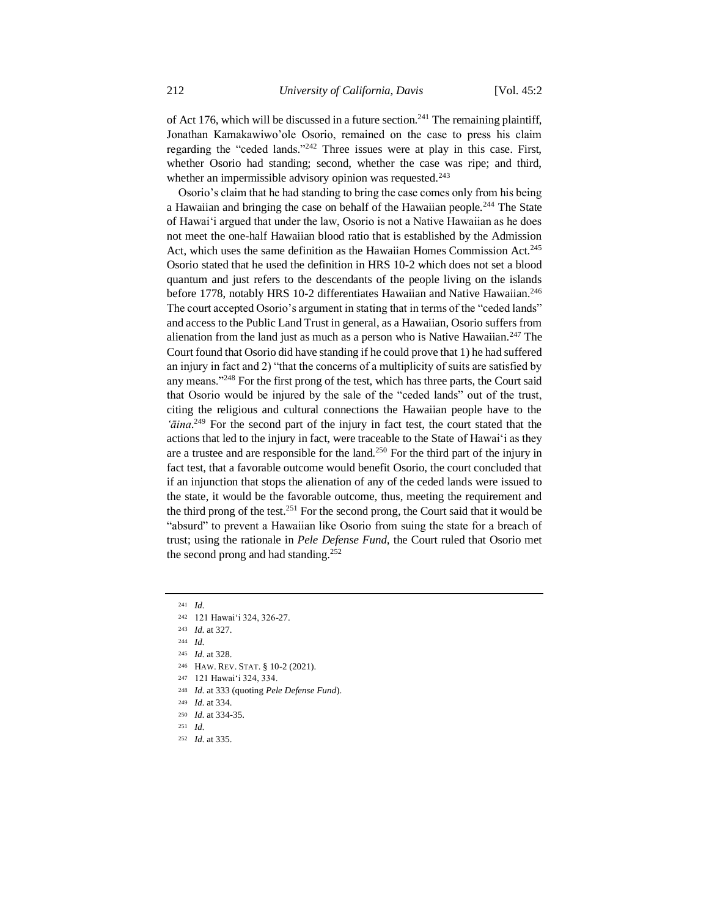of Act 176, which will be discussed in a future section.[241] The remaining plaintiff, Jonathan Kamakawiwo'ole Osorio, remained on the case to press his claim regarding the "ceded lands."[242] Three issues were at play in this case. First, whether Osorio had standing; second, whether the case was ripe; and third, whether an impermissible advisory opinion was requested.[243]

Osorio's claim that he had standing to bring the case comes only from his being a Hawaiian and bringing the case on behalf of the Hawaiian people.[244] The State of Hawai'i argued that under the law, Osorio is not a Native Hawaiian as he does not meet the one-half Hawaiian blood ratio that is established by the Admission Act, which uses the same definition as the Hawaiian Homes Commission Act.[245] Osorio stated that he used the definition in HRS 10-2 which does not set a blood quantum and just refers to the descendants of the people living on the islands before 1778, notably HRS 10-2 differentiates Hawaiian and Native Hawaiian.[246] The court accepted Osorio's argument in stating that in terms of the "ceded lands" and access to the Public Land Trust in general, as a Hawaiian, Osorio suffers from alienation from the land just as much as a person who is Native Hawaiian.[247] The Court found that Osorio did have standing if he could prove that 1) he had suffered an injury in fact and 2) "that the concerns of a multiplicity of suits are satisfied by any means."[248] For the first prong of the test, which has three parts, the Court said that Osorio would be injured by the sale of the "ceded lands" out of the trust, citing the religious and cultural connections the Hawaiian people have to the *'āina*.[249] For the second part of the injury in fact test, the court stated that the actions that led to the injury in fact, were traceable to the State of Hawai'i as they are a trustee and are responsible for the land.[250] For the third part of the injury in fact test, that a favorable outcome would benefit Osorio, the court concluded that if an injunction that stops the alienation of any of the ceded lands were issued to the state, it would be the favorable outcome, thus, meeting the requirement and the third prong of the test.[251] For the second prong, the Court said that it would be "absurd" to prevent a Hawaiian like Osorio from suing the state for a breach of trust; using the rationale in *Pele Defense Fund*, the Court ruled that Osorio met the second prong and had standing.[252]

---

[241] *Id.*
[242] 121 Hawai'i 324, 326-27.
[243] *Id.* at 327.
[244] *Id.*
[245] *Id.* at 328.
[246] HAW. REV. STAT. § 10-2 (2021).
[247] 121 Hawai'i 324, 334.
[248] *Id.* at 333 (quoting *Pele Defense Fund*).
[249] *Id.* at 334.
[250] *Id.* at 334-35.
[251] *Id.*
[252] *Id.* at 335.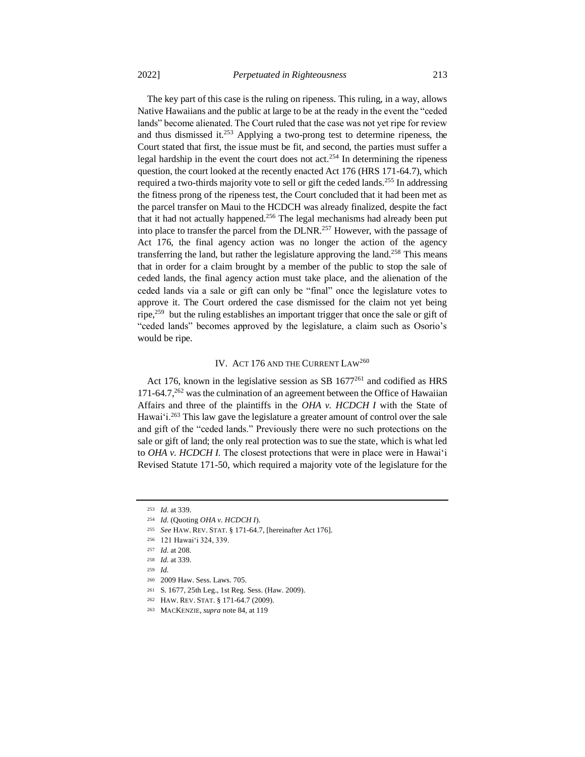The key part of this case is the ruling on ripeness. This ruling, in a way, allows Native Hawaiians and the public at large to be at the ready in the event the "ceded lands" become alienated. The Court ruled that the case was not yet ripe for review and thus dismissed it.[253] Applying a two-prong test to determine ripeness, the Court stated that first, the issue must be fit, and second, the parties must suffer a legal hardship in the event the court does not act.[254] In determining the ripeness question, the court looked at the recently enacted Act 176 (HRS 171-64.7), which required a two-thirds majority vote to sell or gift the ceded lands.[255] In addressing the fitness prong of the ripeness test, the Court concluded that it had been met as the parcel transfer on Maui to the HCDCH was already finalized, despite the fact that it had not actually happened.[256] The legal mechanisms had already been put into place to transfer the parcel from the DLNR.[257] However, with the passage of Act 176, the final agency action was no longer the action of the agency transferring the land, but rather the legislature approving the land.[258] This means that in order for a claim brought by a member of the public to stop the sale of ceded lands, the final agency action must take place, and the alienation of the ceded lands via a sale or gift can only be "final" once the legislature votes to approve it. The Court ordered the case dismissed for the claim not yet being ripe,[259] but the ruling establishes an important trigger that once the sale or gift of "ceded lands" becomes approved by the legislature, a claim such as Osorio's would be ripe.

## IV. ACT 176 AND THE CURRENT LAW[260]

Act 176, known in the legislative session as SB 1677[261] and codified as HRS 171-64.7,[262] was the culmination of an agreement between the Office of Hawaiian Affairs and three of the plaintiffs in the *OHA v. HCDCH I* with the State of Hawai'i.[263] This law gave the legislature a greater amount of control over the sale and gift of the "ceded lands." Previously there were no such protections on the sale or gift of land; the only real protection was to sue the state, which is what led to *OHA v. HCDCH I*. The closest protections that were in place were in Hawai'i Revised Statute 171-50, which required a majority vote of the legislature for the

---

253 *Id.* at 339.

254 *Id.* (Quoting *OHA v. HCDCH I*).

255 *See* HAW. REV. STAT. § 171-64.7, [hereinafter Act 176].

256 121 Hawai'i 324, 339.

257 *Id.* at 208.

258 *Id.* at 339.

259 *Id.*

260 2009 Haw. Sess. Laws. 705.

261 S. 1677, 25th Leg., 1st Reg. Sess. (Haw. 2009).

262 HAW. REV. STAT. § 171-64.7 (2009).

263 MACKENZIE, *supra* note 84, at 119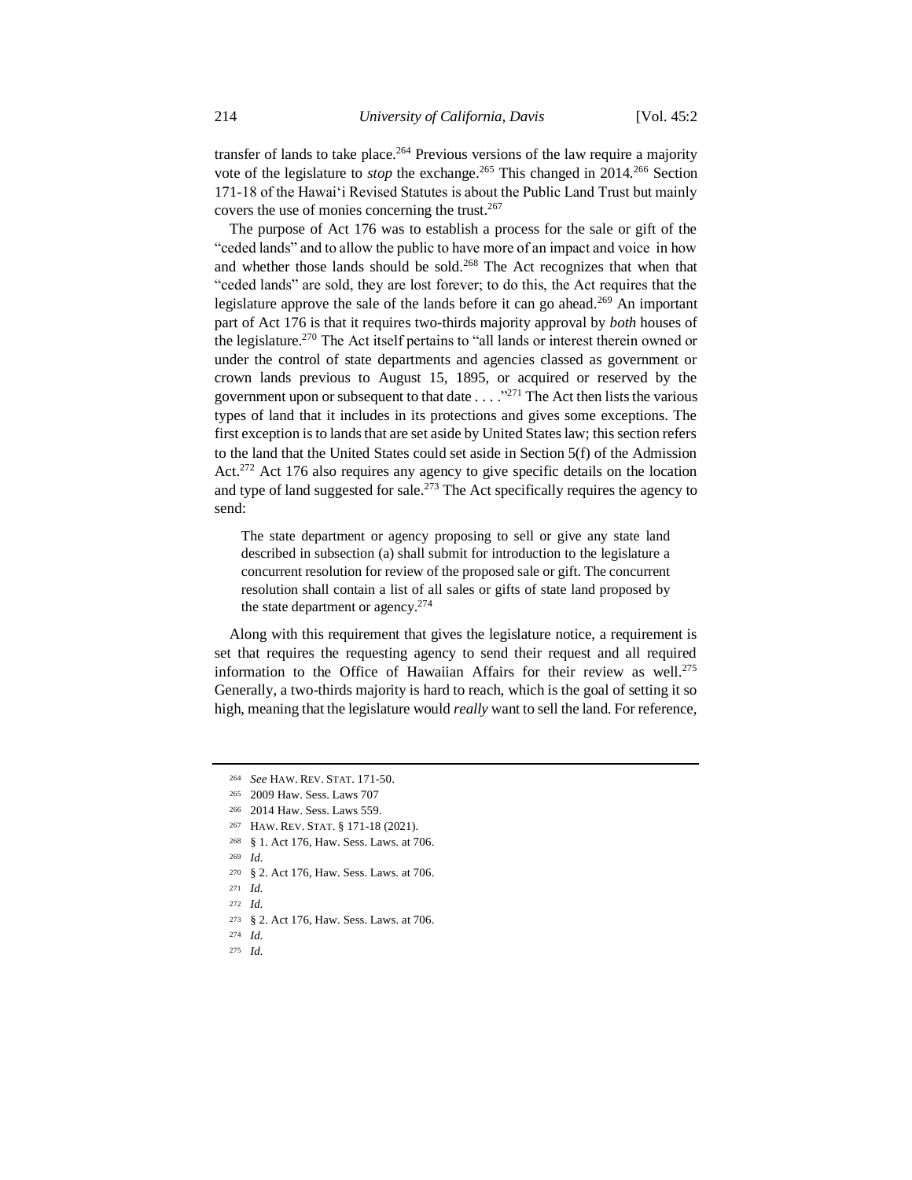transfer of lands to take place.[264] Previous versions of the law require a majority vote of the legislature to *stop* the exchange.[265] This changed in 2014.[266] Section 171-18 of the Hawai'i Revised Statutes is about the Public Land Trust but mainly covers the use of monies concerning the trust.[267]

The purpose of Act 176 was to establish a process for the sale or gift of the "ceded lands" and to allow the public to have more of an impact and voice in how and whether those lands should be sold.[268] The Act recognizes that when that "ceded lands" are sold, they are lost forever; to do this, the Act requires that the legislature approve the sale of the lands before it can go ahead.[269] An important part of Act 176 is that it requires two-thirds majority approval by *both* houses of the legislature.[270] The Act itself pertains to "all lands or interest therein owned or under the control of state departments and agencies classed as government or crown lands previous to August 15, 1895, or acquired or reserved by the government upon or subsequent to that date . . . ."[271] The Act then lists the various types of land that it includes in its protections and gives some exceptions. The first exception is to lands that are set aside by United States law; this section refers to the land that the United States could set aside in Section 5(f) of the Admission Act.[272] Act 176 also requires any agency to give specific details on the location and type of land suggested for sale.[273] The Act specifically requires the agency to send:

> The state department or agency proposing to sell or give any state land described in subsection (a) shall submit for introduction to the legislature a concurrent resolution for review of the proposed sale or gift. The concurrent resolution shall contain a list of all sales or gifts of state land proposed by the state department or agency.[274]

Along with this requirement that gives the legislature notice, a requirement is set that requires the requesting agency to send their request and all required information to the Office of Hawaiian Affairs for their review as well.[275] Generally, a two-thirds majority is hard to reach, which is the goal of setting it so high, meaning that the legislature would *really* want to sell the land. For reference,

---

[264] *See* HAW. REV. STAT. 171-50.

[265] 2009 Haw. Sess. Laws 707

[266] 2014 Haw. Sess. Laws 559.

[267] HAW. REV. STAT. § 171-18 (2021).

[268] § 1. Act 176, Haw. Sess. Laws. at 706.

[269] *Id.*

[270] § 2. Act 176, Haw. Sess. Laws. at 706.

[271] *Id.*

[272] *Id.*

[273] § 2. Act 176, Haw. Sess. Laws. at 706.

[274] *Id.*

[275] *Id.*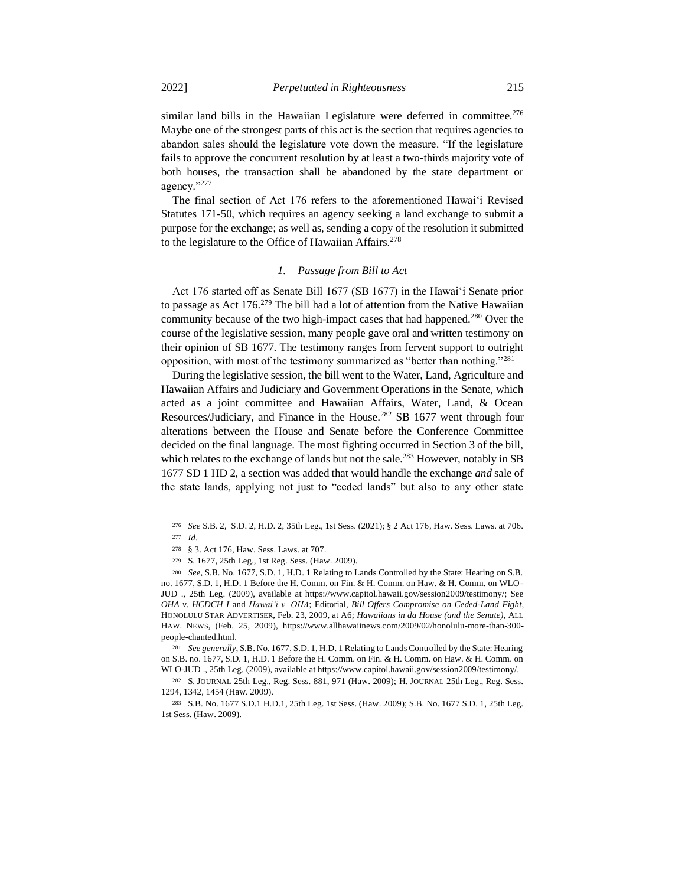similar land bills in the Hawaiian Legislature were deferred in committee.[276] Maybe one of the strongest parts of this act is the section that requires agencies to abandon sales should the legislature vote down the measure. "If the legislature fails to approve the concurrent resolution by at least a two-thirds majority vote of both houses, the transaction shall be abandoned by the state department or agency."[277]

The final section of Act 176 refers to the aforementioned Hawaiʻi Revised Statutes 171-50, which requires an agency seeking a land exchange to submit a purpose for the exchange; as well as, sending a copy of the resolution it submitted to the legislature to the Office of Hawaiian Affairs.[278]

### *1. Passage from Bill to Act*

Act 176 started off as Senate Bill 1677 (SB 1677) in the Hawaiʻi Senate prior to passage as Act 176.[279] The bill had a lot of attention from the Native Hawaiian community because of the two high-impact cases that had happened.[280] Over the course of the legislative session, many people gave oral and written testimony on their opinion of SB 1677. The testimony ranges from fervent support to outright opposition, with most of the testimony summarized as "better than nothing."[281]

During the legislative session, the bill went to the Water, Land, Agriculture and Hawaiian Affairs and Judiciary and Government Operations in the Senate, which acted as a joint committee and Hawaiian Affairs, Water, Land, & Ocean Resources/Judiciary, and Finance in the House.[282] SB 1677 went through four alterations between the House and Senate before the Conference Committee decided on the final language. The most fighting occurred in Section 3 of the bill, which relates to the exchange of lands but not the sale.[283] However, notably in SB 1677 SD 1 HD 2, a section was added that would handle the exchange *and* sale of the state lands, applying not just to "ceded lands" but also to any other state

---

[276] *See* S.B. 2, S.D. 2, H.D. 2, 35th Leg., 1st Sess. (2021); § 2 Act 176, Haw. Sess. Laws. at 706.

[277] *Id*.

[278] § 3. Act 176, Haw. Sess. Laws. at 707.

[279] S. 1677, 25th Leg., 1st Reg. Sess. (Haw. 2009).

[280] *See*, S.B. No. 1677, S.D. 1, H.D. 1 Relating to Lands Controlled by the State: Hearing on S.B. no. 1677, S.D. 1, H.D. 1 Before the H. Comm. on Fin. & H. Comm. on Haw. & H. Comm. on WLO-JUD ., 25th Leg. (2009), available at https://www.capitol.hawaii.gov/session2009/testimony/; See *OHA v. HCDCH I* and *Hawaiʻi v. OHA*; Editorial, *Bill Offers Compromise on Ceded-Land Fight*, HONOLULU STAR ADVERTISER, Feb. 23, 2009, at A6; *Hawaiians in da House (and the Senate)*, ALL HAW. NEWS, (Feb. 25, 2009), https://www.allhawaiinews.com/2009/02/honolulu-more-than-300-people-chanted.html.

[281] *See generally*, S.B. No. 1677, S.D. 1, H.D. 1 Relating to Lands Controlled by the State: Hearing on S.B. no. 1677, S.D. 1, H.D. 1 Before the H. Comm. on Fin. & H. Comm. on Haw. & H. Comm. on WLO-JUD ., 25th Leg. (2009), available at https://www.capitol.hawaii.gov/session2009/testimony/.

[282] S. JOURNAL 25th Leg., Reg. Sess. 881, 971 (Haw. 2009); H. JOURNAL 25th Leg., Reg. Sess. 1294, 1342, 1454 (Haw. 2009).

[283] S.B. No. 1677 S.D.1 H.D.1, 25th Leg. 1st Sess. (Haw. 2009); S.B. No. 1677 S.D. 1, 25th Leg. 1st Sess. (Haw. 2009).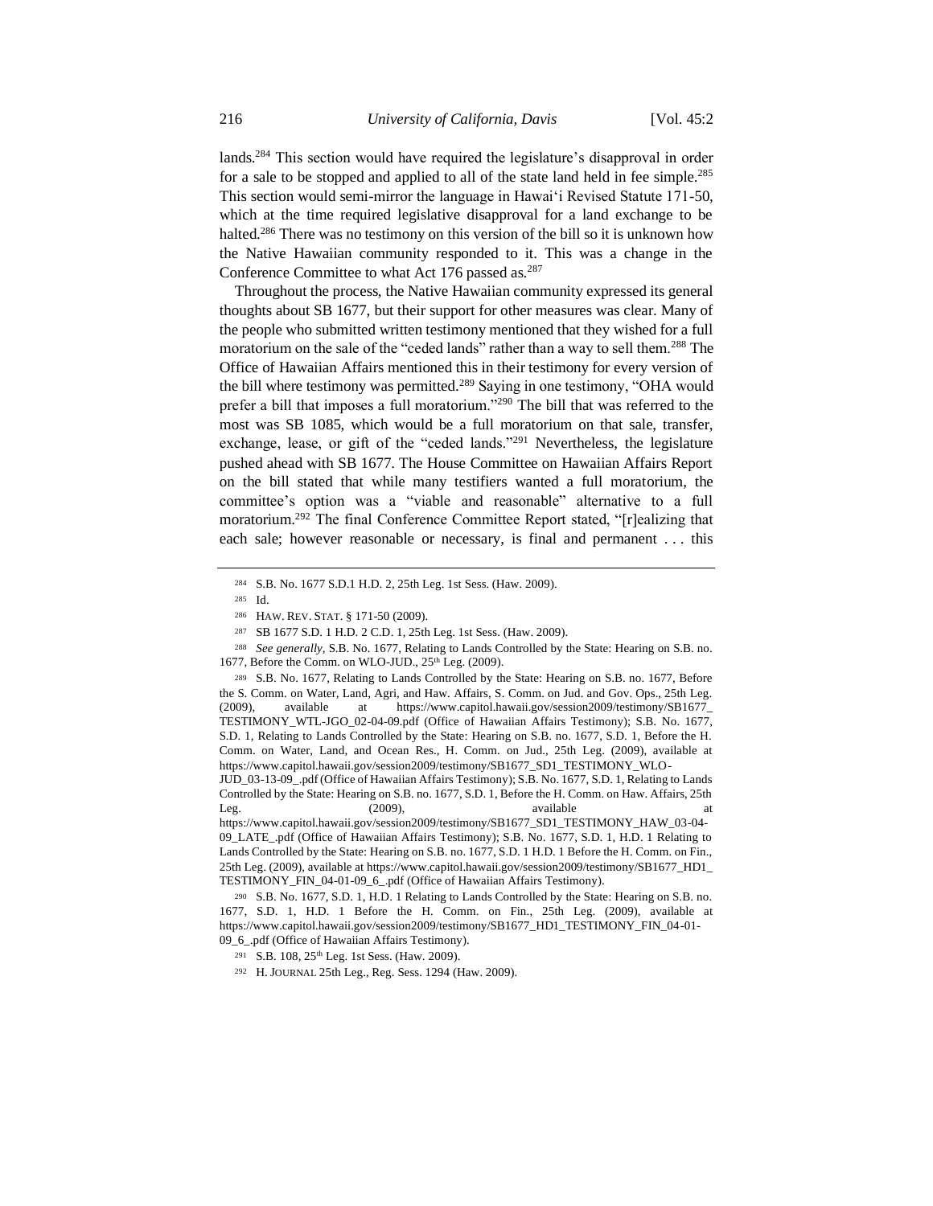lands.[284] This section would have required the legislature's disapproval in order for a sale to be stopped and applied to all of the state land held in fee simple.[285] This section would semi-mirror the language in Hawai'i Revised Statute 171-50, which at the time required legislative disapproval for a land exchange to be halted.[286] There was no testimony on this version of the bill so it is unknown how the Native Hawaiian community responded to it. This was a change in the Conference Committee to what Act 176 passed as.[287]

Throughout the process, the Native Hawaiian community expressed its general thoughts about SB 1677, but their support for other measures was clear. Many of the people who submitted written testimony mentioned that they wished for a full moratorium on the sale of the "ceded lands" rather than a way to sell them.[288] The Office of Hawaiian Affairs mentioned this in their testimony for every version of the bill where testimony was permitted.[289] Saying in one testimony, "OHA would prefer a bill that imposes a full moratorium."[290] The bill that was referred to the most was SB 1085, which would be a full moratorium on that sale, transfer, exchange, lease, or gift of the "ceded lands."[291] Nevertheless, the legislature pushed ahead with SB 1677. The House Committee on Hawaiian Affairs Report on the bill stated that while many testifiers wanted a full moratorium, the committee's option was a "viable and reasonable" alternative to a full moratorium.[292] The final Conference Committee Report stated, "[r]ealizing that each sale; however reasonable or necessary, is final and permanent . . . this

---

[284] S.B. No. 1677 S.D.1 H.D. 2, 25th Leg. 1st Sess. (Haw. 2009).

[285] Id.

[286] HAW. REV. STAT. § 171-50 (2009).

[287] SB 1677 S.D. 1 H.D. 2 C.D. 1, 25th Leg. 1st Sess. (Haw. 2009).

[288] *See generally*, S.B. No. 1677, Relating to Lands Controlled by the State: Hearing on S.B. no. 1677, Before the Comm. on WLO-JUD., 25th Leg. (2009).

[289] S.B. No. 1677, Relating to Lands Controlled by the State: Hearing on S.B. no. 1677, Before the S. Comm. on Water, Land, Agri, and Haw. Affairs, S. Comm. on Jud. and Gov. Ops., 25th Leg. (2009), available at https://www.capitol.hawaii.gov/session2009/testimony/SB1677_TESTIMONY_WTL-JGO_02-04-09.pdf (Office of Hawaiian Affairs Testimony); S.B. No. 1677, S.D. 1, Relating to Lands Controlled by the State: Hearing on S.B. no. 1677, S.D. 1, Before the H. Comm. on Water, Land, and Ocean Res., H. Comm. on Jud., 25th Leg. (2009), available at https://www.capitol.hawaii.gov/session2009/testimony/SB1677_SD1_TESTIMONY_WLO-JUD_03-13-09_.pdf (Office of Hawaiian Affairs Testimony); S.B. No. 1677, S.D. 1, Relating to Lands Controlled by the State: Hearing on S.B. no. 1677, S.D. 1, Before the H. Comm. on Haw. Affairs, 25th Leg. (2009), available at https://www.capitol.hawaii.gov/session2009/testimony/SB1677_SD1_TESTIMONY_HAW_03-04-09_LATE_.pdf (Office of Hawaiian Affairs Testimony); S.B. No. 1677, S.D. 1, H.D. 1 Relating to Lands Controlled by the State: Hearing on S.B. no. 1677, S.D. 1 H.D. 1 Before the H. Comm. on Fin., 25th Leg. (2009), available at https://www.capitol.hawaii.gov/session2009/testimony/SB1677_HD1_TESTIMONY_FIN_04-01-09_6_.pdf (Office of Hawaiian Affairs Testimony).

[290] S.B. No. 1677, S.D. 1, H.D. 1 Relating to Lands Controlled by the State: Hearing on S.B. no. 1677, S.D. 1, H.D. 1 Before the H. Comm. on Fin., 25th Leg. (2009), available at https://www.capitol.hawaii.gov/session2009/testimony/SB1677_HD1_TESTIMONY_FIN_04-01-09_6_.pdf (Office of Hawaiian Affairs Testimony).

[291] S.B. 108, 25th Leg. 1st Sess. (Haw. 2009).

[292] H. JOURNAL 25th Leg., Reg. Sess. 1294 (Haw. 2009).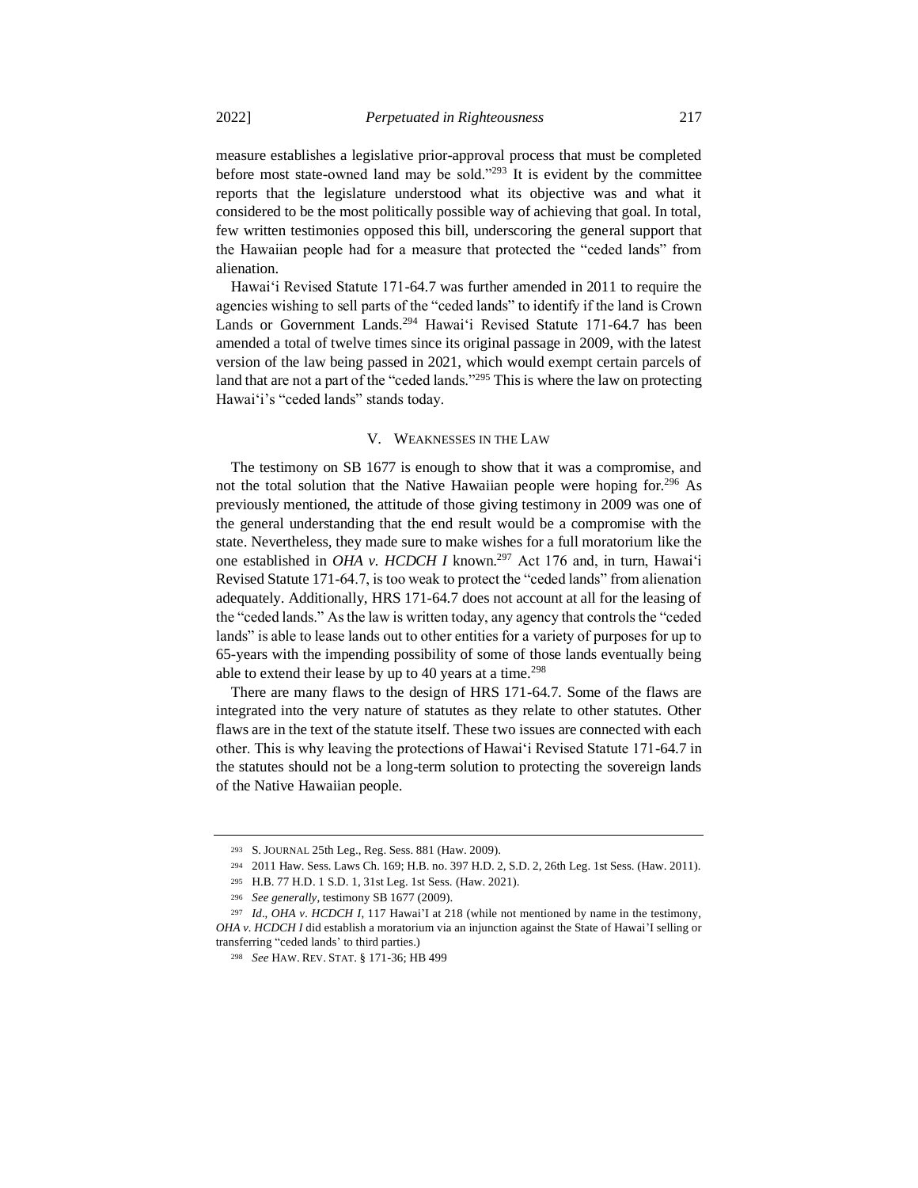measure establishes a legislative prior-approval process that must be completed before most state-owned land may be sold."[293] It is evident by the committee reports that the legislature understood what its objective was and what it considered to be the most politically possible way of achieving that goal. In total, few written testimonies opposed this bill, underscoring the general support that the Hawaiian people had for a measure that protected the "ceded lands" from alienation.

Hawai'i Revised Statute 171-64.7 was further amended in 2011 to require the agencies wishing to sell parts of the "ceded lands" to identify if the land is Crown Lands or Government Lands.[294] Hawai'i Revised Statute 171-64.7 has been amended a total of twelve times since its original passage in 2009, with the latest version of the law being passed in 2021, which would exempt certain parcels of land that are not a part of the "ceded lands."[295] This is where the law on protecting Hawai'i's "ceded lands" stands today.

## V. WEAKNESSES IN THE LAW

The testimony on SB 1677 is enough to show that it was a compromise, and not the total solution that the Native Hawaiian people were hoping for.[296] As previously mentioned, the attitude of those giving testimony in 2009 was one of the general understanding that the end result would be a compromise with the state. Nevertheless, they made sure to make wishes for a full moratorium like the one established in *OHA v. HCDCH I* known.[297] Act 176 and, in turn, Hawai'i Revised Statute 171-64.7, is too weak to protect the "ceded lands" from alienation adequately. Additionally, HRS 171-64.7 does not account at all for the leasing of the "ceded lands." As the law is written today, any agency that controls the "ceded lands" is able to lease lands out to other entities for a variety of purposes for up to 65-years with the impending possibility of some of those lands eventually being able to extend their lease by up to 40 years at a time.[298]

There are many flaws to the design of HRS 171-64.7. Some of the flaws are integrated into the very nature of statutes as they relate to other statutes. Other flaws are in the text of the statute itself. These two issues are connected with each other. This is why leaving the protections of Hawai'i Revised Statute 171-64.7 in the statutes should not be a long-term solution to protecting the sovereign lands of the Native Hawaiian people.

---

293 S. JOURNAL 25th Leg., Reg. Sess. 881 (Haw. 2009).

294 2011 Haw. Sess. Laws Ch. 169; H.B. no. 397 H.D. 2, S.D. 2, 26th Leg. 1st Sess. (Haw. 2011).

295 H.B. 77 H.D. 1 S.D. 1, 31st Leg. 1st Sess. (Haw. 2021).

296 *See generally*, testimony SB 1677 (2009).

297 *Id*., *OHA v. HCDCH I*, 117 Hawai'I at 218 (while not mentioned by name in the testimony, *OHA v. HCDCH I* did establish a moratorium via an injunction against the State of Hawai'I selling or transferring "ceded lands' to third parties.)

298 *See* HAW. REV. STAT. § 171-36; HB 499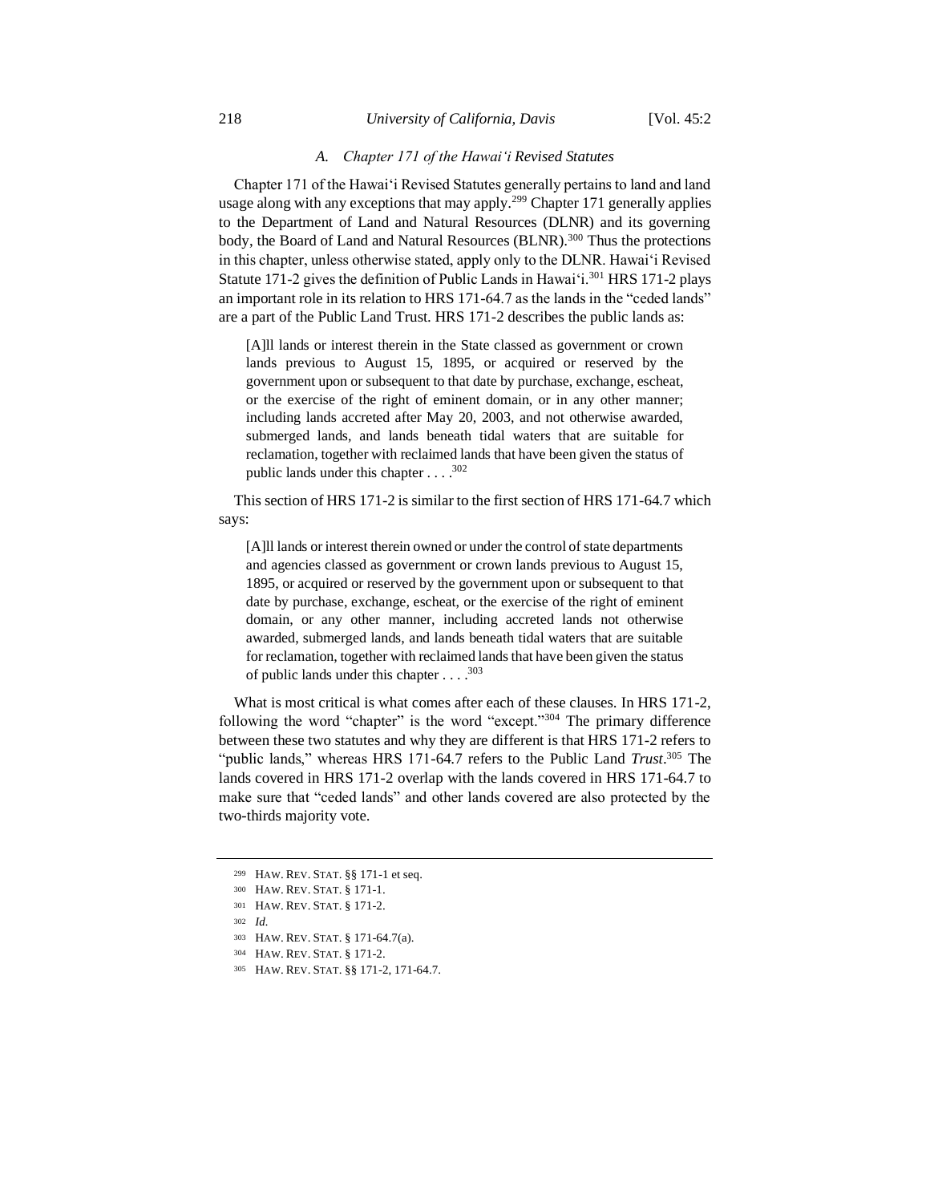### A. *Chapter 171 of the Hawai'i Revised Statutes*

Chapter 171 of the Hawai'i Revised Statutes generally pertains to land and land usage along with any exceptions that may apply.[299] Chapter 171 generally applies to the Department of Land and Natural Resources (DLNR) and its governing body, the Board of Land and Natural Resources (BLNR).[300] Thus the protections in this chapter, unless otherwise stated, apply only to the DLNR. Hawai'i Revised Statute 171-2 gives the definition of Public Lands in Hawai'i.[301] HRS 171-2 plays an important role in its relation to HRS 171-64.7 as the lands in the "ceded lands" are a part of the Public Land Trust. HRS 171-2 describes the public lands as:

> [A]ll lands or interest therein in the State classed as government or crown lands previous to August 15, 1895, or acquired or reserved by the government upon or subsequent to that date by purchase, exchange, escheat, or the exercise of the right of eminent domain, or in any other manner; including lands accreted after May 20, 2003, and not otherwise awarded, submerged lands, and lands beneath tidal waters that are suitable for reclamation, together with reclaimed lands that have been given the status of public lands under this chapter . . . .[302]

This section of HRS 171-2 is similar to the first section of HRS 171-64.7 which says:

> [A]ll lands or interest therein owned or under the control of state departments and agencies classed as government or crown lands previous to August 15, 1895, or acquired or reserved by the government upon or subsequent to that date by purchase, exchange, escheat, or the exercise of the right of eminent domain, or any other manner, including accreted lands not otherwise awarded, submerged lands, and lands beneath tidal waters that are suitable for reclamation, together with reclaimed lands that have been given the status of public lands under this chapter . . . .[303]

What is most critical is what comes after each of these clauses. In HRS 171-2, following the word "chapter" is the word "except."[304] The primary difference between these two statutes and why they are different is that HRS 171-2 refers to "public lands," whereas HRS 171-64.7 refers to the Public Land *Trust*.[305] The lands covered in HRS 171-2 overlap with the lands covered in HRS 171-64.7 to make sure that "ceded lands" and other lands covered are also protected by the two-thirds majority vote.

---

[299] HAW. REV. STAT. §§ 171-1 et seq.

[300] HAW. REV. STAT. § 171-1.

[301] HAW. REV. STAT. § 171-2.

[302] *Id.*

[303] HAW. REV. STAT. § 171-64.7(a).

[304] HAW. REV. STAT. § 171-2.

[305] HAW. REV. STAT. §§ 171-2, 171-64.7.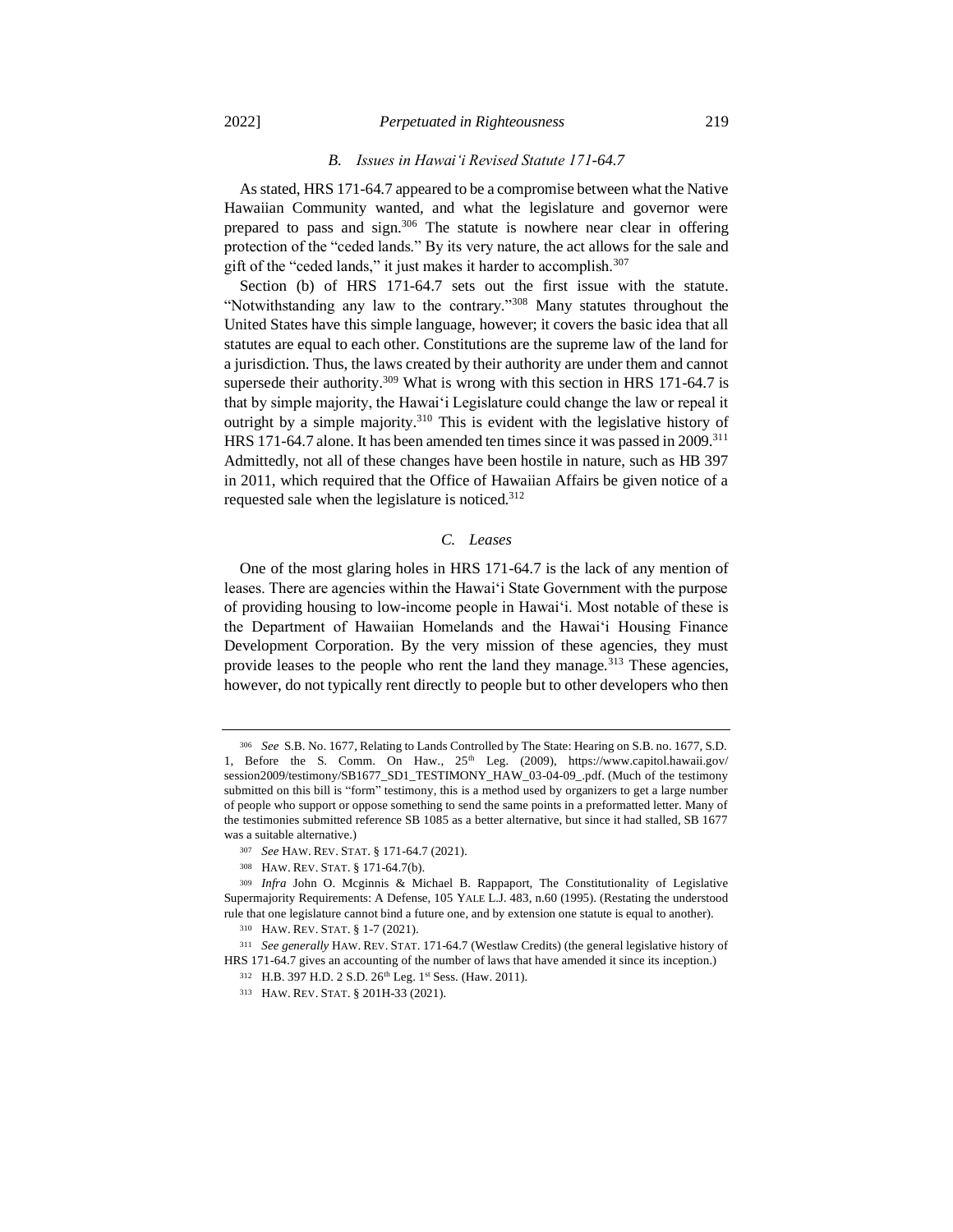### *B. Issues in Hawai'i Revised Statute 171-64.7*

As stated, HRS 171-64.7 appeared to be a compromise between what the Native Hawaiian Community wanted, and what the legislature and governor were prepared to pass and sign.[306] The statute is nowhere near clear in offering protection of the "ceded lands." By its very nature, the act allows for the sale and gift of the "ceded lands," it just makes it harder to accomplish.[307]

Section (b) of HRS 171-64.7 sets out the first issue with the statute. "Notwithstanding any law to the contrary."[308] Many statutes throughout the United States have this simple language, however; it covers the basic idea that all statutes are equal to each other. Constitutions are the supreme law of the land for a jurisdiction. Thus, the laws created by their authority are under them and cannot supersede their authority.[309] What is wrong with this section in HRS 171-64.7 is that by simple majority, the Hawai'i Legislature could change the law or repeal it outright by a simple majority.[310] This is evident with the legislative history of HRS 171-64.7 alone. It has been amended ten times since it was passed in 2009.[311] Admittedly, not all of these changes have been hostile in nature, such as HB 397 in 2011, which required that the Office of Hawaiian Affairs be given notice of a requested sale when the legislature is noticed.[312]

### *C. Leases*

One of the most glaring holes in HRS 171-64.7 is the lack of any mention of leases. There are agencies within the Hawai'i State Government with the purpose of providing housing to low-income people in Hawai'i. Most notable of these is the Department of Hawaiian Homelands and the Hawai'i Housing Finance Development Corporation. By the very mission of these agencies, they must provide leases to the people who rent the land they manage.[313] These agencies, however, do not typically rent directly to people but to other developers who then

---

[306] *See* S.B. No. 1677, Relating to Lands Controlled by The State: Hearing on S.B. no. 1677, S.D. 1, Before the S. Comm. On Haw., 25th Leg. (2009), https://www.capitol.hawaii.gov/session2009/testimony/SB1677_SD1_TESTIMONY_HAW_03-04-09_.pdf. (Much of the testimony submitted on this bill is "form" testimony, this is a method used by organizers to get a large number of people who support or oppose something to send the same points in a preformatted letter. Many of the testimonies submitted reference SB 1085 as a better alternative, but since it had stalled, SB 1677 was a suitable alternative.)

[307] *See* HAW. REV. STAT. § 171-64.7 (2021).

[308] HAW. REV. STAT. § 171-64.7(b).

[309] *Infra* John O. Mcginnis & Michael B. Rappaport, The Constitutionality of Legislative Supermajority Requirements: A Defense, 105 YALE L.J. 483, n.60 (1995). (Restating the understood rule that one legislature cannot bind a future one, and by extension one statute is equal to another).

[310] HAW. REV. STAT. § 1-7 (2021).

[311] *See generally* HAW. REV. STAT. 171-64.7 (Westlaw Credits) (the general legislative history of HRS 171-64.7 gives an accounting of the number of laws that have amended it since its inception.)

[312] H.B. 397 H.D. 2 S.D. 26th Leg. 1st Sess. (Haw. 2011).

[313] HAW. REV. STAT. § 201H-33 (2021).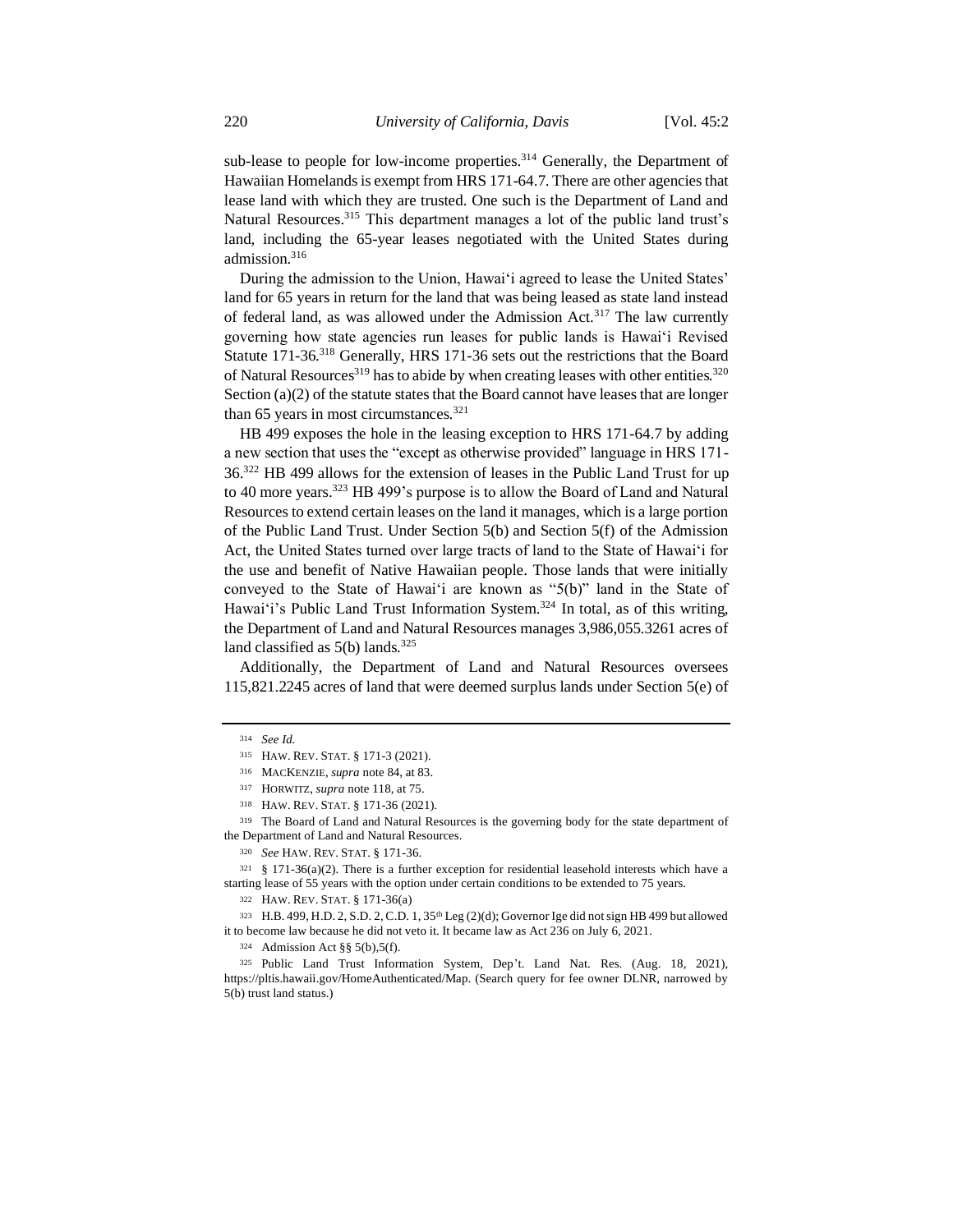sub-lease to people for low-income properties.[314] Generally, the Department of Hawaiian Homelands is exempt from HRS 171-64.7. There are other agencies that lease land with which they are trusted. One such is the Department of Land and Natural Resources.[315] This department manages a lot of the public land trust's land, including the 65-year leases negotiated with the United States during admission.[316]

During the admission to the Union, Hawaiʻi agreed to lease the United States' land for 65 years in return for the land that was being leased as state land instead of federal land, as was allowed under the Admission Act.[317] The law currently governing how state agencies run leases for public lands is Hawaiʻi Revised Statute 171-36.[318] Generally, HRS 171-36 sets out the restrictions that the Board of Natural Resources[319] has to abide by when creating leases with other entities.[320] Section (a)(2) of the statute states that the Board cannot have leases that are longer than 65 years in most circumstances.[321]

HB 499 exposes the hole in the leasing exception to HRS 171-64.7 by adding a new section that uses the "except as otherwise provided" language in HRS 171-36.[322] HB 499 allows for the extension of leases in the Public Land Trust for up to 40 more years.[323] HB 499's purpose is to allow the Board of Land and Natural Resources to extend certain leases on the land it manages, which is a large portion of the Public Land Trust. Under Section 5(b) and Section 5(f) of the Admission Act, the United States turned over large tracts of land to the State of Hawaiʻi for the use and benefit of Native Hawaiian people. Those lands that were initially conveyed to the State of Hawaiʻi are known as "5(b)" land in the State of Hawaiʻi's Public Land Trust Information System.[324] In total, as of this writing, the Department of Land and Natural Resources manages 3,986,055.3261 acres of land classified as 5(b) lands.[325]

Additionally, the Department of Land and Natural Resources oversees 115,821.2245 acres of land that were deemed surplus lands under Section 5(e) of

---

[314] *See Id.*

[315] HAW. REV. STAT. § 171-3 (2021).

[316] MACKENZIE, *supra* note 84, at 83.

[317] HORWITZ, *supra* note 118, at 75.

[318] HAW. REV. STAT. § 171-36 (2021).

[319] The Board of Land and Natural Resources is the governing body for the state department of the Department of Land and Natural Resources.

[320] *See* HAW. REV. STAT. § 171-36.

[321] § 171-36(a)(2). There is a further exception for residential leasehold interests which have a starting lease of 55 years with the option under certain conditions to be extended to 75 years.

[322] HAW. REV. STAT. § 171-36(a)

[323] H.B. 499, H.D. 2, S.D. 2, C.D. 1, 35th Leg (2)(d); Governor Ige did not sign HB 499 but allowed it to become law because he did not veto it. It became law as Act 236 on July 6, 2021.

[324] Admission Act §§ 5(b),5(f).

[325] Public Land Trust Information System, Dep't. Land Nat. Res. (Aug. 18, 2021), https://pltis.hawaii.gov/HomeAuthenticated/Map. (Search query for fee owner DLNR, narrowed by 5(b) trust land status.)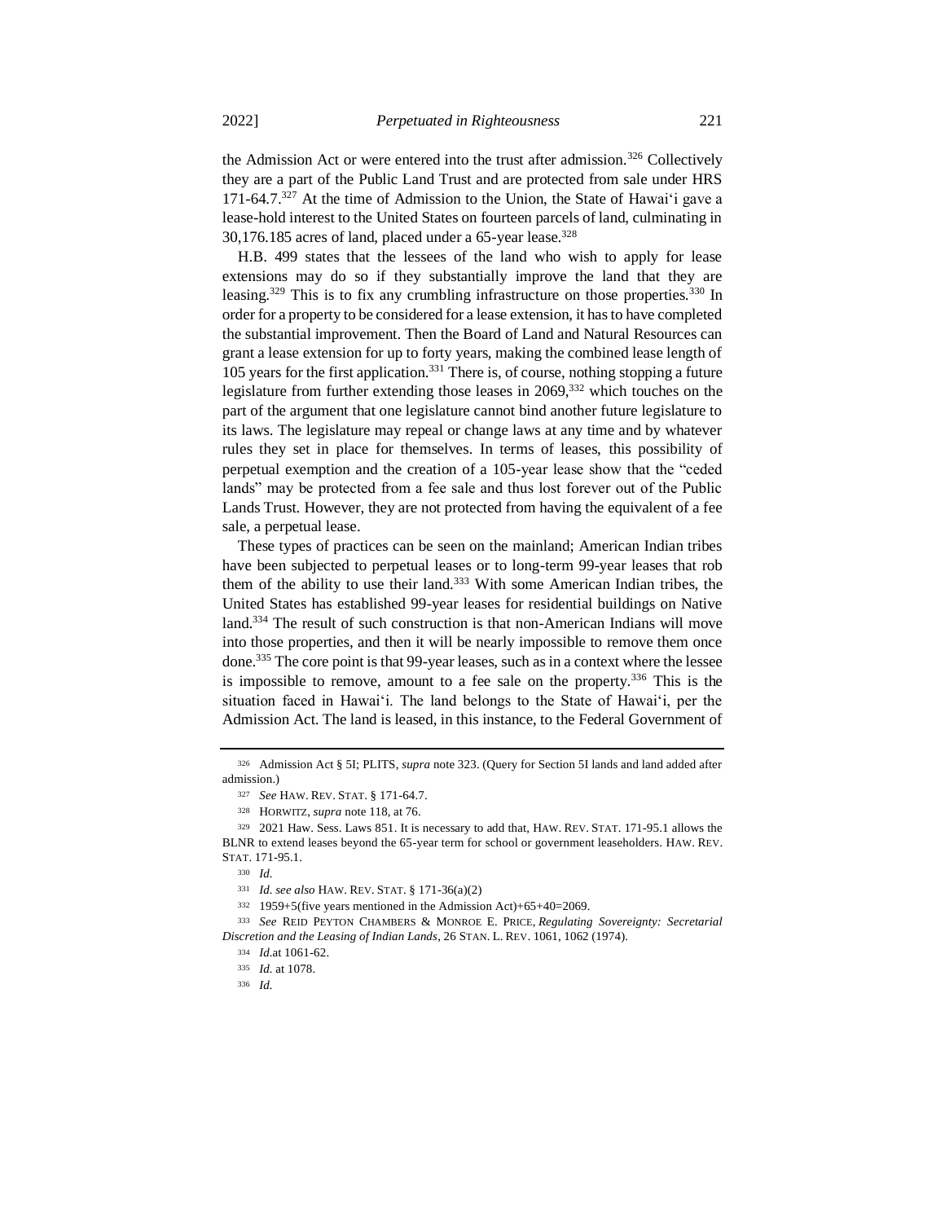the Admission Act or were entered into the trust after admission.[326] Collectively they are a part of the Public Land Trust and are protected from sale under HRS 171-64.7.[327] At the time of Admission to the Union, the State of Hawai'i gave a lease-hold interest to the United States on fourteen parcels of land, culminating in 30,176.185 acres of land, placed under a 65-year lease.[328]

H.B. 499 states that the lessees of the land who wish to apply for lease extensions may do so if they substantially improve the land that they are leasing.[329] This is to fix any crumbling infrastructure on those properties.[330] In order for a property to be considered for a lease extension, it has to have completed the substantial improvement. Then the Board of Land and Natural Resources can grant a lease extension for up to forty years, making the combined lease length of 105 years for the first application.[331] There is, of course, nothing stopping a future legislature from further extending those leases in 2069,[332] which touches on the part of the argument that one legislature cannot bind another future legislature to its laws. The legislature may repeal or change laws at any time and by whatever rules they set in place for themselves. In terms of leases, this possibility of perpetual exemption and the creation of a 105-year lease show that the "ceded lands" may be protected from a fee sale and thus lost forever out of the Public Lands Trust. However, they are not protected from having the equivalent of a fee sale, a perpetual lease.

These types of practices can be seen on the mainland; American Indian tribes have been subjected to perpetual leases or to long-term 99-year leases that rob them of the ability to use their land.[333] With some American Indian tribes, the United States has established 99-year leases for residential buildings on Native land.[334] The result of such construction is that non-American Indians will move into those properties, and then it will be nearly impossible to remove them once done.[335] The core point is that 99-year leases, such as in a context where the lessee is impossible to remove, amount to a fee sale on the property.[336] This is the situation faced in Hawai'i. The land belongs to the State of Hawai'i, per the Admission Act. The land is leased, in this instance, to the Federal Government of

---

[326] Admission Act § 5I; PLITS, *supra* note 323. (Query for Section 5I lands and land added after admission.)

[327] *See* HAW. REV. STAT. § 171-64.7.

[328] HORWITZ, *supra* note 118, at 76.

[329] 2021 Haw. Sess. Laws 851. It is necessary to add that, HAW. REV. STAT. 171-95.1 allows the BLNR to extend leases beyond the 65-year term for school or government leaseholders. HAW. REV. STAT. 171-95.1.

[330] *Id.*

[331] *Id. see also* HAW. REV. STAT. § 171-36(a)(2)

[332] 1959+5(five years mentioned in the Admission Act)+65+40=2069.

[333] *See* REID PEYTON CHAMBERS & MONROE E. PRICE, *Regulating Sovereignty: Secretarial Discretion and the Leasing of Indian Lands*, 26 STAN. L. REV. 1061, 1062 (1974).

[334] *Id.*at 1061-62.

[335] *Id.* at 1078.

[336] *Id.*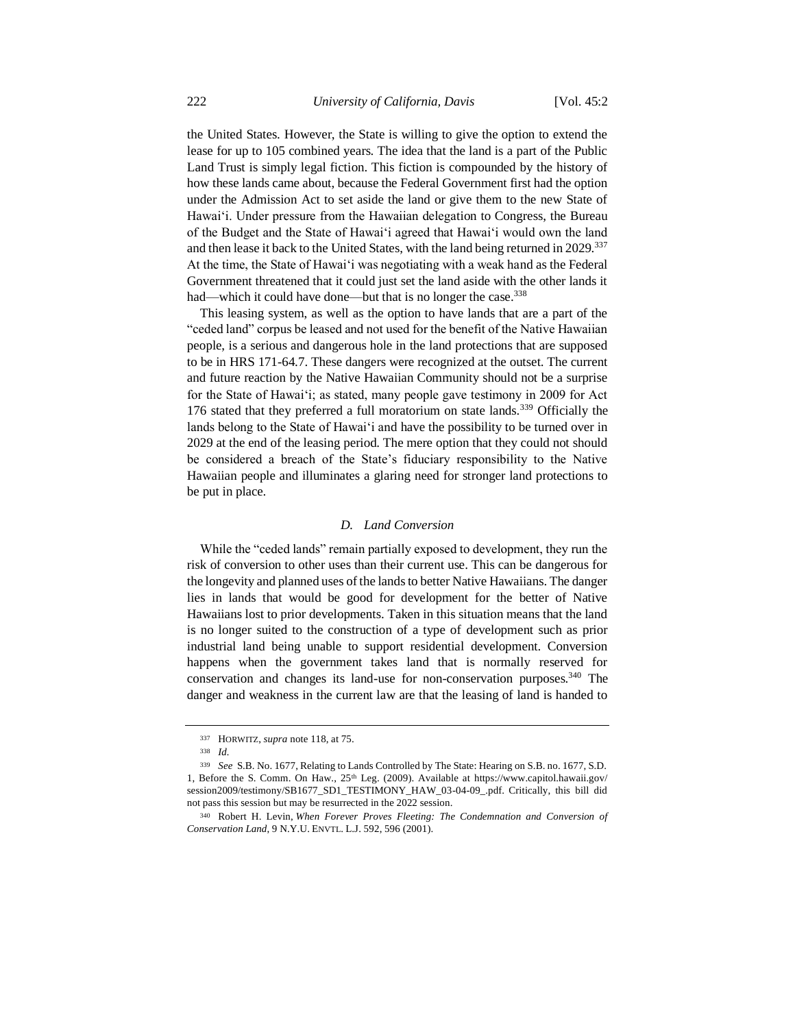the United States. However, the State is willing to give the option to extend the lease for up to 105 combined years. The idea that the land is a part of the Public Land Trust is simply legal fiction. This fiction is compounded by the history of how these lands came about, because the Federal Government first had the option under the Admission Act to set aside the land or give them to the new State of Hawaiʻi. Under pressure from the Hawaiian delegation to Congress, the Bureau of the Budget and the State of Hawaiʻi agreed that Hawaiʻi would own the land and then lease it back to the United States, with the land being returned in 2029.[337] At the time, the State of Hawaiʻi was negotiating with a weak hand as the Federal Government threatened that it could just set the land aside with the other lands it had—which it could have done—but that is no longer the case.[338]

This leasing system, as well as the option to have lands that are a part of the "ceded land" corpus be leased and not used for the benefit of the Native Hawaiian people, is a serious and dangerous hole in the land protections that are supposed to be in HRS 171-64.7. These dangers were recognized at the outset. The current and future reaction by the Native Hawaiian Community should not be a surprise for the State of Hawaiʻi; as stated, many people gave testimony in 2009 for Act 176 stated that they preferred a full moratorium on state lands.[339] Officially the lands belong to the State of Hawaiʻi and have the possibility to be turned over in 2029 at the end of the leasing period. The mere option that they could not should be considered a breach of the State's fiduciary responsibility to the Native Hawaiian people and illuminates a glaring need for stronger land protections to be put in place.

### *D. Land Conversion*

While the "ceded lands" remain partially exposed to development, they run the risk of conversion to other uses than their current use. This can be dangerous for the longevity and planned uses of the lands to better Native Hawaiians. The danger lies in lands that would be good for development for the better of Native Hawaiians lost to prior developments. Taken in this situation means that the land is no longer suited to the construction of a type of development such as prior industrial land being unable to support residential development. Conversion happens when the government takes land that is normally reserved for conservation and changes its land-use for non-conservation purposes.[340] The danger and weakness in the current law are that the leasing of land is handed to

---

[337] HORWITZ, *supra* note 118, at 75.

[338] *Id.*

[339] *See* S.B. No. 1677, Relating to Lands Controlled by The State: Hearing on S.B. no. 1677, S.D. 1, Before the S. Comm. On Haw., 25th Leg. (2009). Available at https://www.capitol.hawaii.gov/session2009/testimony/SB1677_SD1_TESTIMONY_HAW_03-04-09_.pdf. Critically, this bill did not pass this session but may be resurrected in the 2022 session.

[340] Robert H. Levin, *When Forever Proves Fleeting: The Condemnation and Conversion of Conservation Land*, 9 N.Y.U. ENVTL. L.J. 592, 596 (2001).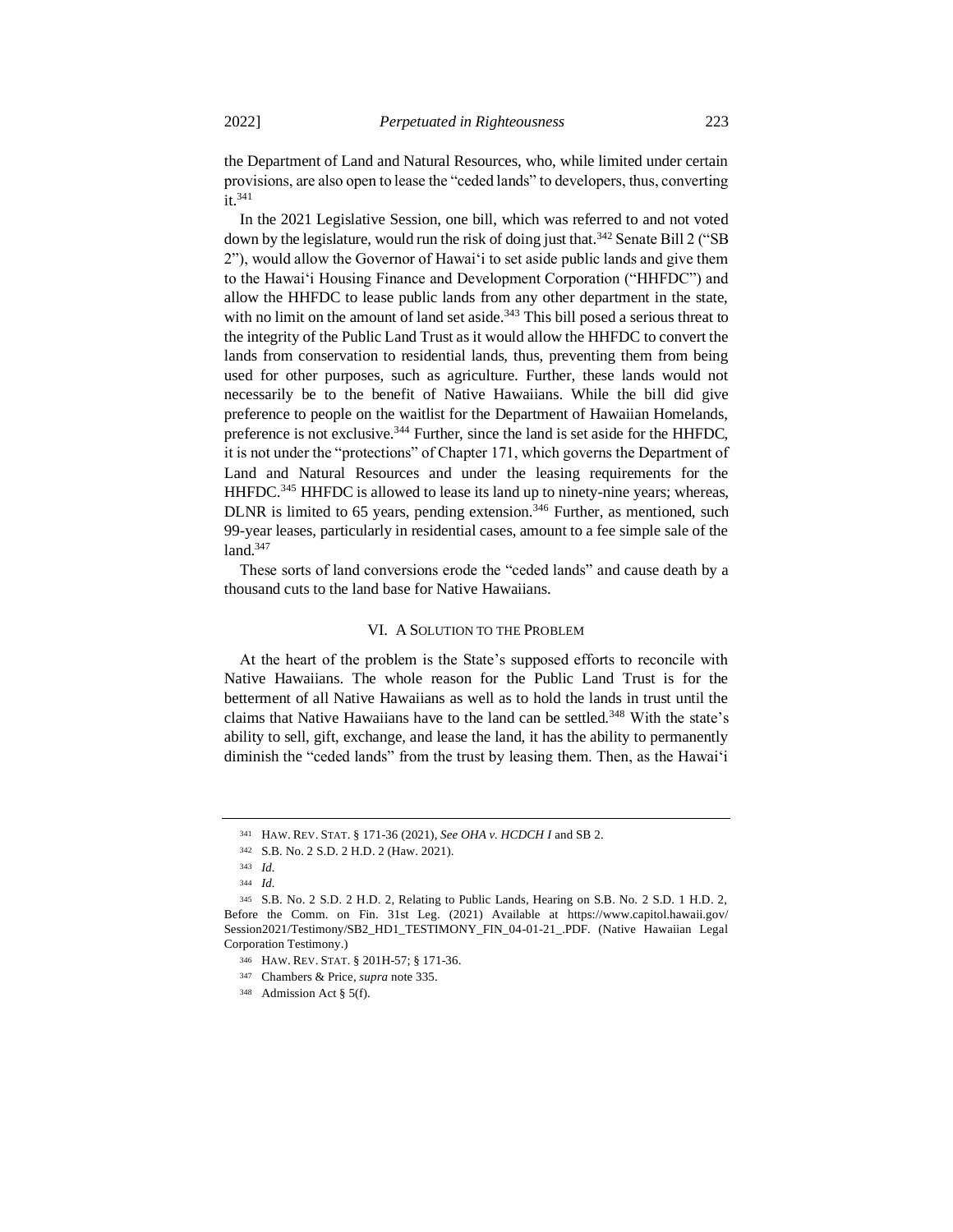the Department of Land and Natural Resources, who, while limited under certain provisions, are also open to lease the "ceded lands" to developers, thus, converting it.[341]

In the 2021 Legislative Session, one bill, which was referred to and not voted down by the legislature, would run the risk of doing just that.[342] Senate Bill 2 ("SB 2"), would allow the Governor of Hawai'i to set aside public lands and give them to the Hawai'i Housing Finance and Development Corporation ("HHFDC") and allow the HHFDC to lease public lands from any other department in the state, with no limit on the amount of land set aside.[343] This bill posed a serious threat to the integrity of the Public Land Trust as it would allow the HHFDC to convert the lands from conservation to residential lands, thus, preventing them from being used for other purposes, such as agriculture. Further, these lands would not necessarily be to the benefit of Native Hawaiians. While the bill did give preference to people on the waitlist for the Department of Hawaiian Homelands, preference is not exclusive.[344] Further, since the land is set aside for the HHFDC, it is not under the "protections" of Chapter 171, which governs the Department of Land and Natural Resources and under the leasing requirements for the HHFDC.[345] HHFDC is allowed to lease its land up to ninety-nine years; whereas, DLNR is limited to 65 years, pending extension.[346] Further, as mentioned, such 99-year leases, particularly in residential cases, amount to a fee simple sale of the land.[347]

These sorts of land conversions erode the "ceded lands" and cause death by a thousand cuts to the land base for Native Hawaiians.

## VI. A Solution to the Problem

At the heart of the problem is the State's supposed efforts to reconcile with Native Hawaiians. The whole reason for the Public Land Trust is for the betterment of all Native Hawaiians as well as to hold the lands in trust until the claims that Native Hawaiians have to the land can be settled.[348] With the state's ability to sell, gift, exchange, and lease the land, it has the ability to permanently diminish the "ceded lands" from the trust by leasing them. Then, as the Hawai'i

---

[341] HAW. REV. STAT. § 171-36 (2021), *See OHA v. HCDCH I* and SB 2.

[342] S.B. No. 2 S.D. 2 H.D. 2 (Haw. 2021).

[343] *Id.*

[344] *Id.*

[345] S.B. No. 2 S.D. 2 H.D. 2, Relating to Public Lands, Hearing on S.B. No. 2 S.D. 1 H.D. 2, Before the Comm. on Fin. 31st Leg. (2021) Available at https://www.capitol.hawaii.gov/Session2021/Testimony/SB2_HD1_TESTIMONY_FIN_04-01-21_.PDF. (Native Hawaiian Legal Corporation Testimony.)

[346] HAW. REV. STAT. § 201H-57; § 171-36.

[347] Chambers & Price, *supra* note 335.

[348] Admission Act § 5(f).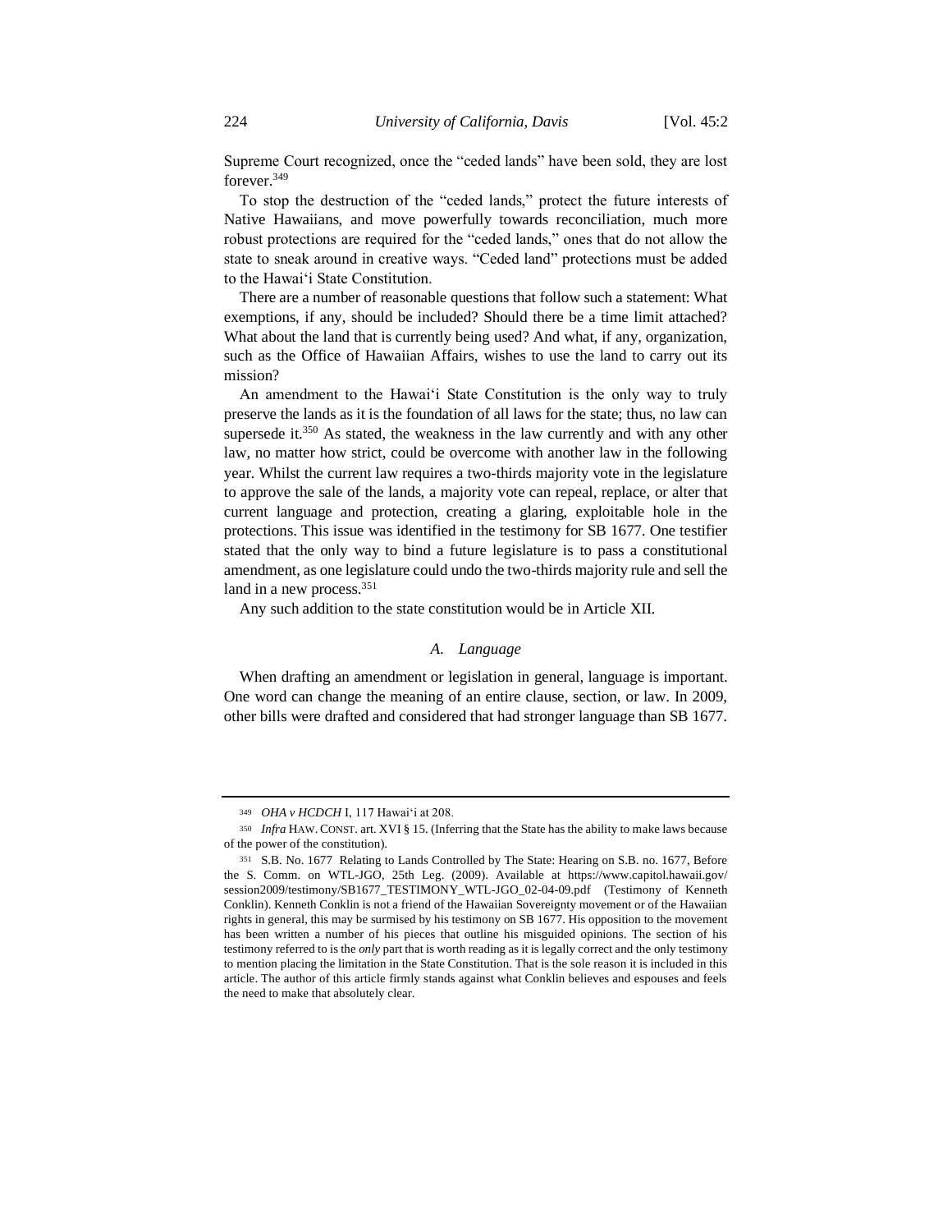Supreme Court recognized, once the "ceded lands" have been sold, they are lost forever.[349]

To stop the destruction of the "ceded lands," protect the future interests of Native Hawaiians, and move powerfully towards reconciliation, much more robust protections are required for the "ceded lands," ones that do not allow the state to sneak around in creative ways. "Ceded land" protections must be added to the Hawaiʻi State Constitution.

There are a number of reasonable questions that follow such a statement: What exemptions, if any, should be included? Should there be a time limit attached? What about the land that is currently being used? And what, if any, organization, such as the Office of Hawaiian Affairs, wishes to use the land to carry out its mission?

An amendment to the Hawaiʻi State Constitution is the only way to truly preserve the lands as it is the foundation of all laws for the state; thus, no law can supersede it.[350] As stated, the weakness in the law currently and with any other law, no matter how strict, could be overcome with another law in the following year. Whilst the current law requires a two-thirds majority vote in the legislature to approve the sale of the lands, a majority vote can repeal, replace, or alter that current language and protection, creating a glaring, exploitable hole in the protections. This issue was identified in the testimony for SB 1677. One testifier stated that the only way to bind a future legislature is to pass a constitutional amendment, as one legislature could undo the two-thirds majority rule and sell the land in a new process.[351]

Any such addition to the state constitution would be in Article XII.

### *A. Language*

When drafting an amendment or legislation in general, language is important. One word can change the meaning of an entire clause, section, or law. In 2009, other bills were drafted and considered that had stronger language than SB 1677.

---

[349] *OHA v HCDCH* I, 117 Hawaiʻi at 208.

[350] *Infra* HAW. CONST. art. XVI § 15. (Inferring that the State has the ability to make laws because of the power of the constitution).

[351] S.B. No. 1677 Relating to Lands Controlled by The State: Hearing on S.B. no. 1677, Before the S. Comm. on WTL-JGO, 25th Leg. (2009). Available at https://www.capitol.hawaii.gov/session2009/testimony/SB1677_TESTIMONY_WTL-JGO_02-04-09.pdf (Testimony of Kenneth Conklin). Kenneth Conklin is not a friend of the Hawaiian Sovereignty movement or of the Hawaiian rights in general, this may be surmised by his testimony on SB 1677. His opposition to the movement has been written a number of his pieces that outline his misguided opinions. The section of his testimony referred to is the *only* part that is worth reading as it is legally correct and the only testimony to mention placing the limitation in the State Constitution. That is the sole reason it is included in this article. The author of this article firmly stands against what Conklin believes and espouses and feels the need to make that absolutely clear.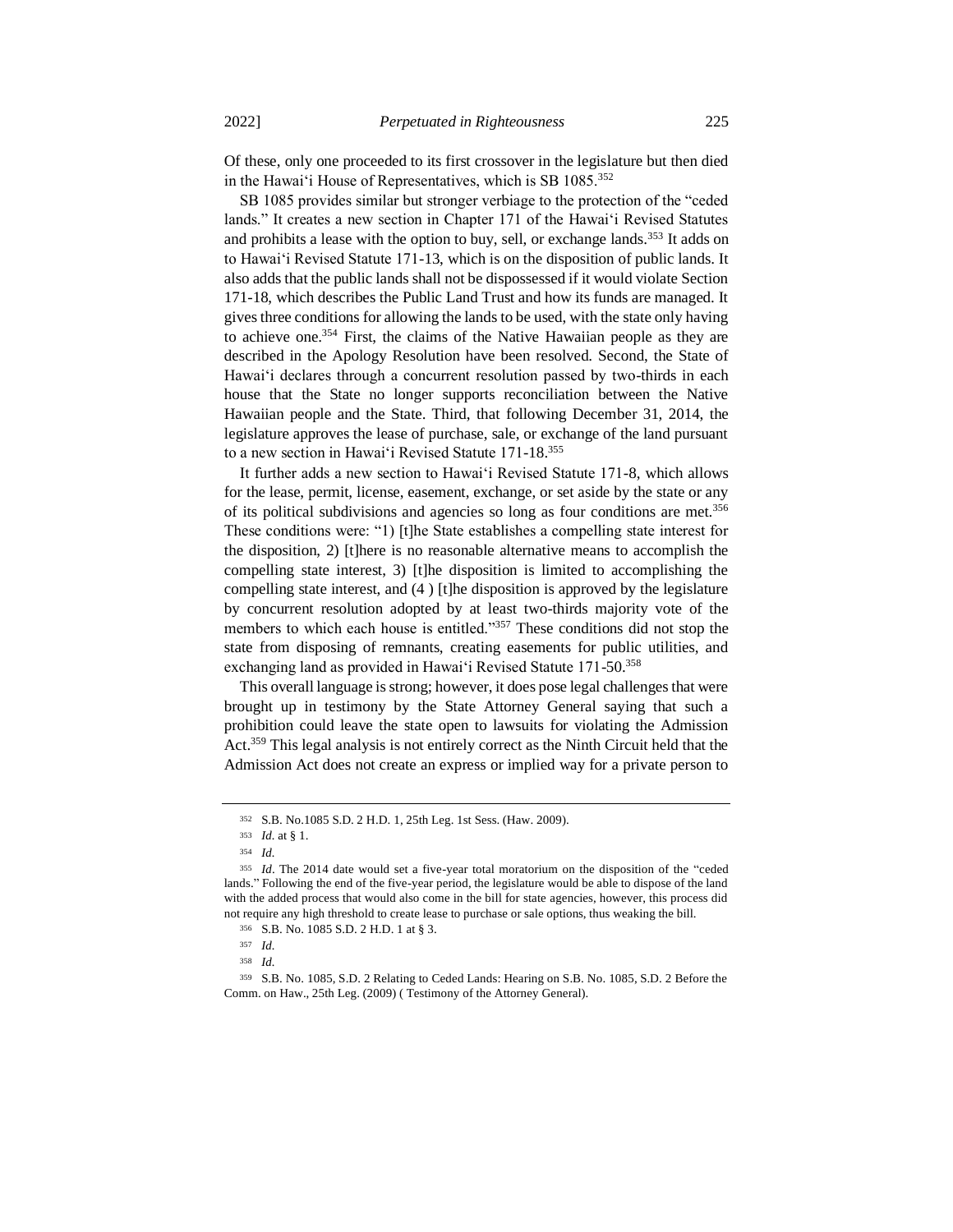Of these, only one proceeded to its first crossover in the legislature but then died in the Hawaiʻi House of Representatives, which is SB 1085.[352]

SB 1085 provides similar but stronger verbiage to the protection of the "ceded lands." It creates a new section in Chapter 171 of the Hawaiʻi Revised Statutes and prohibits a lease with the option to buy, sell, or exchange lands.[353] It adds on to Hawaiʻi Revised Statute 171-13, which is on the disposition of public lands. It also adds that the public lands shall not be dispossessed if it would violate Section 171-18, which describes the Public Land Trust and how its funds are managed. It gives three conditions for allowing the lands to be used, with the state only having to achieve one.[354] First, the claims of the Native Hawaiian people as they are described in the Apology Resolution have been resolved. Second, the State of Hawaiʻi declares through a concurrent resolution passed by two-thirds in each house that the State no longer supports reconciliation between the Native Hawaiian people and the State. Third, that following December 31, 2014, the legislature approves the lease of purchase, sale, or exchange of the land pursuant to a new section in Hawaiʻi Revised Statute 171-18.[355]

It further adds a new section to Hawaiʻi Revised Statute 171-8, which allows for the lease, permit, license, easement, exchange, or set aside by the state or any of its political subdivisions and agencies so long as four conditions are met.[356] These conditions were: "1) [t]he State establishes a compelling state interest for the disposition, 2) [t]here is no reasonable alternative means to accomplish the compelling state interest, 3) [t]he disposition is limited to accomplishing the compelling state interest, and (4 ) [t]he disposition is approved by the legislature by concurrent resolution adopted by at least two-thirds majority vote of the members to which each house is entitled."[357] These conditions did not stop the state from disposing of remnants, creating easements for public utilities, and exchanging land as provided in Hawaiʻi Revised Statute 171-50.[358]

This overall language is strong; however, it does pose legal challenges that were brought up in testimony by the State Attorney General saying that such a prohibition could leave the state open to lawsuits for violating the Admission Act.[359] This legal analysis is not entirely correct as the Ninth Circuit held that the Admission Act does not create an express or implied way for a private person to

---

352 S.B. No.1085 S.D. 2 H.D. 1, 25th Leg. 1st Sess. (Haw. 2009).

353 *Id*. at § 1.

354 *Id*.

355 *Id*. The 2014 date would set a five-year total moratorium on the disposition of the "ceded lands." Following the end of the five-year period, the legislature would be able to dispose of the land with the added process that would also come in the bill for state agencies, however, this process did not require any high threshold to create lease to purchase or sale options, thus weaking the bill.

356 S.B. No. 1085 S.D. 2 H.D. 1 at § 3.

357 *Id*.

358 *Id*.

359 S.B. No. 1085, S.D. 2 Relating to Ceded Lands: Hearing on S.B. No. 1085, S.D. 2 Before the Comm. on Haw., 25th Leg. (2009) ( Testimony of the Attorney General).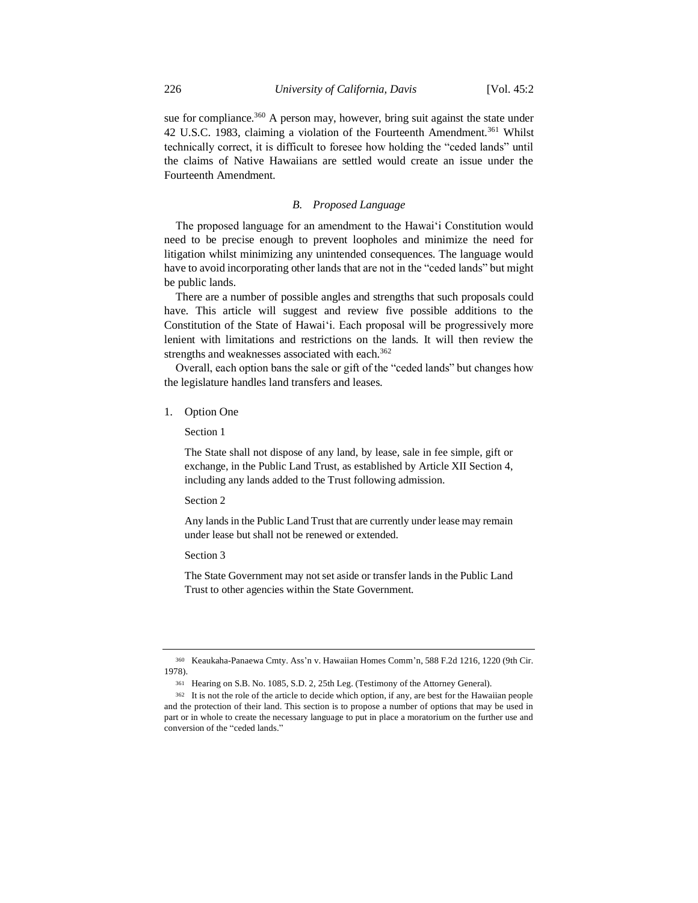sue for compliance.[360] A person may, however, bring suit against the state under 42 U.S.C. 1983, claiming a violation of the Fourteenth Amendment.[361] Whilst technically correct, it is difficult to foresee how holding the "ceded lands" until the claims of Native Hawaiians are settled would create an issue under the Fourteenth Amendment.

### *B. Proposed Language*

The proposed language for an amendment to the Hawai'i Constitution would need to be precise enough to prevent loopholes and minimize the need for litigation whilst minimizing any unintended consequences. The language would have to avoid incorporating other lands that are not in the "ceded lands" but might be public lands.

There are a number of possible angles and strengths that such proposals could have. This article will suggest and review five possible additions to the Constitution of the State of Hawai'i. Each proposal will be progressively more lenient with limitations and restrictions on the lands. It will then review the strengths and weaknesses associated with each.[362]

Overall, each option bans the sale or gift of the "ceded lands" but changes how the legislature handles land transfers and leases.

1. Option One

   Section 1

   The State shall not dispose of any land, by lease, sale in fee simple, gift or exchange, in the Public Land Trust, as established by Article XII Section 4, including any lands added to the Trust following admission.

   Section 2

   Any lands in the Public Land Trust that are currently under lease may remain under lease but shall not be renewed or extended.

   Section 3

   The State Government may not set aside or transfer lands in the Public Land Trust to other agencies within the State Government.

---

[360] Keaukaha-Panaewa Cmty. Ass'n v. Hawaiian Homes Comm'n, 588 F.2d 1216, 1220 (9th Cir. 1978).

[361] Hearing on S.B. No. 1085, S.D. 2, 25th Leg. (Testimony of the Attorney General).

[362] It is not the role of the article to decide which option, if any, are best for the Hawaiian people and the protection of their land. This section is to propose a number of options that may be used in part or in whole to create the necessary language to put in place a moratorium on the further use and conversion of the "ceded lands."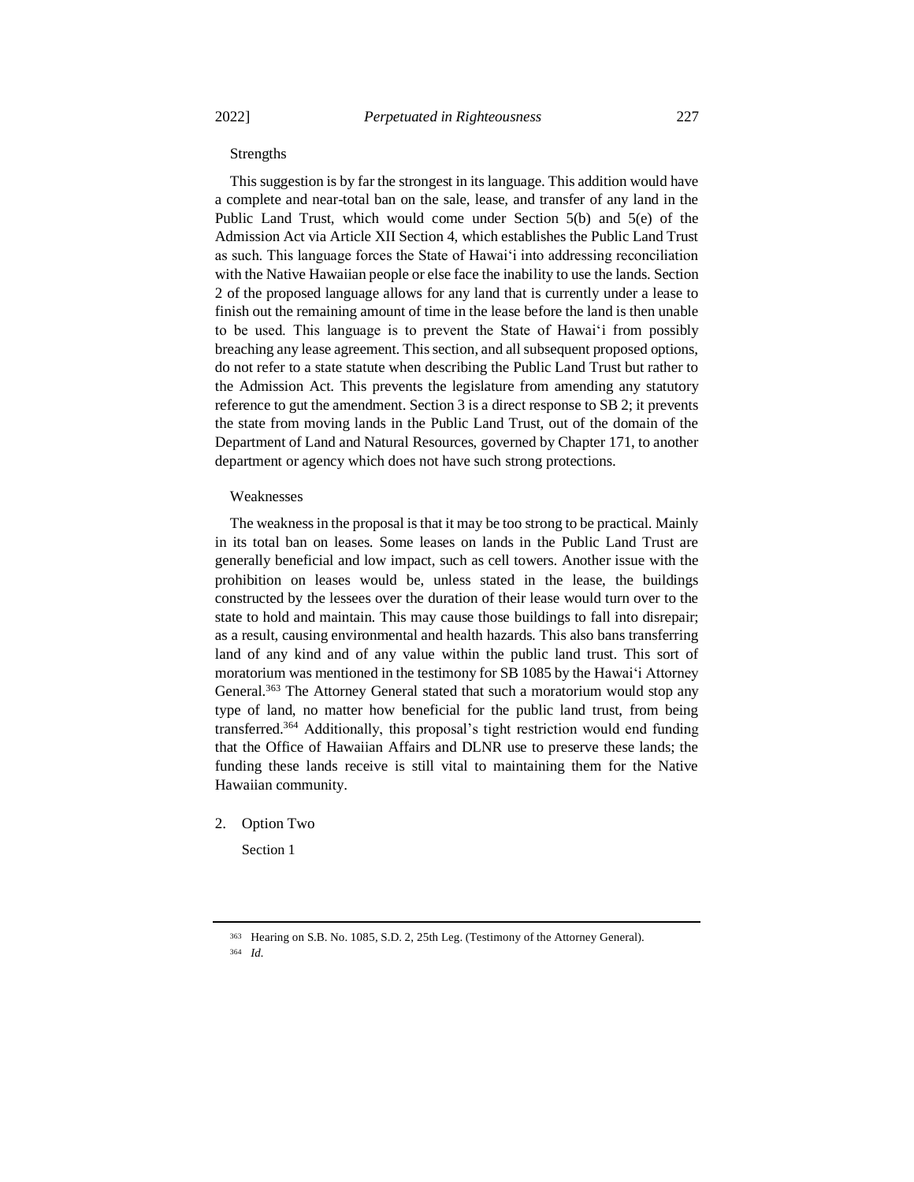Strengths

This suggestion is by far the strongest in its language. This addition would have a complete and near-total ban on the sale, lease, and transfer of any land in the Public Land Trust, which would come under Section 5(b) and 5(e) of the Admission Act via Article XII Section 4, which establishes the Public Land Trust as such. This language forces the State of Hawaiʻi into addressing reconciliation with the Native Hawaiian people or else face the inability to use the lands. Section 2 of the proposed language allows for any land that is currently under a lease to finish out the remaining amount of time in the lease before the land is then unable to be used. This language is to prevent the State of Hawaiʻi from possibly breaching any lease agreement. This section, and all subsequent proposed options, do not refer to a state statute when describing the Public Land Trust but rather to the Admission Act. This prevents the legislature from amending any statutory reference to gut the amendment. Section 3 is a direct response to SB 2; it prevents the state from moving lands in the Public Land Trust, out of the domain of the Department of Land and Natural Resources, governed by Chapter 171, to another department or agency which does not have such strong protections.

Weaknesses

The weakness in the proposal is that it may be too strong to be practical. Mainly in its total ban on leases. Some leases on lands in the Public Land Trust are generally beneficial and low impact, such as cell towers. Another issue with the prohibition on leases would be, unless stated in the lease, the buildings constructed by the lessees over the duration of their lease would turn over to the state to hold and maintain. This may cause those buildings to fall into disrepair; as a result, causing environmental and health hazards. This also bans transferring land of any kind and of any value within the public land trust. This sort of moratorium was mentioned in the testimony for SB 1085 by the Hawaiʻi Attorney General.[363] The Attorney General stated that such a moratorium would stop any type of land, no matter how beneficial for the public land trust, from being transferred.[364] Additionally, this proposal's tight restriction would end funding that the Office of Hawaiian Affairs and DLNR use to preserve these lands; the funding these lands receive is still vital to maintaining them for the Native Hawaiian community.

2. Option Two

Section 1

---

[363] Hearing on S.B. No. 1085, S.D. 2, 25th Leg. (Testimony of the Attorney General).

[364] *Id.*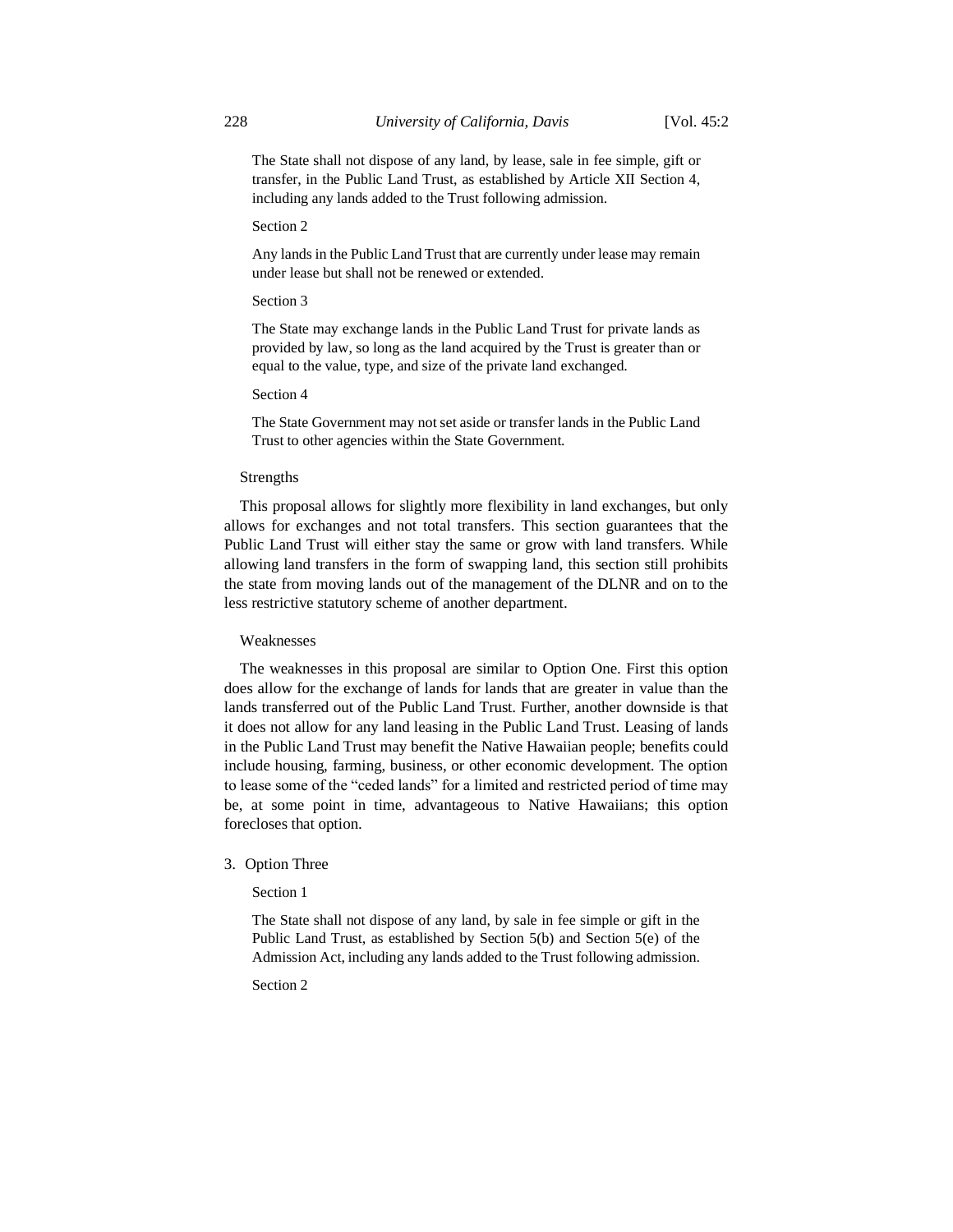The State shall not dispose of any land, by lease, sale in fee simple, gift or transfer, in the Public Land Trust, as established by Article XII Section 4, including any lands added to the Trust following admission.

Section 2

Any lands in the Public Land Trust that are currently under lease may remain under lease but shall not be renewed or extended.

Section 3

The State may exchange lands in the Public Land Trust for private lands as provided by law, so long as the land acquired by the Trust is greater than or equal to the value, type, and size of the private land exchanged.

Section 4

The State Government may not set aside or transfer lands in the Public Land Trust to other agencies within the State Government.

Strengths

This proposal allows for slightly more flexibility in land exchanges, but only allows for exchanges and not total transfers. This section guarantees that the Public Land Trust will either stay the same or grow with land transfers. While allowing land transfers in the form of swapping land, this section still prohibits the state from moving lands out of the management of the DLNR and on to the less restrictive statutory scheme of another department.

Weaknesses

The weaknesses in this proposal are similar to Option One. First this option does allow for the exchange of lands for lands that are greater in value than the lands transferred out of the Public Land Trust. Further, another downside is that it does not allow for any land leasing in the Public Land Trust. Leasing of lands in the Public Land Trust may benefit the Native Hawaiian people; benefits could include housing, farming, business, or other economic development. The option to lease some of the "ceded lands" for a limited and restricted period of time may be, at some point in time, advantageous to Native Hawaiians; this option forecloses that option.

3. Option Three

Section 1

The State shall not dispose of any land, by sale in fee simple or gift in the Public Land Trust, as established by Section 5(b) and Section 5(e) of the Admission Act, including any lands added to the Trust following admission.

Section 2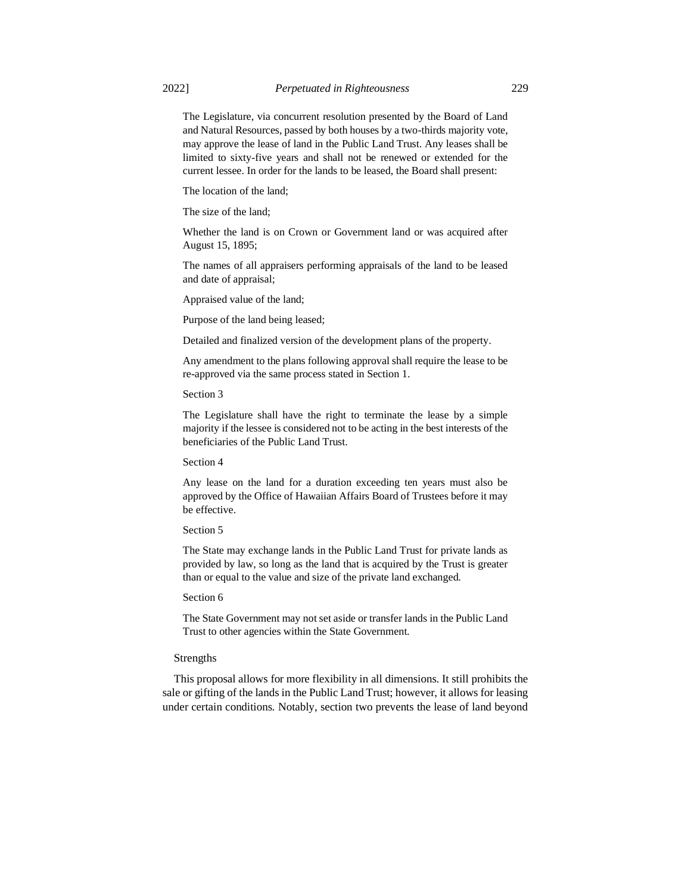> The Legislature, via concurrent resolution presented by the Board of Land and Natural Resources, passed by both houses by a two-thirds majority vote, may approve the lease of land in the Public Land Trust. Any leases shall be limited to sixty-five years and shall not be renewed or extended for the current lessee. In order for the lands to be leased, the Board shall present:
>
> The location of the land;
>
> The size of the land;
>
> Whether the land is on Crown or Government land or was acquired after August 15, 1895;
>
> The names of all appraisers performing appraisals of the land to be leased and date of appraisal;
>
> Appraised value of the land;
>
> Purpose of the land being leased;
>
> Detailed and finalized version of the development plans of the property.
>
> Any amendment to the plans following approval shall require the lease to be re-approved via the same process stated in Section 1.
>
> Section 3
>
> The Legislature shall have the right to terminate the lease by a simple majority if the lessee is considered not to be acting in the best interests of the beneficiaries of the Public Land Trust.
>
> Section 4
>
> Any lease on the land for a duration exceeding ten years must also be approved by the Office of Hawaiian Affairs Board of Trustees before it may be effective.
>
> Section 5
>
> The State may exchange lands in the Public Land Trust for private lands as provided by law, so long as the land that is acquired by the Trust is greater than or equal to the value and size of the private land exchanged.
>
> Section 6
>
> The State Government may not set aside or transfer lands in the Public Land Trust to other agencies within the State Government.

Strengths

This proposal allows for more flexibility in all dimensions. It still prohibits the sale or gifting of the lands in the Public Land Trust; however, it allows for leasing under certain conditions. Notably, section two prevents the lease of land beyond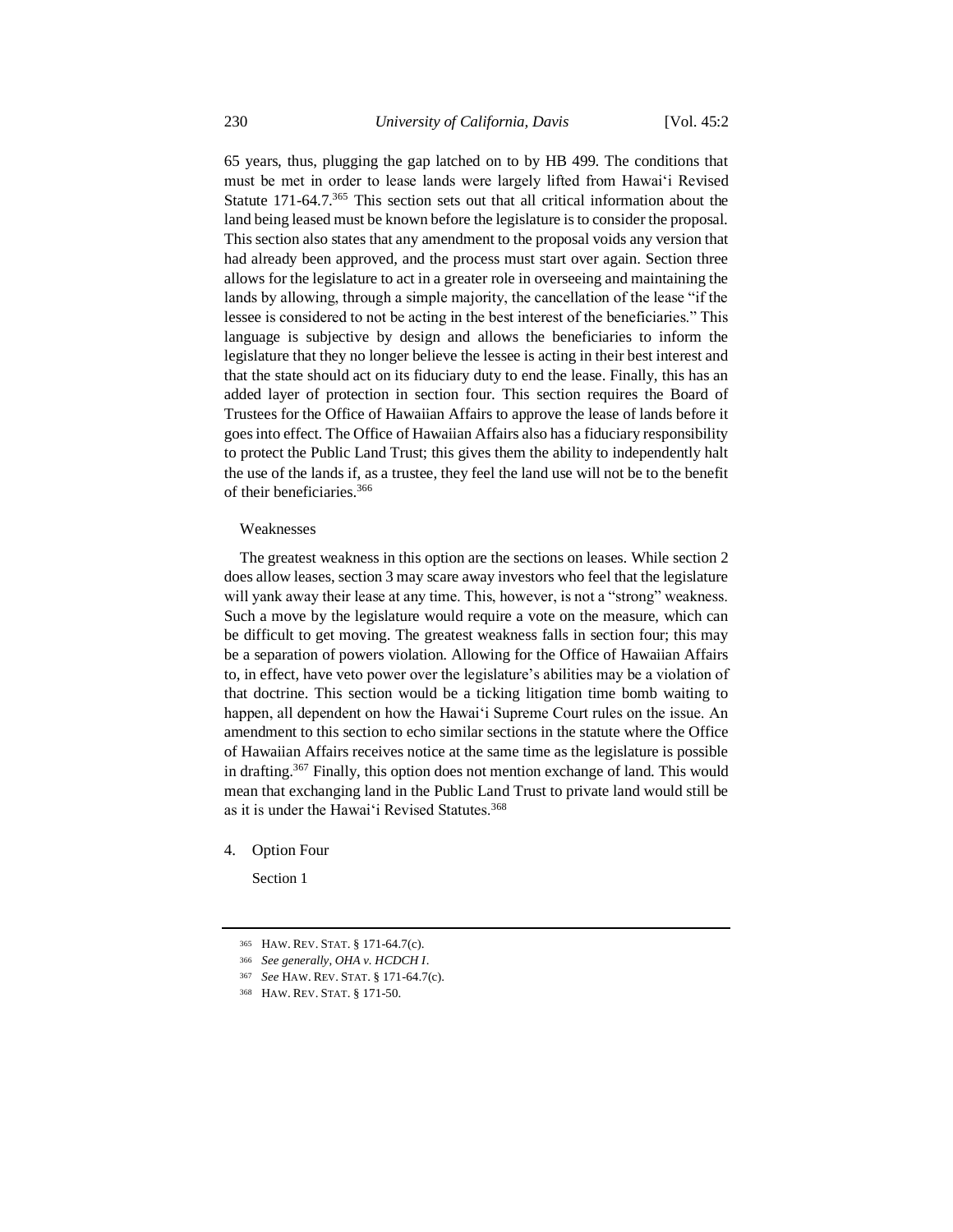65 years, thus, plugging the gap latched on to by HB 499. The conditions that must be met in order to lease lands were largely lifted from Hawai'i Revised Statute 171-64.7.[365] This section sets out that all critical information about the land being leased must be known before the legislature is to consider the proposal. This section also states that any amendment to the proposal voids any version that had already been approved, and the process must start over again. Section three allows for the legislature to act in a greater role in overseeing and maintaining the lands by allowing, through a simple majority, the cancellation of the lease "if the lessee is considered to not be acting in the best interest of the beneficiaries." This language is subjective by design and allows the beneficiaries to inform the legislature that they no longer believe the lessee is acting in their best interest and that the state should act on its fiduciary duty to end the lease. Finally, this has an added layer of protection in section four. This section requires the Board of Trustees for the Office of Hawaiian Affairs to approve the lease of lands before it goes into effect. The Office of Hawaiian Affairs also has a fiduciary responsibility to protect the Public Land Trust; this gives them the ability to independently halt the use of the lands if, as a trustee, they feel the land use will not be to the benefit of their beneficiaries.[366]

Weaknesses

The greatest weakness in this option are the sections on leases. While section 2 does allow leases, section 3 may scare away investors who feel that the legislature will yank away their lease at any time. This, however, is not a "strong" weakness. Such a move by the legislature would require a vote on the measure, which can be difficult to get moving. The greatest weakness falls in section four; this may be a separation of powers violation. Allowing for the Office of Hawaiian Affairs to, in effect, have veto power over the legislature's abilities may be a violation of that doctrine. This section would be a ticking litigation time bomb waiting to happen, all dependent on how the Hawai'i Supreme Court rules on the issue. An amendment to this section to echo similar sections in the statute where the Office of Hawaiian Affairs receives notice at the same time as the legislature is possible in drafting.[367] Finally, this option does not mention exchange of land. This would mean that exchanging land in the Public Land Trust to private land would still be as it is under the Hawai'i Revised Statutes.[368]

4. Option Four

Section 1

---

[365] HAW. REV. STAT. § 171-64.7(c).

[366] *See generally*, *OHA v. HCDCH I*.

[367] *See* HAW. REV. STAT. § 171-64.7(c).

[368] HAW. REV. STAT. § 171-50.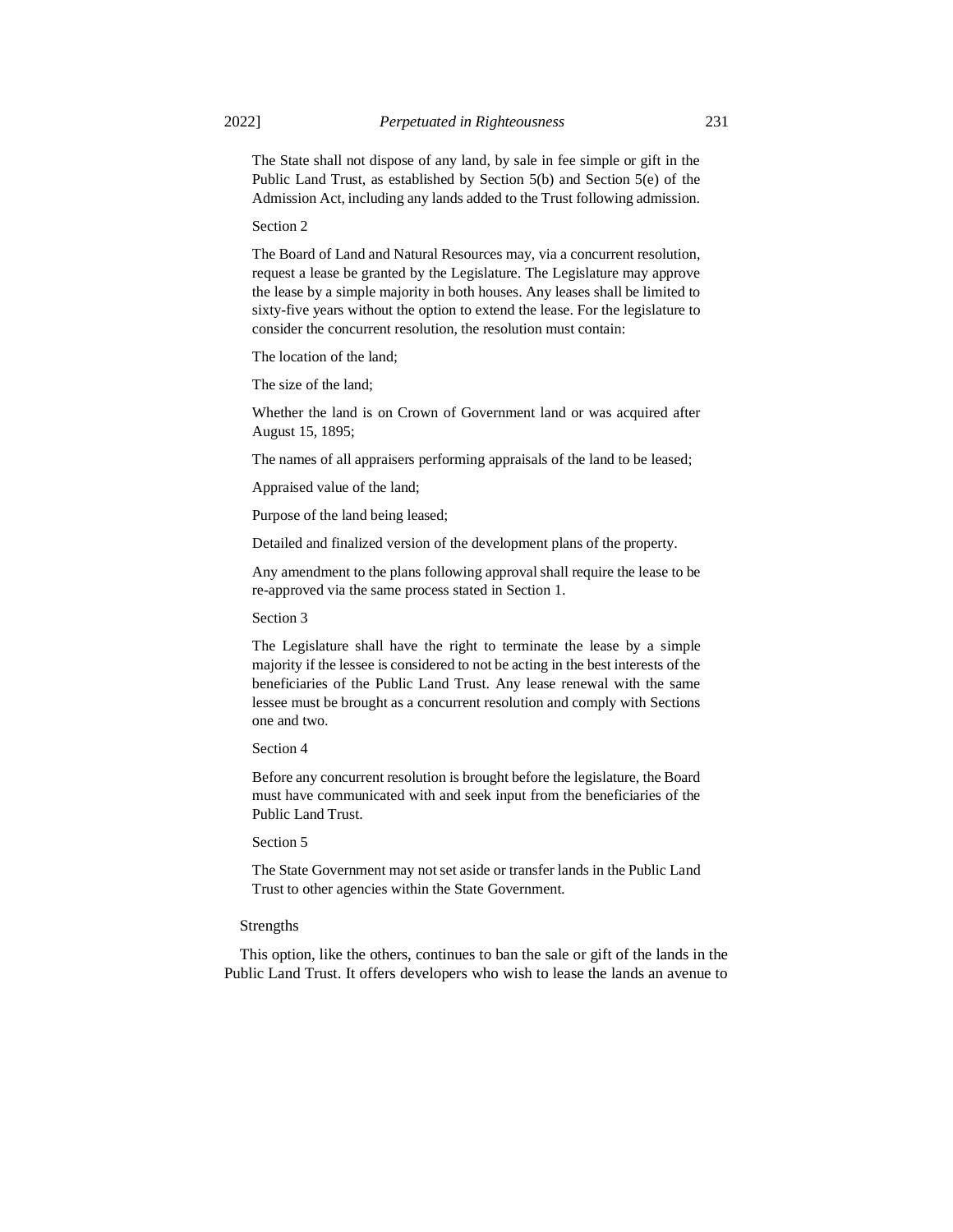The State shall not dispose of any land, by sale in fee simple or gift in the Public Land Trust, as established by Section 5(b) and Section 5(e) of the Admission Act, including any lands added to the Trust following admission.

Section 2

The Board of Land and Natural Resources may, via a concurrent resolution, request a lease be granted by the Legislature. The Legislature may approve the lease by a simple majority in both houses. Any leases shall be limited to sixty-five years without the option to extend the lease. For the legislature to consider the concurrent resolution, the resolution must contain:

The location of the land;

The size of the land;

Whether the land is on Crown of Government land or was acquired after August 15, 1895;

The names of all appraisers performing appraisals of the land to be leased;

Appraised value of the land;

Purpose of the land being leased;

Detailed and finalized version of the development plans of the property.

Any amendment to the plans following approval shall require the lease to be re-approved via the same process stated in Section 1.

Section 3

The Legislature shall have the right to terminate the lease by a simple majority if the lessee is considered to not be acting in the best interests of the beneficiaries of the Public Land Trust. Any lease renewal with the same lessee must be brought as a concurrent resolution and comply with Sections one and two.

Section 4

Before any concurrent resolution is brought before the legislature, the Board must have communicated with and seek input from the beneficiaries of the Public Land Trust.

Section 5

The State Government may not set aside or transfer lands in the Public Land Trust to other agencies within the State Government.

Strengths

This option, like the others, continues to ban the sale or gift of the lands in the Public Land Trust. It offers developers who wish to lease the lands an avenue to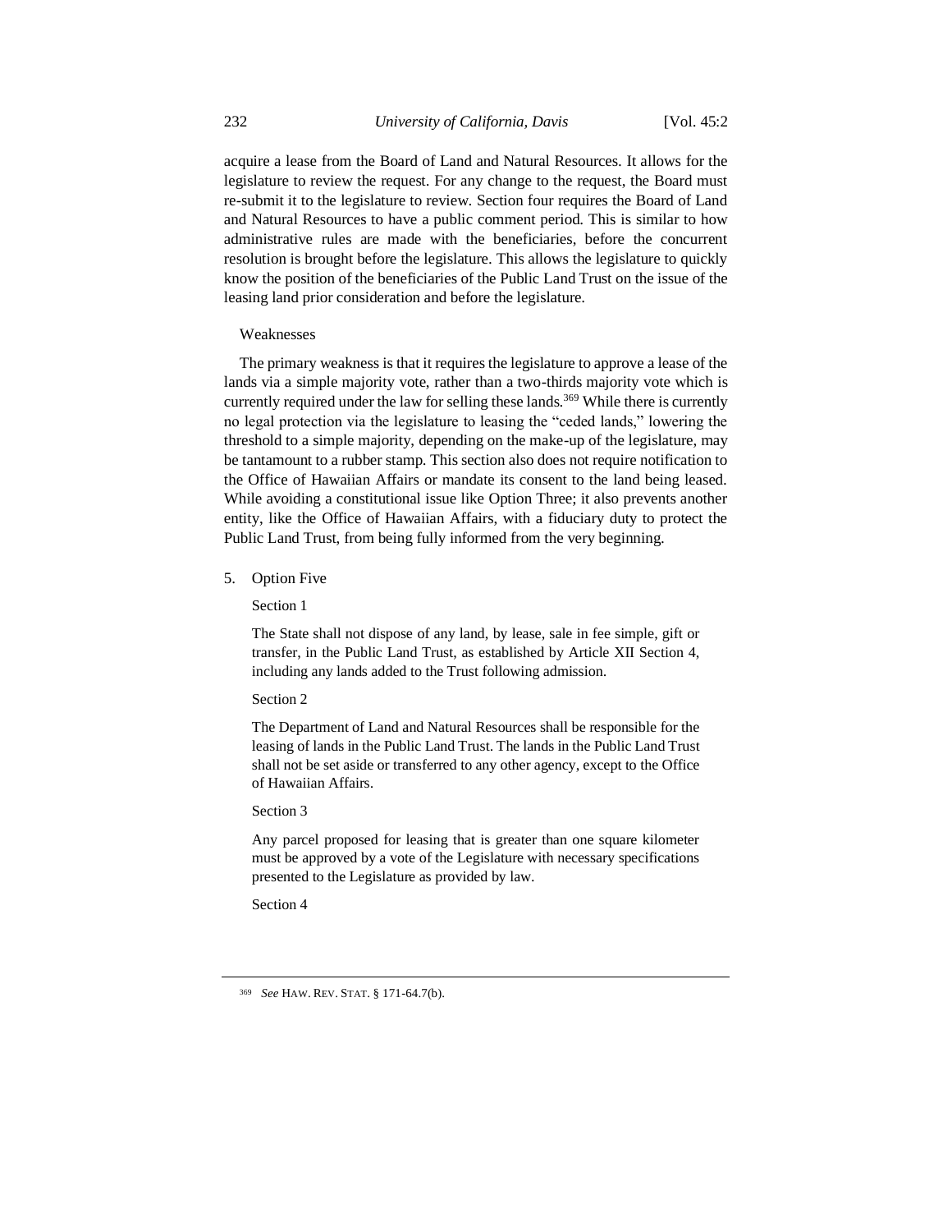acquire a lease from the Board of Land and Natural Resources. It allows for the legislature to review the request. For any change to the request, the Board must re-submit it to the legislature to review. Section four requires the Board of Land and Natural Resources to have a public comment period. This is similar to how administrative rules are made with the beneficiaries, before the concurrent resolution is brought before the legislature. This allows the legislature to quickly know the position of the beneficiaries of the Public Land Trust on the issue of the leasing land prior consideration and before the legislature.

Weaknesses

The primary weakness is that it requires the legislature to approve a lease of the lands via a simple majority vote, rather than a two-thirds majority vote which is currently required under the law for selling these lands.[369] While there is currently no legal protection via the legislature to leasing the "ceded lands," lowering the threshold to a simple majority, depending on the make-up of the legislature, may be tantamount to a rubber stamp. This section also does not require notification to the Office of Hawaiian Affairs or mandate its consent to the land being leased. While avoiding a constitutional issue like Option Three; it also prevents another entity, like the Office of Hawaiian Affairs, with a fiduciary duty to protect the Public Land Trust, from being fully informed from the very beginning.

5. Option Five

Section 1

> The State shall not dispose of any land, by lease, sale in fee simple, gift or transfer, in the Public Land Trust, as established by Article XII Section 4, including any lands added to the Trust following admission.

Section 2

> The Department of Land and Natural Resources shall be responsible for the leasing of lands in the Public Land Trust. The lands in the Public Land Trust shall not be set aside or transferred to any other agency, except to the Office of Hawaiian Affairs.

Section 3

> Any parcel proposed for leasing that is greater than one square kilometer must be approved by a vote of the Legislature with necessary specifications presented to the Legislature as provided by law.

Section 4

---

[369] *See* HAW. REV. STAT. § 171-64.7(b).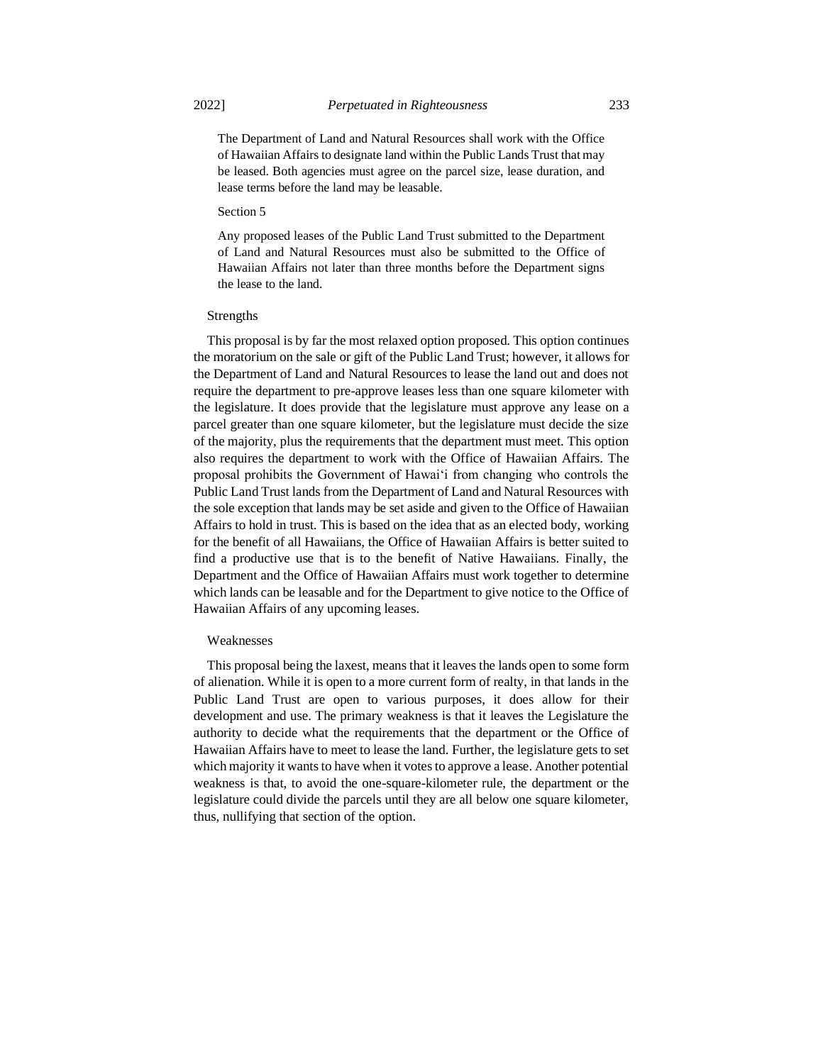> The Department of Land and Natural Resources shall work with the Office of Hawaiian Affairs to designate land within the Public Lands Trust that may be leased. Both agencies must agree on the parcel size, lease duration, and lease terms before the land may be leasable.
>
> Section 5
>
> Any proposed leases of the Public Land Trust submitted to the Department of Land and Natural Resources must also be submitted to the Office of Hawaiian Affairs not later than three months before the Department signs the lease to the land.

Strengths

This proposal is by far the most relaxed option proposed. This option continues the moratorium on the sale or gift of the Public Land Trust; however, it allows for the Department of Land and Natural Resources to lease the land out and does not require the department to pre-approve leases less than one square kilometer with the legislature. It does provide that the legislature must approve any lease on a parcel greater than one square kilometer, but the legislature must decide the size of the majority, plus the requirements that the department must meet. This option also requires the department to work with the Office of Hawaiian Affairs. The proposal prohibits the Government of Hawaiʻi from changing who controls the Public Land Trust lands from the Department of Land and Natural Resources with the sole exception that lands may be set aside and given to the Office of Hawaiian Affairs to hold in trust. This is based on the idea that as an elected body, working for the benefit of all Hawaiians, the Office of Hawaiian Affairs is better suited to find a productive use that is to the benefit of Native Hawaiians. Finally, the Department and the Office of Hawaiian Affairs must work together to determine which lands can be leasable and for the Department to give notice to the Office of Hawaiian Affairs of any upcoming leases.

Weaknesses

This proposal being the laxest, means that it leaves the lands open to some form of alienation. While it is open to a more current form of realty, in that lands in the Public Land Trust are open to various purposes, it does allow for their development and use. The primary weakness is that it leaves the Legislature the authority to decide what the requirements that the department or the Office of Hawaiian Affairs have to meet to lease the land. Further, the legislature gets to set which majority it wants to have when it votes to approve a lease. Another potential weakness is that, to avoid the one-square-kilometer rule, the department or the legislature could divide the parcels until they are all below one square kilometer, thus, nullifying that section of the option.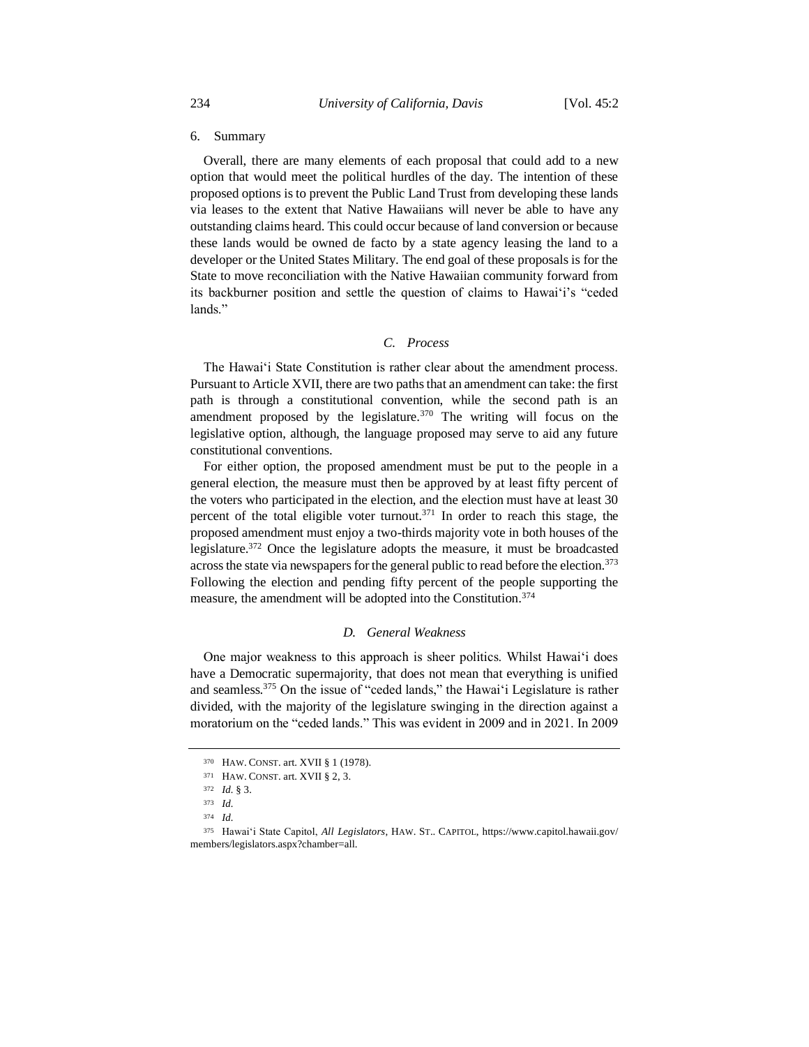6. Summary

Overall, there are many elements of each proposal that could add to a new option that would meet the political hurdles of the day. The intention of these proposed options is to prevent the Public Land Trust from developing these lands via leases to the extent that Native Hawaiians will never be able to have any outstanding claims heard. This could occur because of land conversion or because these lands would be owned de facto by a state agency leasing the land to a developer or the United States Military. The end goal of these proposals is for the State to move reconciliation with the Native Hawaiian community forward from its backburner position and settle the question of claims to Hawai'i's "ceded lands."

### *C. Process*

The Hawai'i State Constitution is rather clear about the amendment process. Pursuant to Article XVII, there are two paths that an amendment can take: the first path is through a constitutional convention, while the second path is an amendment proposed by the legislature.[370] The writing will focus on the legislative option, although, the language proposed may serve to aid any future constitutional conventions.

For either option, the proposed amendment must be put to the people in a general election, the measure must then be approved by at least fifty percent of the voters who participated in the election, and the election must have at least 30 percent of the total eligible voter turnout.[371] In order to reach this stage, the proposed amendment must enjoy a two-thirds majority vote in both houses of the legislature.[372] Once the legislature adopts the measure, it must be broadcasted across the state via newspapers for the general public to read before the election.[373] Following the election and pending fifty percent of the people supporting the measure, the amendment will be adopted into the Constitution.[374]

### *D. General Weakness*

One major weakness to this approach is sheer politics. Whilst Hawai'i does have a Democratic supermajority, that does not mean that everything is unified and seamless.[375] On the issue of "ceded lands," the Hawai'i Legislature is rather divided, with the majority of the legislature swinging in the direction against a moratorium on the "ceded lands." This was evident in 2009 and in 2021. In 2009

---

[370] HAW. CONST. art. XVII § 1 (1978).

[371] HAW. CONST. art. XVII § 2, 3.

[372] *Id.* § 3.

[373] *Id.*

[374] *Id.*

[375] Hawai'i State Capitol, *All Legislators*, HAW. ST.. CAPITOL, https://www.capitol.hawaii.gov/members/legislators.aspx?chamber=all.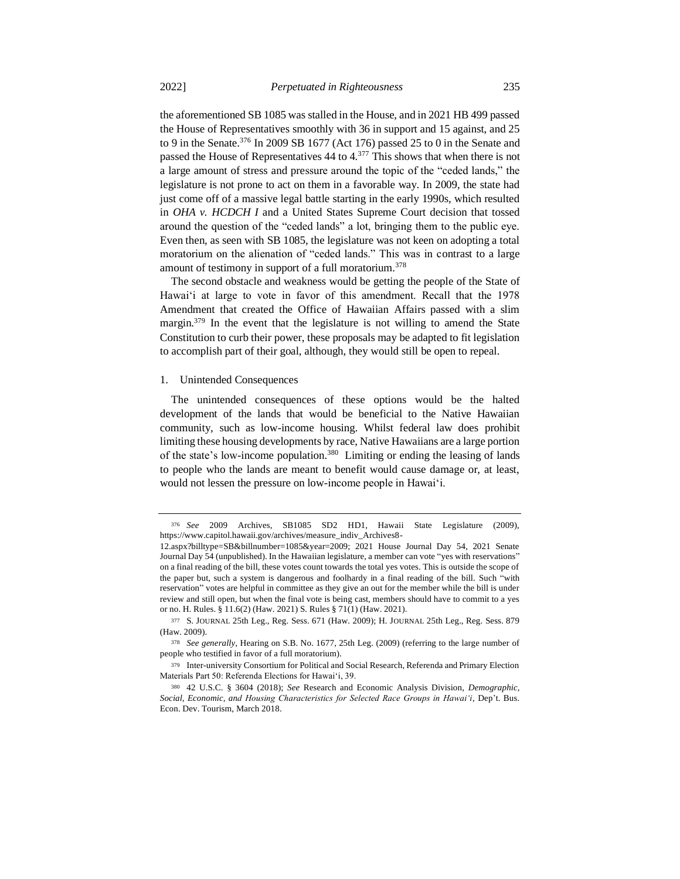the aforementioned SB 1085 was stalled in the House, and in 2021 HB 499 passed the House of Representatives smoothly with 36 in support and 15 against, and 25 to 9 in the Senate.[376] In 2009 SB 1677 (Act 176) passed 25 to 0 in the Senate and passed the House of Representatives 44 to 4.[377] This shows that when there is not a large amount of stress and pressure around the topic of the "ceded lands," the legislature is not prone to act on them in a favorable way. In 2009, the state had just come off of a massive legal battle starting in the early 1990s, which resulted in *OHA v. HCDCH I* and a United States Supreme Court decision that tossed around the question of the "ceded lands" a lot, bringing them to the public eye. Even then, as seen with SB 1085, the legislature was not keen on adopting a total moratorium on the alienation of "ceded lands." This was in contrast to a large amount of testimony in support of a full moratorium.[378]

The second obstacle and weakness would be getting the people of the State of Hawaiʻi at large to vote in favor of this amendment. Recall that the 1978 Amendment that created the Office of Hawaiian Affairs passed with a slim margin.[379] In the event that the legislature is not willing to amend the State Constitution to curb their power, these proposals may be adapted to fit legislation to accomplish part of their goal, although, they would still be open to repeal.

### 1. Unintended Consequences

The unintended consequences of these options would be the halted development of the lands that would be beneficial to the Native Hawaiian community, such as low-income housing. Whilst federal law does prohibit limiting these housing developments by race, Native Hawaiians are a large portion of the state's low-income population.[380] Limiting or ending the leasing of lands to people who the lands are meant to benefit would cause damage or, at least, would not lessen the pressure on low-income people in Hawaiʻi.

---

[376] *See* 2009 Archives, SB1085 SD2 HD1, Hawaii State Legislature (2009), https://www.capitol.hawaii.gov/archives/measure_indiv_Archives8-12.aspx?billtype=SB&billnumber=1085&year=2009; 2021 House Journal Day 54, 2021 Senate Journal Day 54 (unpublished). In the Hawaiian legislature, a member can vote "yes with reservations" on a final reading of the bill, these votes count towards the total yes votes. This is outside the scope of the paper but, such a system is dangerous and foolhardy in a final reading of the bill. Such "with reservation" votes are helpful in committee as they give an out for the member while the bill is under review and still open, but when the final vote is being cast, members should have to commit to a yes or no. H. Rules. § 11.6(2) (Haw. 2021) S. Rules § 71(1) (Haw. 2021).

[377] S. JOURNAL 25th Leg., Reg. Sess. 671 (Haw. 2009); H. JOURNAL 25th Leg., Reg. Sess. 879 (Haw. 2009).

[378] *See generally*, Hearing on S.B. No. 1677, 25th Leg. (2009) (referring to the large number of people who testified in favor of a full moratorium).

[379] Inter-university Consortium for Political and Social Research, Referenda and Primary Election Materials Part 50: Referenda Elections for Hawaiʻi, 39.

[380] 42 U.S.C. § 3604 (2018); *See* Research and Economic Analysis Division, *Demographic, Social, Economic, and Housing Characteristics for Selected Race Groups in Hawaiʻi*, Dep't. Bus. Econ. Dev. Tourism, March 2018.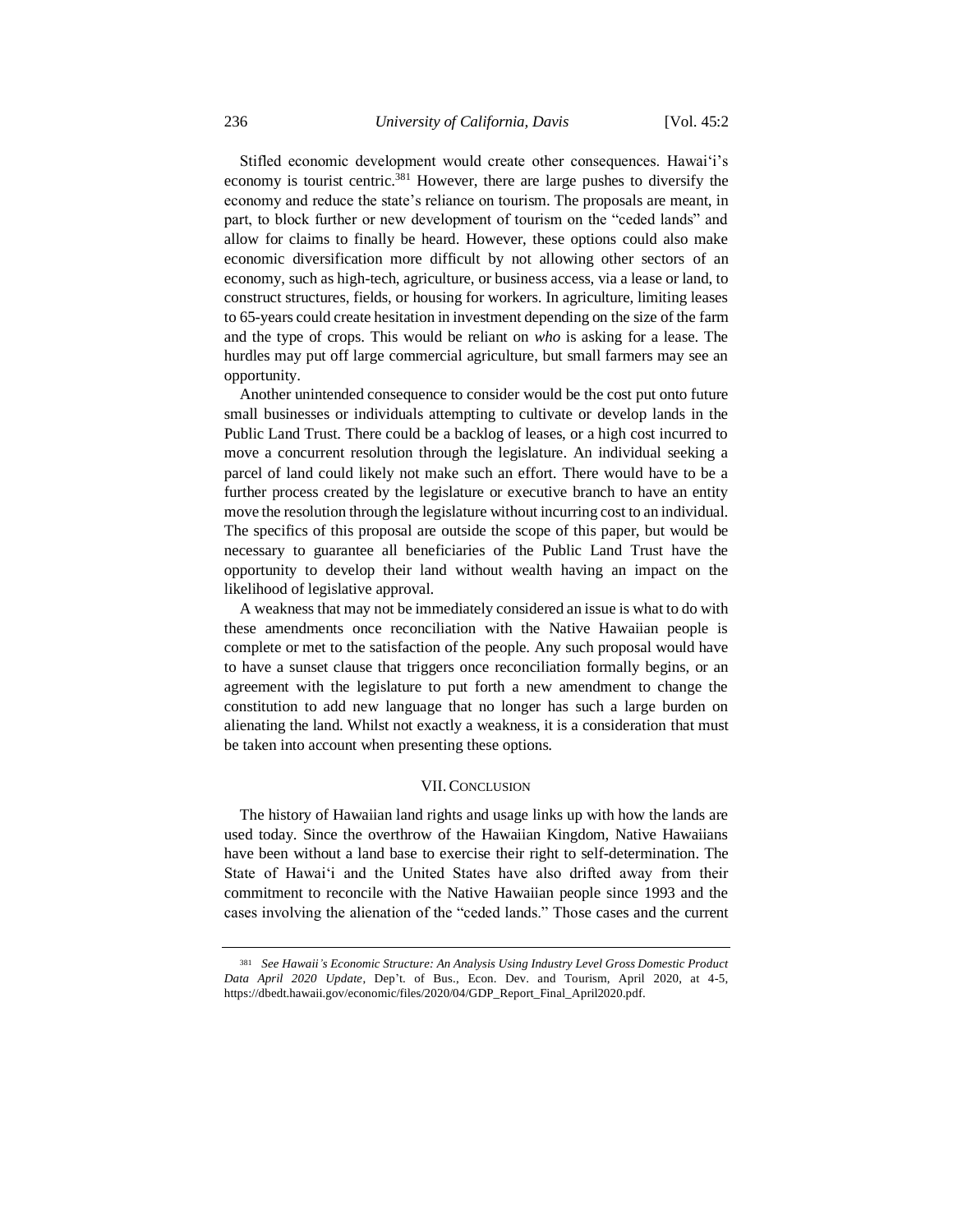Stifled economic development would create other consequences. Hawai'i's economy is tourist centric.[381] However, there are large pushes to diversify the economy and reduce the state's reliance on tourism. The proposals are meant, in part, to block further or new development of tourism on the "ceded lands" and allow for claims to finally be heard. However, these options could also make economic diversification more difficult by not allowing other sectors of an economy, such as high-tech, agriculture, or business access, via a lease or land, to construct structures, fields, or housing for workers. In agriculture, limiting leases to 65-years could create hesitation in investment depending on the size of the farm and the type of crops. This would be reliant on *who* is asking for a lease. The hurdles may put off large commercial agriculture, but small farmers may see an opportunity.

Another unintended consequence to consider would be the cost put onto future small businesses or individuals attempting to cultivate or develop lands in the Public Land Trust. There could be a backlog of leases, or a high cost incurred to move a concurrent resolution through the legislature. An individual seeking a parcel of land could likely not make such an effort. There would have to be a further process created by the legislature or executive branch to have an entity move the resolution through the legislature without incurring cost to an individual. The specifics of this proposal are outside the scope of this paper, but would be necessary to guarantee all beneficiaries of the Public Land Trust have the opportunity to develop their land without wealth having an impact on the likelihood of legislative approval.

A weakness that may not be immediately considered an issue is what to do with these amendments once reconciliation with the Native Hawaiian people is complete or met to the satisfaction of the people. Any such proposal would have to have a sunset clause that triggers once reconciliation formally begins, or an agreement with the legislature to put forth a new amendment to change the constitution to add new language that no longer has such a large burden on alienating the land. Whilst not exactly a weakness, it is a consideration that must be taken into account when presenting these options.

## VII. Conclusion

The history of Hawaiian land rights and usage links up with how the lands are used today. Since the overthrow of the Hawaiian Kingdom, Native Hawaiians have been without a land base to exercise their right to self-determination. The State of Hawai'i and the United States have also drifted away from their commitment to reconcile with the Native Hawaiian people since 1993 and the cases involving the alienation of the "ceded lands." Those cases and the current

[381] *See Hawaii's Economic Structure: An Analysis Using Industry Level Gross Domestic Product Data April 2020 Update*, Dep't. of Bus., Econ. Dev. and Tourism, April 2020, at 4-5, https://dbedt.hawaii.gov/economic/files/2020/04/GDP_Report_Final_April2020.pdf.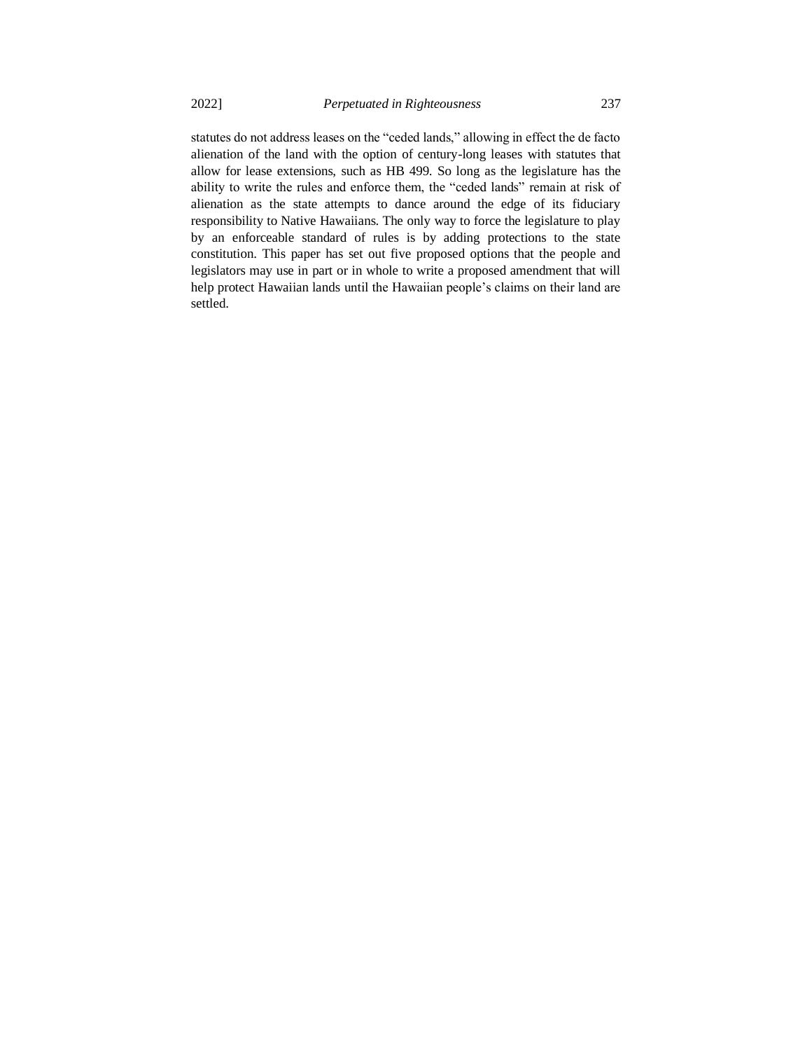statutes do not address leases on the "ceded lands," allowing in effect the de facto alienation of the land with the option of century-long leases with statutes that allow for lease extensions, such as HB 499. So long as the legislature has the ability to write the rules and enforce them, the "ceded lands" remain at risk of alienation as the state attempts to dance around the edge of its fiduciary responsibility to Native Hawaiians. The only way to force the legislature to play by an enforceable standard of rules is by adding protections to the state constitution. This paper has set out five proposed options that the people and legislators may use in part or in whole to write a proposed amendment that will help protect Hawaiian lands until the Hawaiian people's claims on their land are settled.